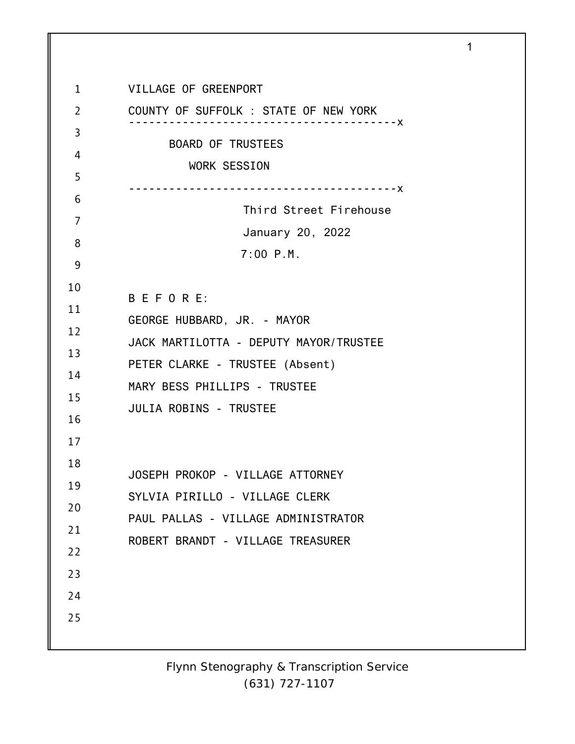VILLAGE OF GREENPORT

COUNTY OF SUFFOLK : STATE OF NEW YORK

----------------------------------------x

BOARD OF TRUSTEES

WORK SESSION

----------------------------------------x

Third Street Firehouse

January 20, 2022

7:00 P.M.

B E F O R E:

GEORGE HUBBARD, JR. - MAYOR

JACK MARTILOTTA - DEPUTY MAYOR/TRUSTEE

PETER CLARKE - TRUSTEE (Absent)

MARY BESS PHILLIPS - TRUSTEE

JULIA ROBINS - TRUSTEE

JOSEPH PROKOP - VILLAGE ATTORNEY

SYLVIA PIRILLO - VILLAGE CLERK

PAUL PALLAS - VILLAGE ADMINISTRATOR

ROBERT BRANDT - VILLAGE TREASURER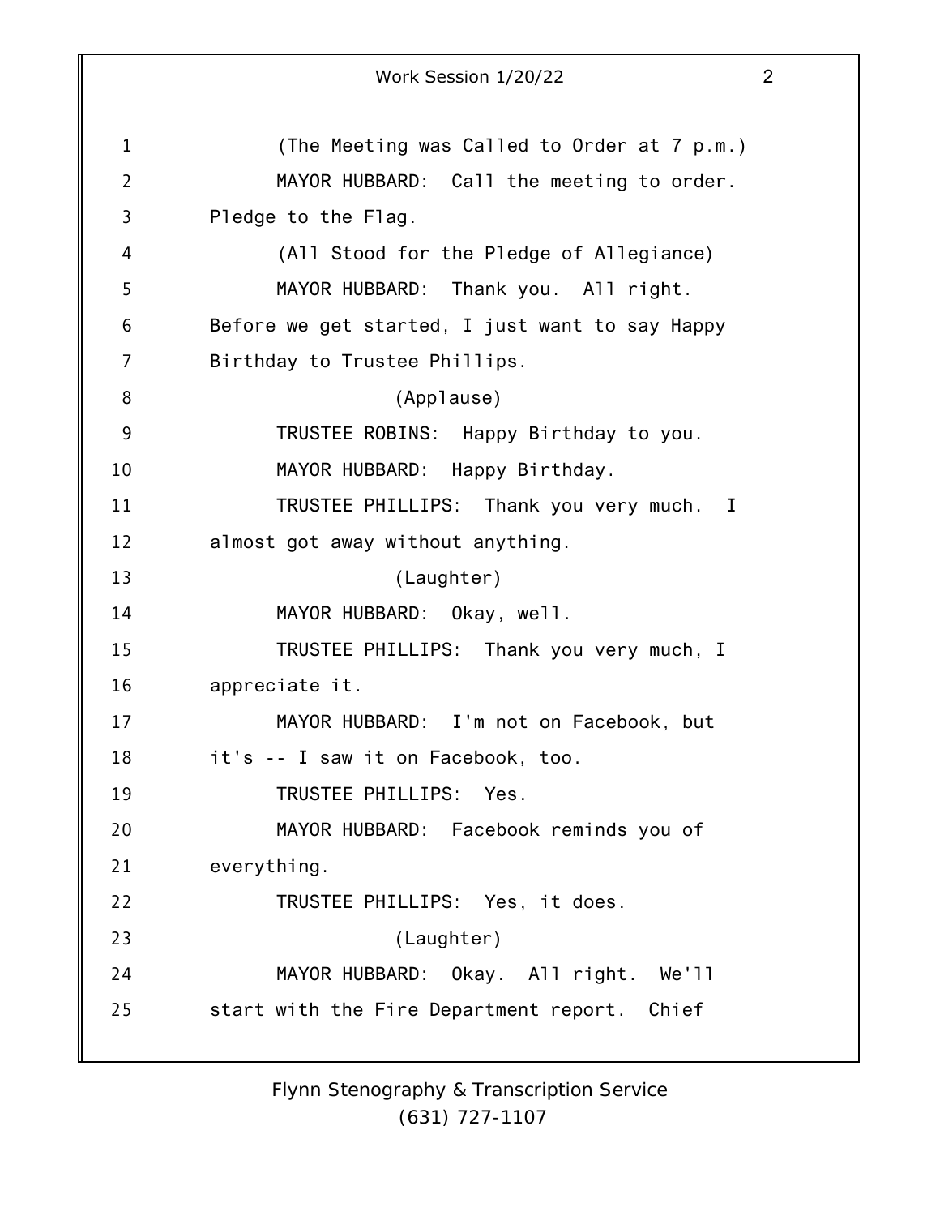(The Meeting was Called to Order at 7 p.m.)

MAYOR HUBBARD: Call the meeting to order. Pledge to the Flag.

(All Stood for the Pledge of Allegiance)

MAYOR HUBBARD: Thank you. All right. Before we get started, I just want to say Happy Birthday to Trustee Phillips.

(Applause)

TRUSTEE ROBINS: Happy Birthday to you.

MAYOR HUBBARD: Happy Birthday.

TRUSTEE PHILLIPS: Thank you very much. I almost got away without anything.

(Laughter)

MAYOR HUBBARD: Okay, well.

TRUSTEE PHILLIPS: Thank you very much, I appreciate it.

MAYOR HUBBARD: I'm not on Facebook, but it's -- I saw it on Facebook, too.

TRUSTEE PHILLIPS: Yes.

MAYOR HUBBARD: Facebook reminds you of everything.

TRUSTEE PHILLIPS: Yes, it does.

(Laughter)

MAYOR HUBBARD: Okay. All right. We'll start with the Fire Department report. Chief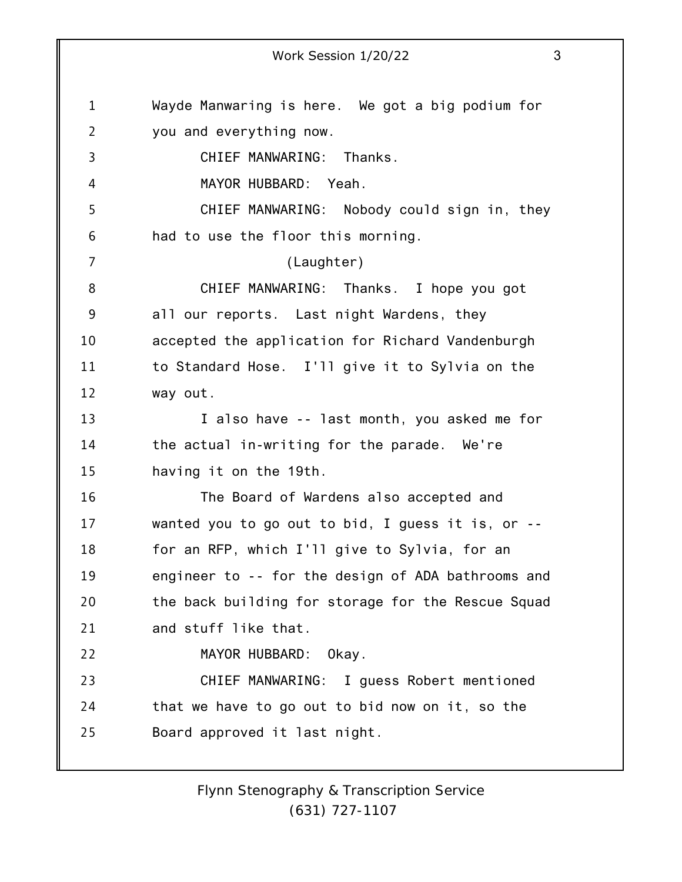Wayde Manwaring is here. We got a big podium for you and everything now.

CHIEF MANWARING: Thanks.

MAYOR HUBBARD: Yeah.

CHIEF MANWARING: Nobody could sign in, they had to use the floor this morning.

(Laughter)

CHIEF MANWARING: Thanks. I hope you got all our reports. Last night Wardens, they accepted the application for Richard Vandenburgh to Standard Hose. I'll give it to Sylvia on the way out.

I also have -- last month, you asked me for the actual in-writing for the parade. We're having it on the 19th.

The Board of Wardens also accepted and wanted you to go out to bid, I guess it is, or -- for an RFP, which I'll give to Sylvia, for an engineer to -- for the design of ADA bathrooms and the back building for storage for the Rescue Squad and stuff like that.

MAYOR HUBBARD: Okay.

CHIEF MANWARING: I guess Robert mentioned that we have to go out to bid now on it, so the Board approved it last night.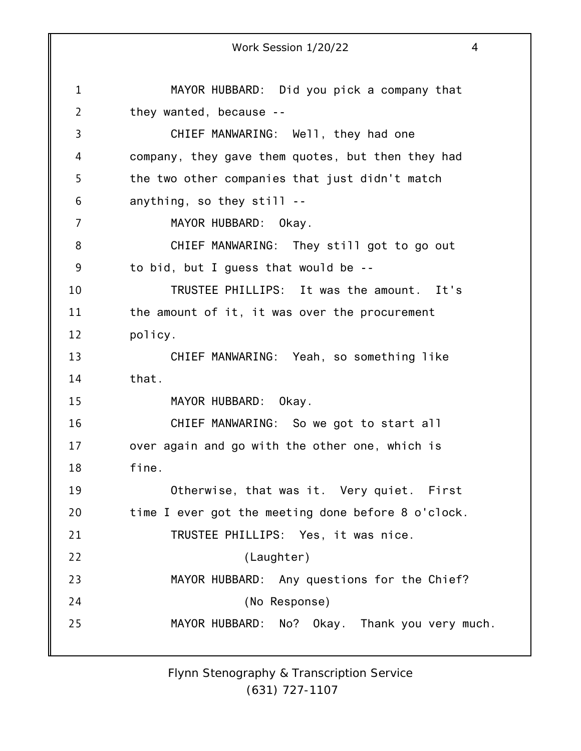MAYOR HUBBARD: Did you pick a company that they wanted, because --

CHIEF MANWARING: Well, they had one company, they gave them quotes, but then they had the two other companies that just didn't match anything, so they still --

MAYOR HUBBARD: Okay.

CHIEF MANWARING: They still got to go out to bid, but I guess that would be --

TRUSTEE PHILLIPS: It was the amount. It's the amount of it, it was over the procurement policy.

CHIEF MANWARING: Yeah, so something like that.

MAYOR HUBBARD: Okay.

CHIEF MANWARING: So we got to start all over again and go with the other one, which is fine.

Otherwise, that was it. Very quiet. First time I ever got the meeting done before 8 o'clock.

TRUSTEE PHILLIPS: Yes, it was nice.

(Laughter)

MAYOR HUBBARD: Any questions for the Chief?

(No Response)

MAYOR HUBBARD: No? Okay. Thank you very much.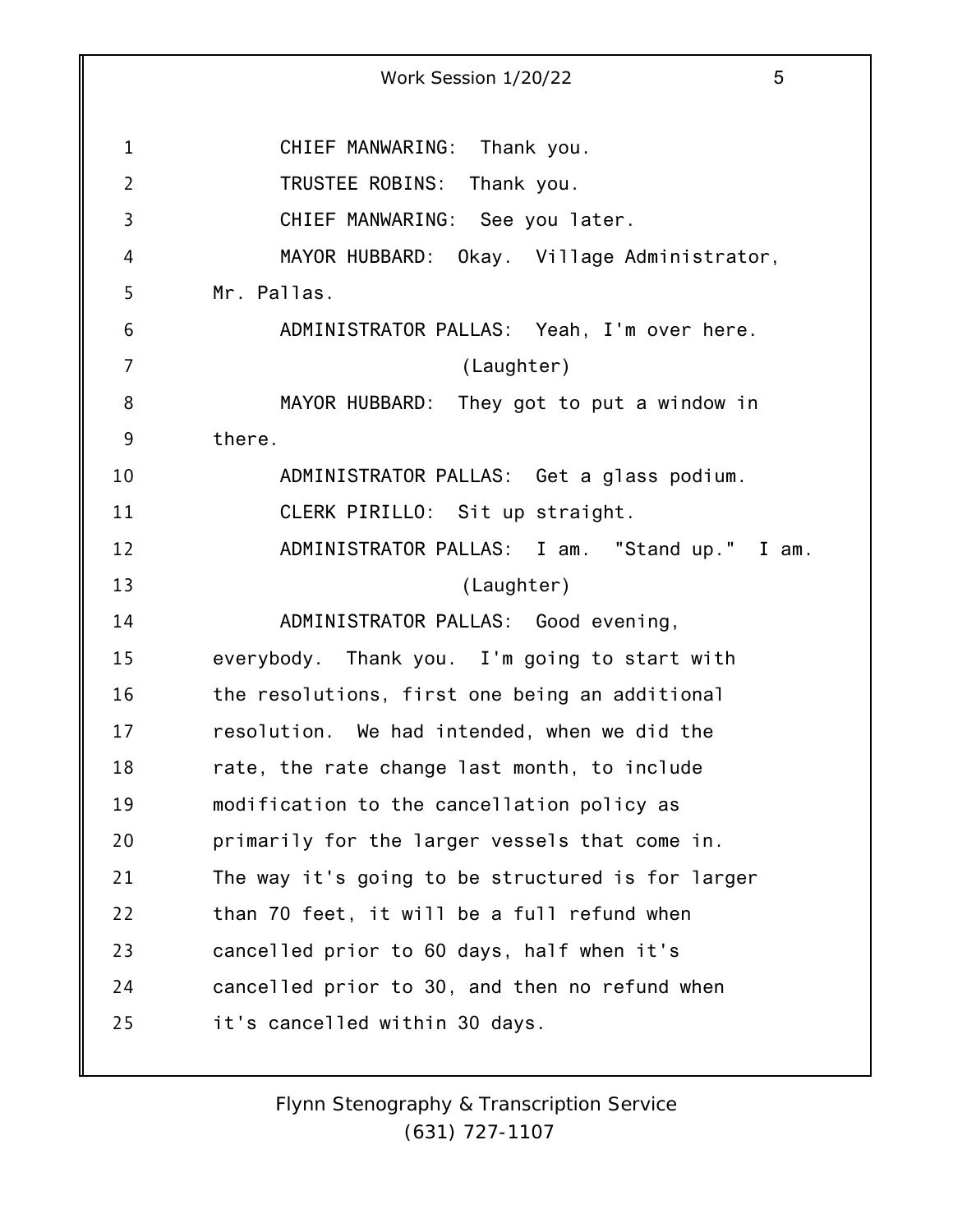CHIEF MANWARING: Thank you.

TRUSTEE ROBINS: Thank you.

CHIEF MANWARING: See you later.

MAYOR HUBBARD: Okay. Village Administrator, Mr. Pallas.

ADMINISTRATOR PALLAS: Yeah, I'm over here.

(Laughter)

MAYOR HUBBARD: They got to put a window in there.

ADMINISTRATOR PALLAS: Get a glass podium.

CLERK PIRILLO: Sit up straight.

ADMINISTRATOR PALLAS: I am. "Stand up." I am.

(Laughter)

ADMINISTRATOR PALLAS: Good evening, everybody. Thank you. I'm going to start with the resolutions, first one being an additional resolution. We had intended, when we did the rate, the rate change last month, to include modification to the cancellation policy as primarily for the larger vessels that come in. The way it's going to be structured is for larger than 70 feet, it will be a full refund when cancelled prior to 60 days, half when it's cancelled prior to 30, and then no refund when it's cancelled within 30 days.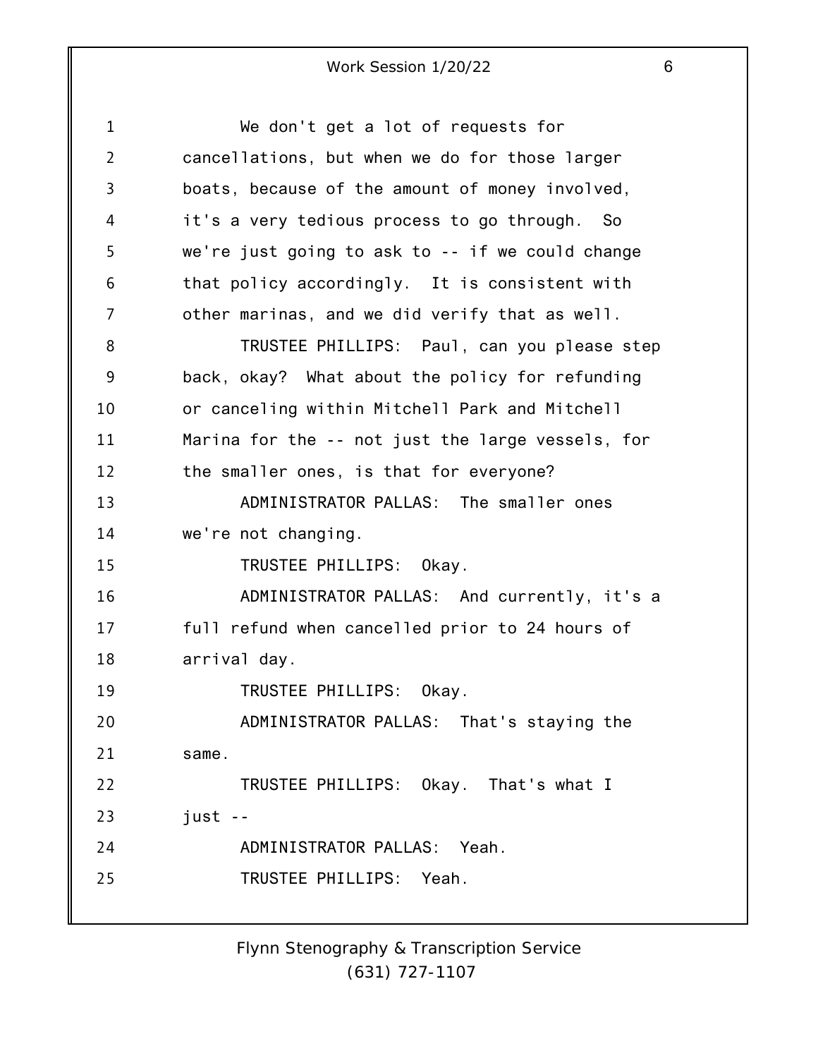We don't get a lot of requests for cancellations, but when we do for those larger boats, because of the amount of money involved, it's a very tedious process to go through. So we're just going to ask to -- if we could change that policy accordingly. It is consistent with other marinas, and we did verify that as well.

TRUSTEE PHILLIPS: Paul, can you please step back, okay? What about the policy for refunding or canceling within Mitchell Park and Mitchell Marina for the -- not just the large vessels, for the smaller ones, is that for everyone?

ADMINISTRATOR PALLAS: The smaller ones we're not changing.

TRUSTEE PHILLIPS: Okay.

ADMINISTRATOR PALLAS: And currently, it's a full refund when cancelled prior to 24 hours of arrival day.

TRUSTEE PHILLIPS: Okay.

ADMINISTRATOR PALLAS: That's staying the same.

TRUSTEE PHILLIPS: Okay. That's what I just --

ADMINISTRATOR PALLAS: Yeah.

TRUSTEE PHILLIPS: Yeah.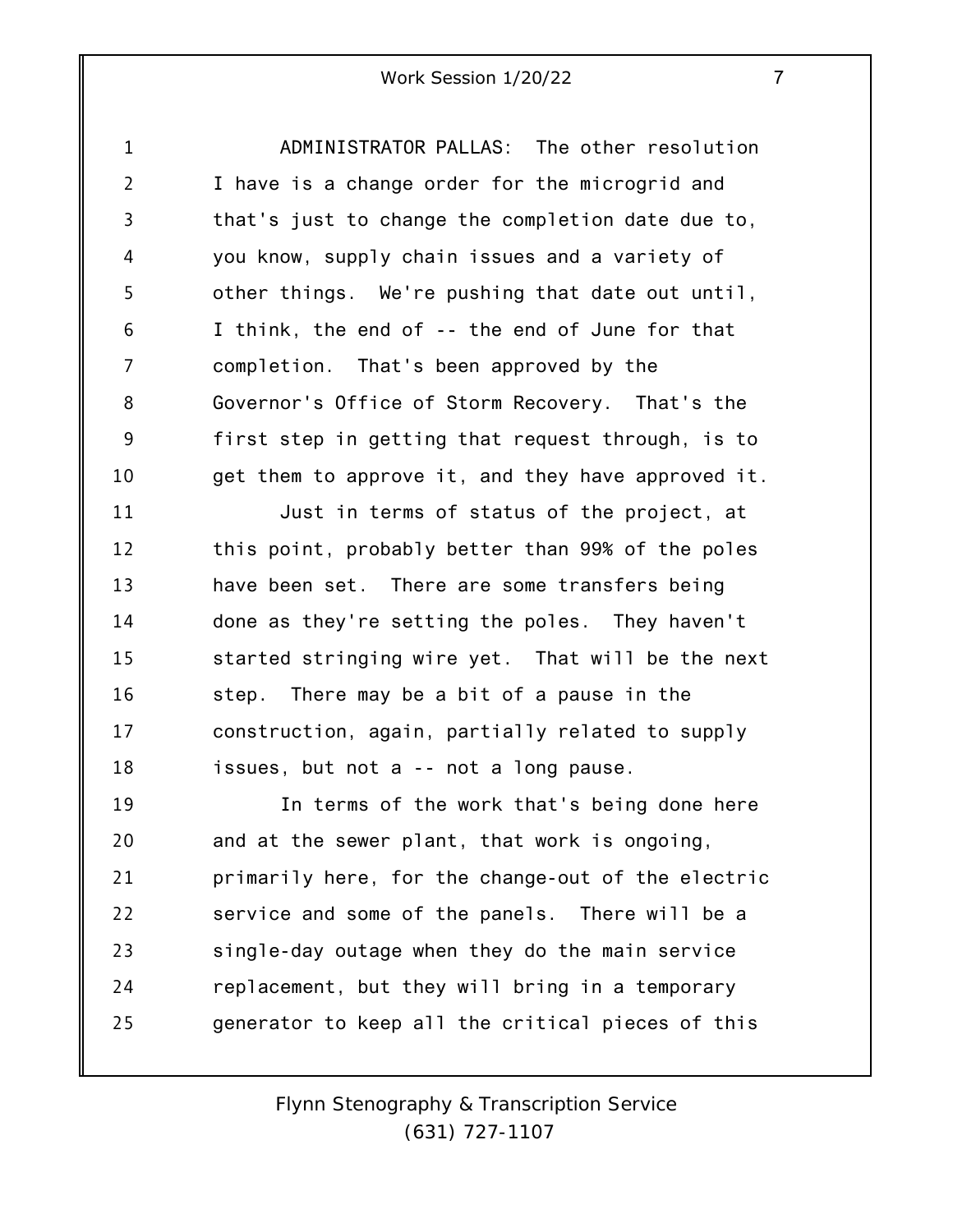ADMINISTRATOR PALLAS: The other resolution I have is a change order for the microgrid and that's just to change the completion date due to, you know, supply chain issues and a variety of other things. We're pushing that date out until, I think, the end of -- the end of June for that completion. That's been approved by the Governor's Office of Storm Recovery. That's the first step in getting that request through, is to get them to approve it, and they have approved it.

Just in terms of status of the project, at this point, probably better than 99% of the poles have been set. There are some transfers being done as they're setting the poles. They haven't started stringing wire yet. That will be the next step. There may be a bit of a pause in the construction, again, partially related to supply issues, but not a -- not a long pause.

In terms of the work that's being done here and at the sewer plant, that work is ongoing, primarily here, for the change-out of the electric service and some of the panels. There will be a single-day outage when they do the main service replacement, but they will bring in a temporary generator to keep all the critical pieces of this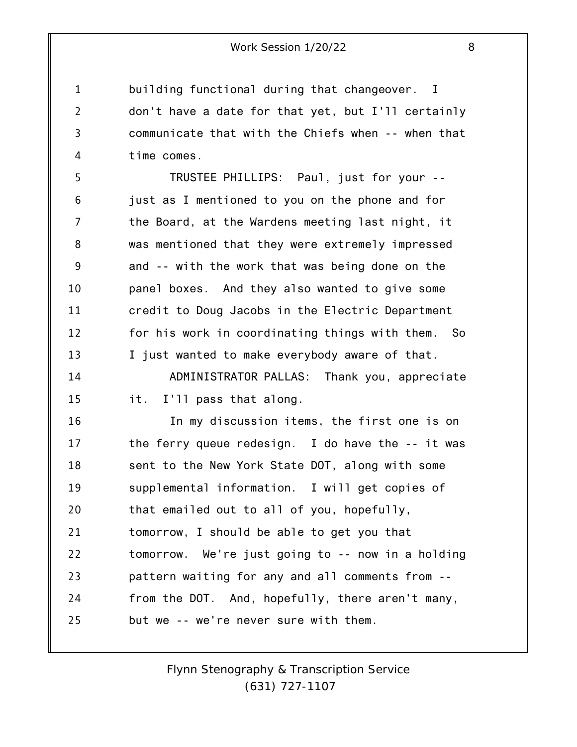building functional during that changeover. I don't have a date for that yet, but I'll certainly communicate that with the Chiefs when -- when that time comes.

TRUSTEE PHILLIPS: Paul, just for your -- just as I mentioned to you on the phone and for the Board, at the Wardens meeting last night, it was mentioned that they were extremely impressed and -- with the work that was being done on the panel boxes. And they also wanted to give some credit to Doug Jacobs in the Electric Department for his work in coordinating things with them. So I just wanted to make everybody aware of that.

ADMINISTRATOR PALLAS: Thank you, appreciate it. I'll pass that along.

In my discussion items, the first one is on the ferry queue redesign. I do have the -- it was sent to the New York State DOT, along with some supplemental information. I will get copies of that emailed out to all of you, hopefully, tomorrow, I should be able to get you that tomorrow. We're just going to -- now in a holding pattern waiting for any and all comments from -- from the DOT. And, hopefully, there aren't many, but we -- we're never sure with them.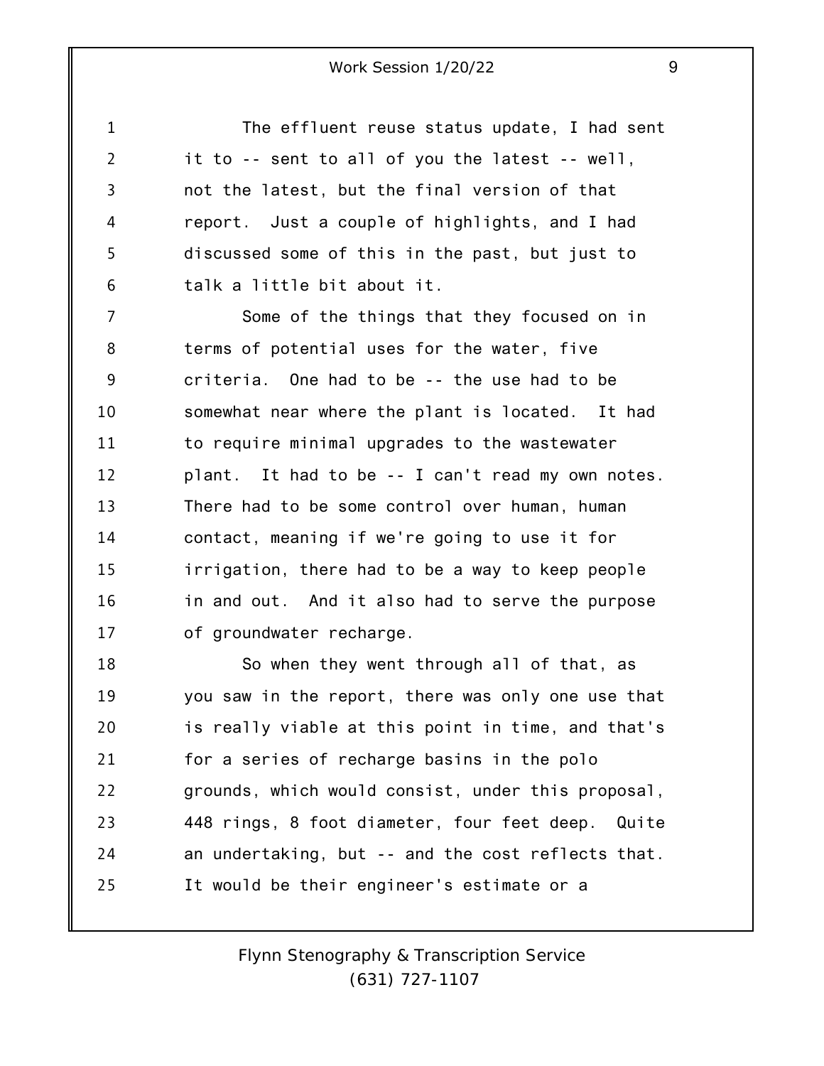The effluent reuse status update, I had sent it to -- sent to all of you the latest -- well, not the latest, but the final version of that report. Just a couple of highlights, and I had discussed some of this in the past, but just to talk a little bit about it.

Some of the things that they focused on in terms of potential uses for the water, five criteria. One had to be -- the use had to be somewhat near where the plant is located. It had to require minimal upgrades to the wastewater plant. It had to be -- I can't read my own notes. There had to be some control over human, human contact, meaning if we're going to use it for irrigation, there had to be a way to keep people in and out. And it also had to serve the purpose of groundwater recharge.

So when they went through all of that, as you saw in the report, there was only one use that is really viable at this point in time, and that's for a series of recharge basins in the polo grounds, which would consist, under this proposal, 448 rings, 8 foot diameter, four feet deep. Quite an undertaking, but -- and the cost reflects that. It would be their engineer's estimate or a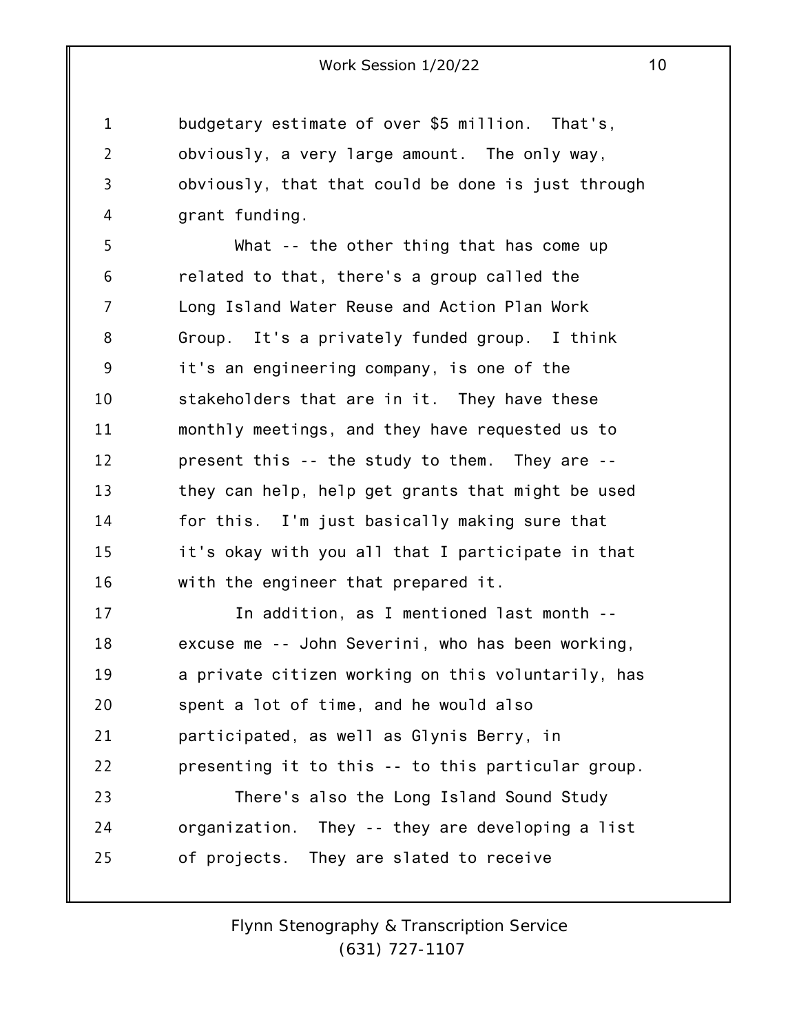budgetary estimate of over $5 million. That's, obviously, a very large amount. The only way, obviously, that that could be done is just through grant funding.

What -- the other thing that has come up related to that, there's a group called the Long Island Water Reuse and Action Plan Work Group. It's a privately funded group. I think it's an engineering company, is one of the stakeholders that are in it. They have these monthly meetings, and they have requested us to present this -- the study to them. They are -- they can help, help get grants that might be used for this. I'm just basically making sure that it's okay with you all that I participate in that with the engineer that prepared it.

In addition, as I mentioned last month -- excuse me -- John Severini, who has been working, a private citizen working on this voluntarily, has spent a lot of time, and he would also participated, as well as Glynis Berry, in presenting it to this -- to this particular group.

There's also the Long Island Sound Study organization. They -- they are developing a list of projects. They are slated to receive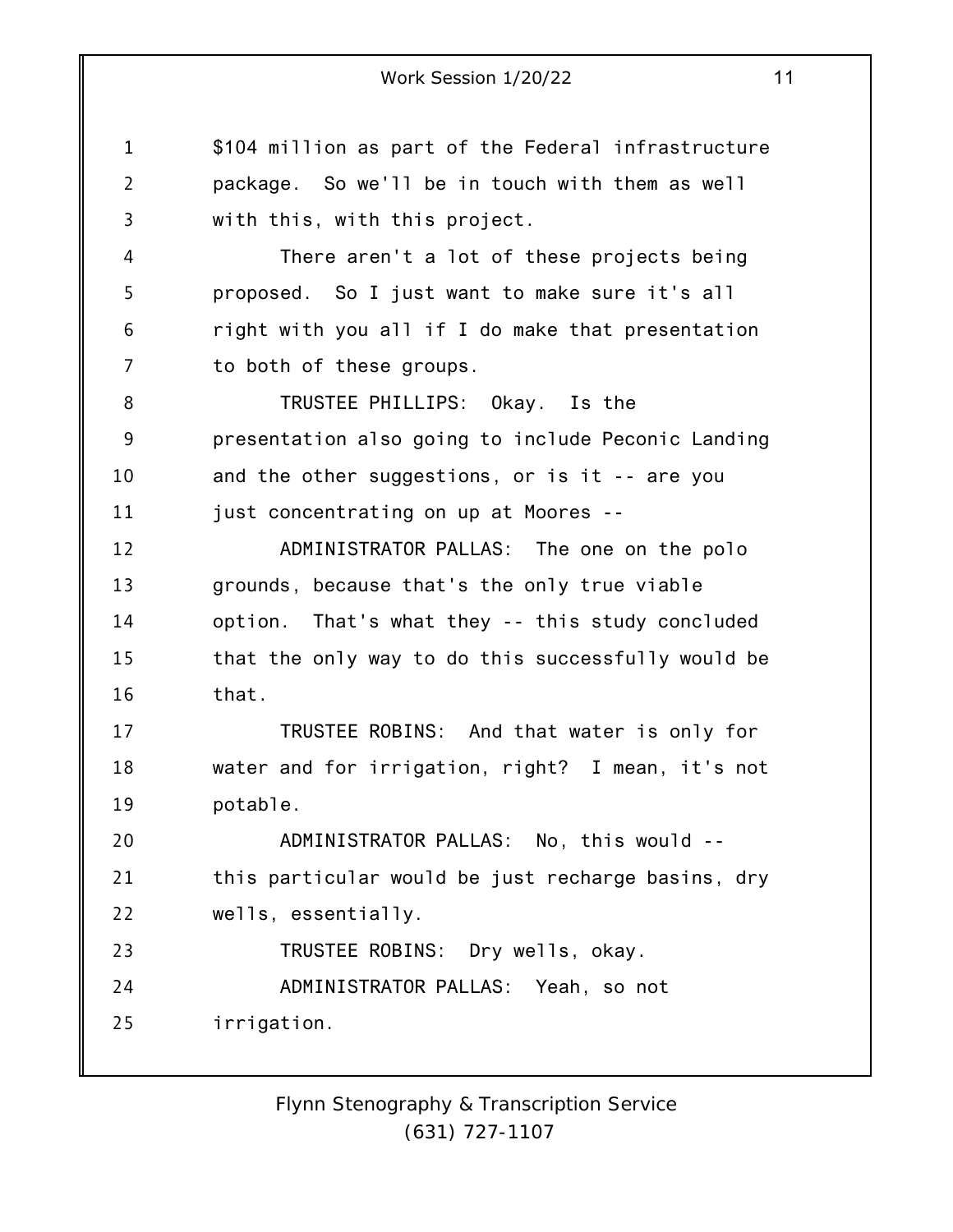$104 million as part of the Federal infrastructure package. So we'll be in touch with them as well with this, with this project.

There aren't a lot of these projects being proposed. So I just want to make sure it's all right with you all if I do make that presentation to both of these groups.

TRUSTEE PHILLIPS: Okay. Is the presentation also going to include Peconic Landing and the other suggestions, or is it -- are you just concentrating on up at Moores --

ADMINISTRATOR PALLAS: The one on the polo grounds, because that's the only true viable option. That's what they -- this study concluded that the only way to do this successfully would be that.

TRUSTEE ROBINS: And that water is only for water and for irrigation, right? I mean, it's not potable.

ADMINISTRATOR PALLAS: No, this would -- this particular would be just recharge basins, dry wells, essentially.

TRUSTEE ROBINS: Dry wells, okay.

ADMINISTRATOR PALLAS: Yeah, so not irrigation.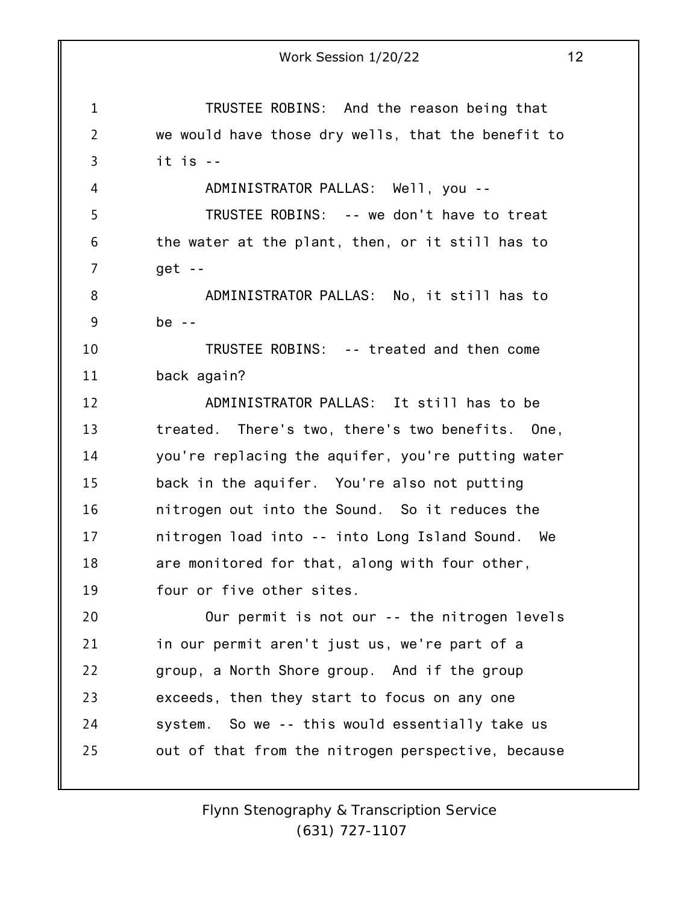TRUSTEE ROBINS: And the reason being that we would have those dry wells, that the benefit to it is --

ADMINISTRATOR PALLAS: Well, you --

TRUSTEE ROBINS: -- we don't have to treat the water at the plant, then, or it still has to get --

ADMINISTRATOR PALLAS: No, it still has to be --

TRUSTEE ROBINS: -- treated and then come back again?

ADMINISTRATOR PALLAS: It still has to be treated. There's two, there's two benefits. One, you're replacing the aquifer, you're putting water back in the aquifer. You're also not putting nitrogen out into the Sound. So it reduces the nitrogen load into -- into Long Island Sound. We are monitored for that, along with four other, four or five other sites.

Our permit is not our -- the nitrogen levels in our permit aren't just us, we're part of a group, a North Shore group. And if the group exceeds, then they start to focus on any one system. So we -- this would essentially take us out of that from the nitrogen perspective, because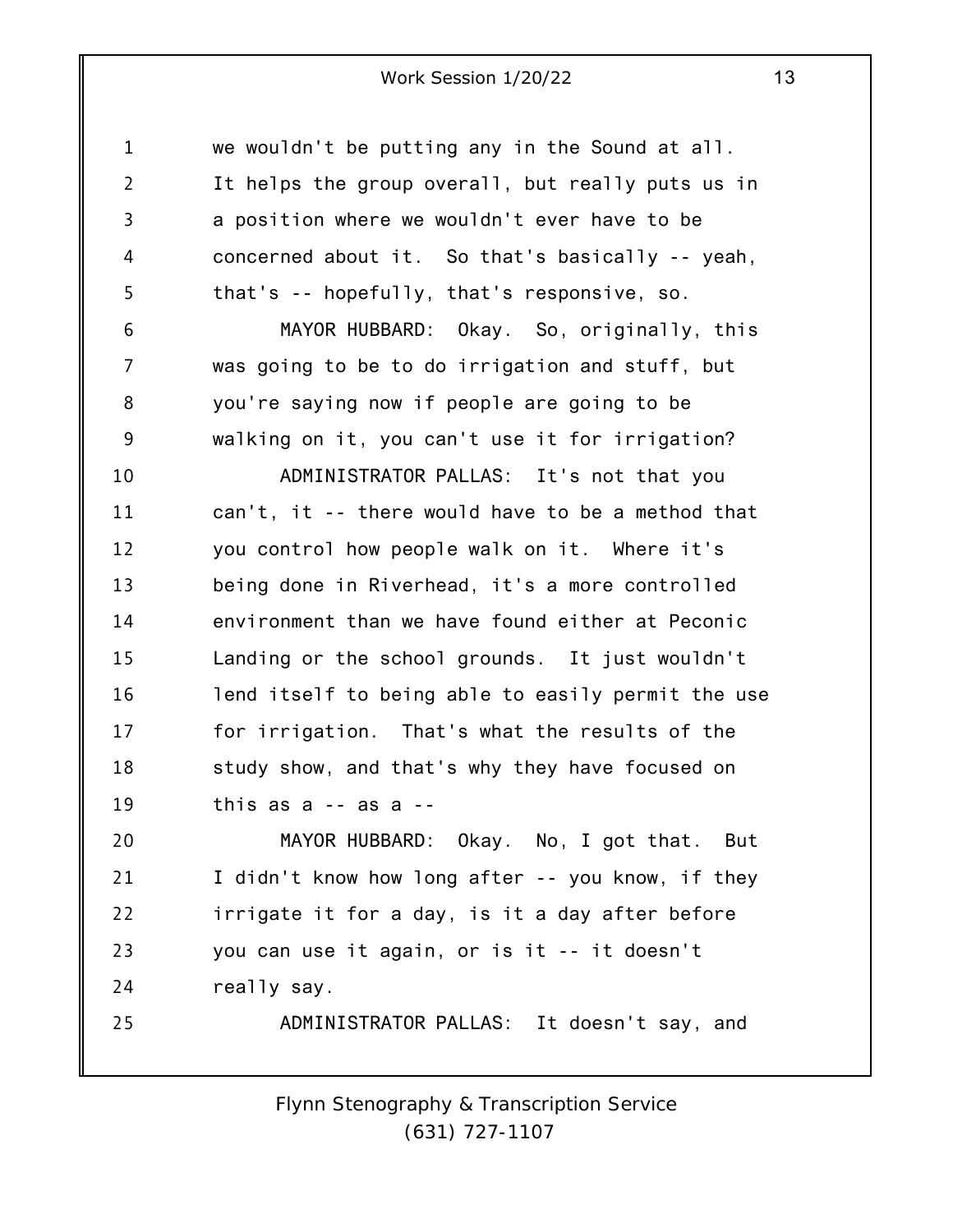we wouldn't be putting any in the Sound at all. It helps the group overall, but really puts us in a position where we wouldn't ever have to be concerned about it. So that's basically -- yeah, that's -- hopefully, that's responsive, so.

MAYOR HUBBARD: Okay. So, originally, this was going to be to do irrigation and stuff, but you're saying now if people are going to be walking on it, you can't use it for irrigation?

ADMINISTRATOR PALLAS: It's not that you can't, it -- there would have to be a method that you control how people walk on it. Where it's being done in Riverhead, it's a more controlled environment than we have found either at Peconic Landing or the school grounds. It just wouldn't lend itself to being able to easily permit the use for irrigation. That's what the results of the study show, and that's why they have focused on this as a -- as a --

MAYOR HUBBARD: Okay. No, I got that. But I didn't know how long after -- you know, if they irrigate it for a day, is it a day after before you can use it again, or is it -- it doesn't really say.

ADMINISTRATOR PALLAS: It doesn't say, and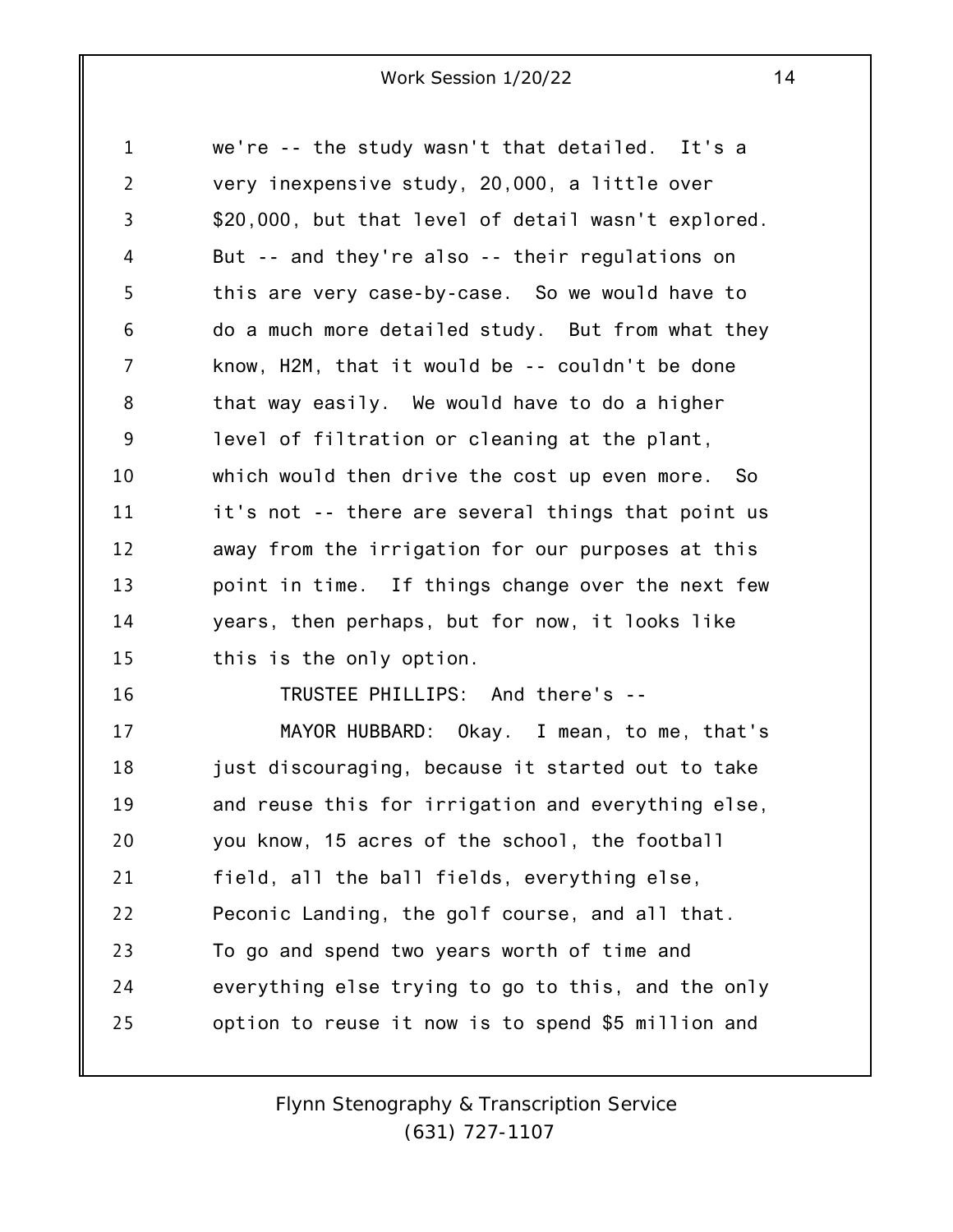we're -- the study wasn't that detailed. It's a very inexpensive study, 20,000, a little over $20,000, but that level of detail wasn't explored. But -- and they're also -- their regulations on this are very case-by-case. So we would have to do a much more detailed study. But from what they know, H2M, that it would be -- couldn't be done that way easily. We would have to do a higher level of filtration or cleaning at the plant, which would then drive the cost up even more. So it's not -- there are several things that point us away from the irrigation for our purposes at this point in time. If things change over the next few years, then perhaps, but for now, it looks like this is the only option.

TRUSTEE PHILLIPS: And there's --

MAYOR HUBBARD: Okay. I mean, to me, that's just discouraging, because it started out to take and reuse this for irrigation and everything else, you know, 15 acres of the school, the football field, all the ball fields, everything else, Peconic Landing, the golf course, and all that. To go and spend two years worth of time and everything else trying to go to this, and the only option to reuse it now is to spend $5 million and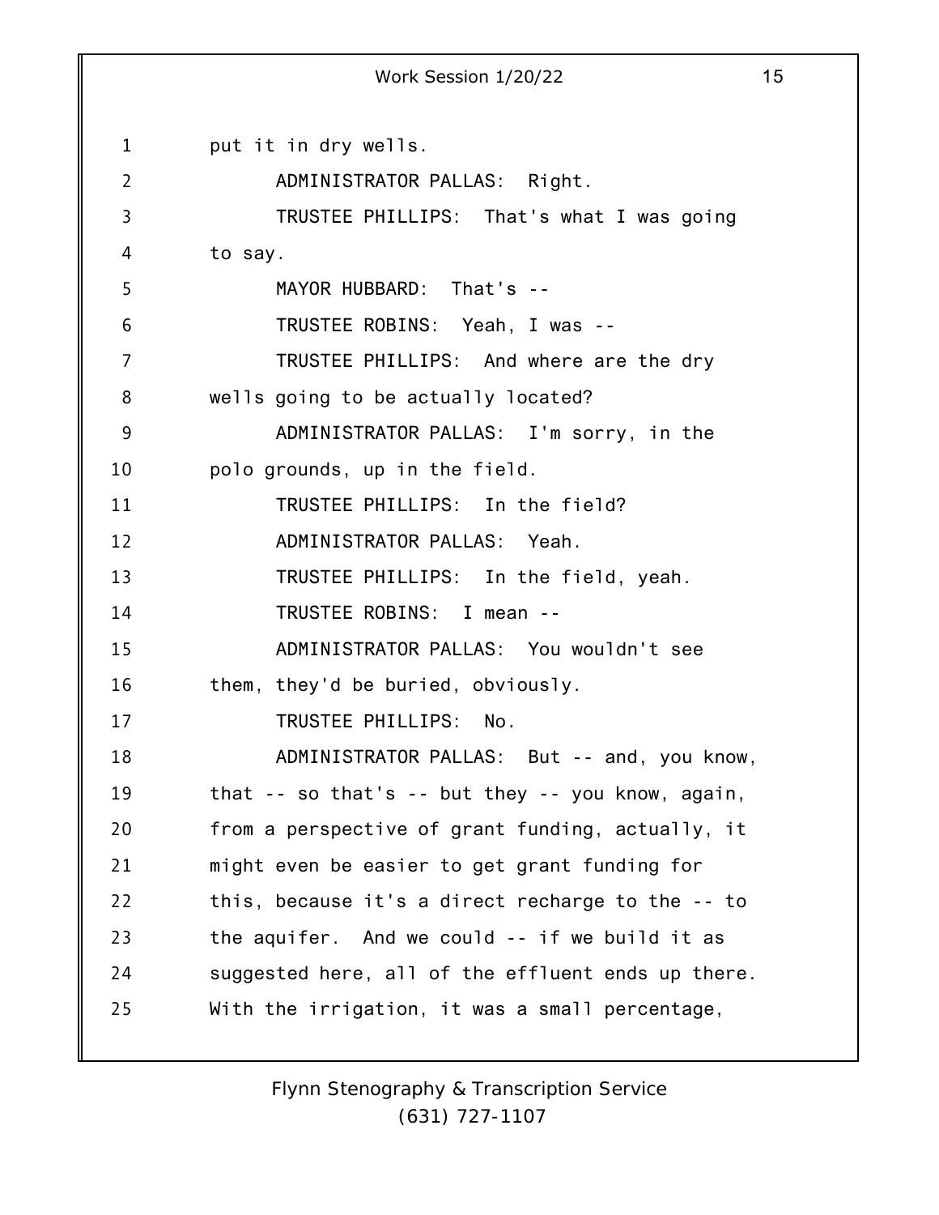put it in dry wells.

ADMINISTRATOR PALLAS: Right.

TRUSTEE PHILLIPS: That's what I was going to say.

MAYOR HUBBARD: That's --

TRUSTEE ROBINS: Yeah, I was --

TRUSTEE PHILLIPS: And where are the dry wells going to be actually located?

ADMINISTRATOR PALLAS: I'm sorry, in the polo grounds, up in the field.

TRUSTEE PHILLIPS: In the field?

ADMINISTRATOR PALLAS: Yeah.

TRUSTEE PHILLIPS: In the field, yeah.

TRUSTEE ROBINS: I mean --

ADMINISTRATOR PALLAS: You wouldn't see them, they'd be buried, obviously.

TRUSTEE PHILLIPS: No.

ADMINISTRATOR PALLAS: But -- and, you know, that -- so that's -- but they -- you know, again, from a perspective of grant funding, actually, it might even be easier to get grant funding for this, because it's a direct recharge to the -- to the aquifer. And we could -- if we build it as suggested here, all of the effluent ends up there. With the irrigation, it was a small percentage,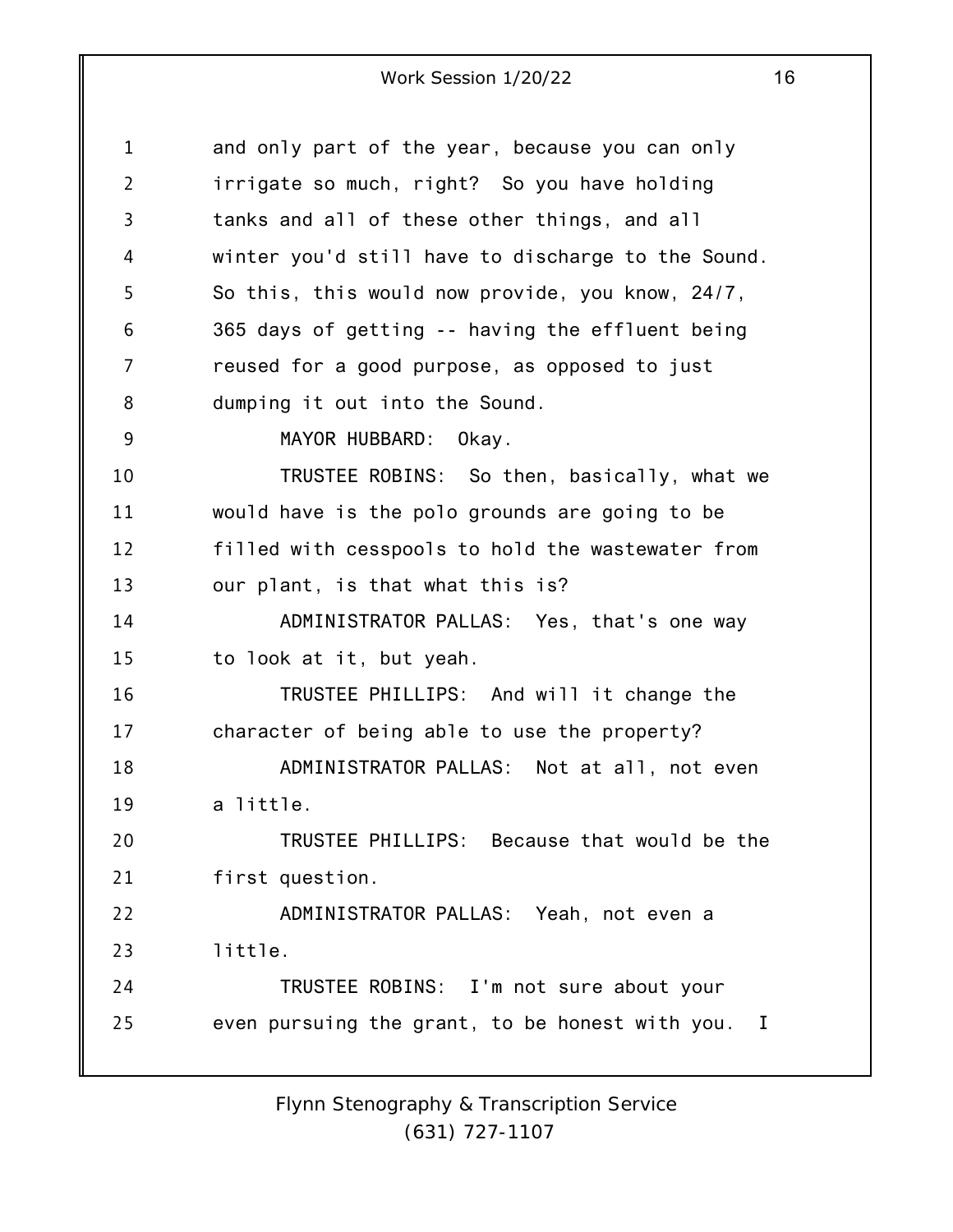and only part of the year, because you can only irrigate so much, right? So you have holding tanks and all of these other things, and all winter you'd still have to discharge to the Sound. So this, this would now provide, you know, 24/7, 365 days of getting -- having the effluent being reused for a good purpose, as opposed to just dumping it out into the Sound.

MAYOR HUBBARD: Okay.

TRUSTEE ROBINS: So then, basically, what we would have is the polo grounds are going to be filled with cesspools to hold the wastewater from our plant, is that what this is?

ADMINISTRATOR PALLAS: Yes, that's one way to look at it, but yeah.

TRUSTEE PHILLIPS: And will it change the character of being able to use the property?

ADMINISTRATOR PALLAS: Not at all, not even a little.

TRUSTEE PHILLIPS: Because that would be the first question.

ADMINISTRATOR PALLAS: Yeah, not even a little.

TRUSTEE ROBINS: I'm not sure about your even pursuing the grant, to be honest with you. I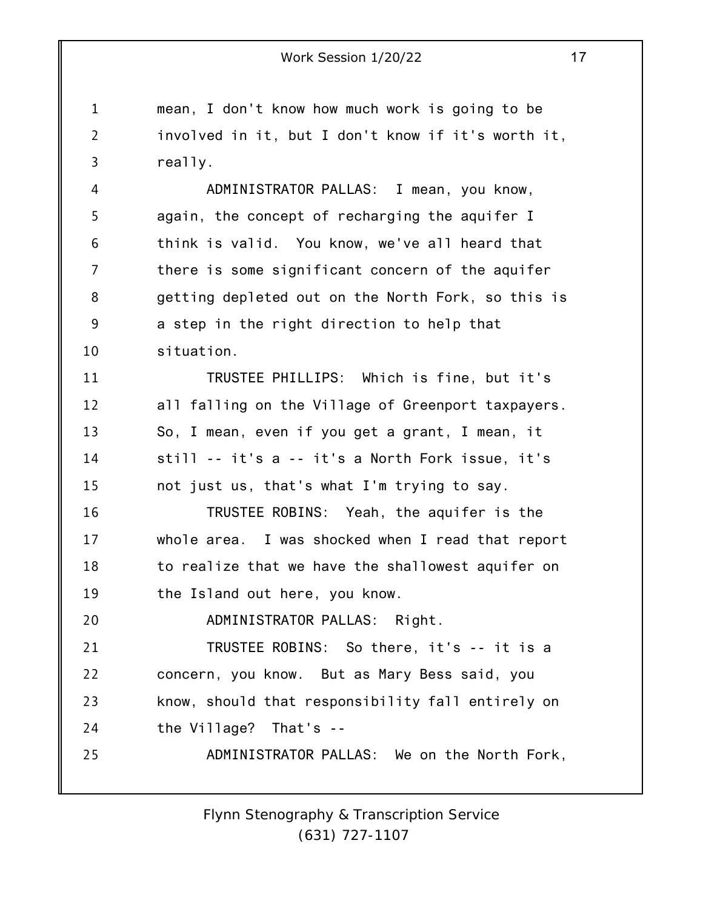mean, I don't know how much work is going to be involved in it, but I don't know if it's worth it, really.

ADMINISTRATOR PALLAS: I mean, you know, again, the concept of recharging the aquifer I think is valid. You know, we've all heard that there is some significant concern of the aquifer getting depleted out on the North Fork, so this is a step in the right direction to help that situation.

TRUSTEE PHILLIPS: Which is fine, but it's all falling on the Village of Greenport taxpayers. So, I mean, even if you get a grant, I mean, it still -- it's a -- it's a North Fork issue, it's not just us, that's what I'm trying to say.

TRUSTEE ROBINS: Yeah, the aquifer is the whole area. I was shocked when I read that report to realize that we have the shallowest aquifer on the Island out here, you know.

ADMINISTRATOR PALLAS: Right.

TRUSTEE ROBINS: So there, it's -- it is a concern, you know. But as Mary Bess said, you know, should that responsibility fall entirely on the Village? That's --

ADMINISTRATOR PALLAS: We on the North Fork,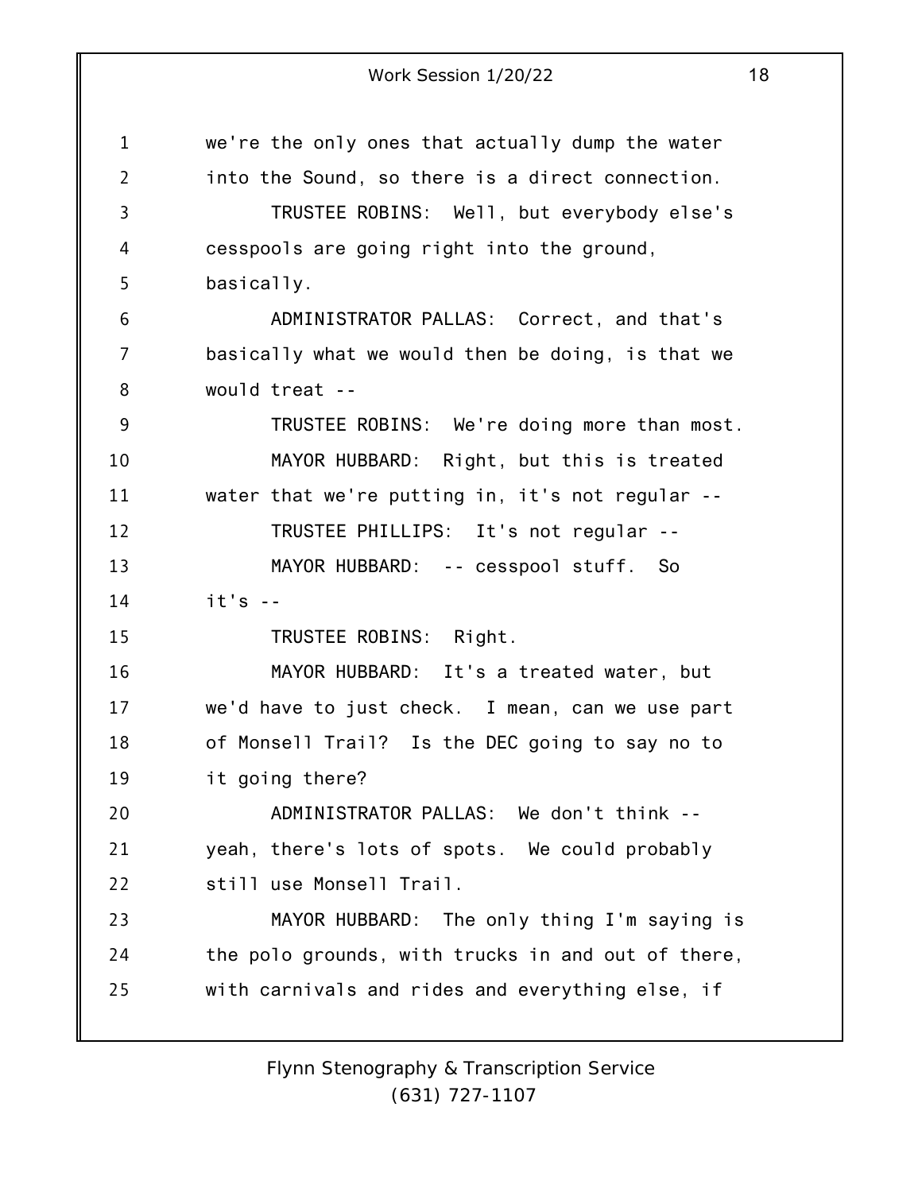we're the only ones that actually dump the water into the Sound, so there is a direct connection.

TRUSTEE ROBINS: Well, but everybody else's cesspools are going right into the ground, basically.

ADMINISTRATOR PALLAS: Correct, and that's basically what we would then be doing, is that we would treat --

TRUSTEE ROBINS: We're doing more than most.

MAYOR HUBBARD: Right, but this is treated water that we're putting in, it's not regular --

TRUSTEE PHILLIPS: It's not regular --

MAYOR HUBBARD: -- cesspool stuff. So it's --

TRUSTEE ROBINS: Right.

MAYOR HUBBARD: It's a treated water, but we'd have to just check. I mean, can we use part of Monsell Trail? Is the DEC going to say no to it going there?

ADMINISTRATOR PALLAS: We don't think -- yeah, there's lots of spots. We could probably still use Monsell Trail.

MAYOR HUBBARD: The only thing I'm saying is the polo grounds, with trucks in and out of there, with carnivals and rides and everything else, if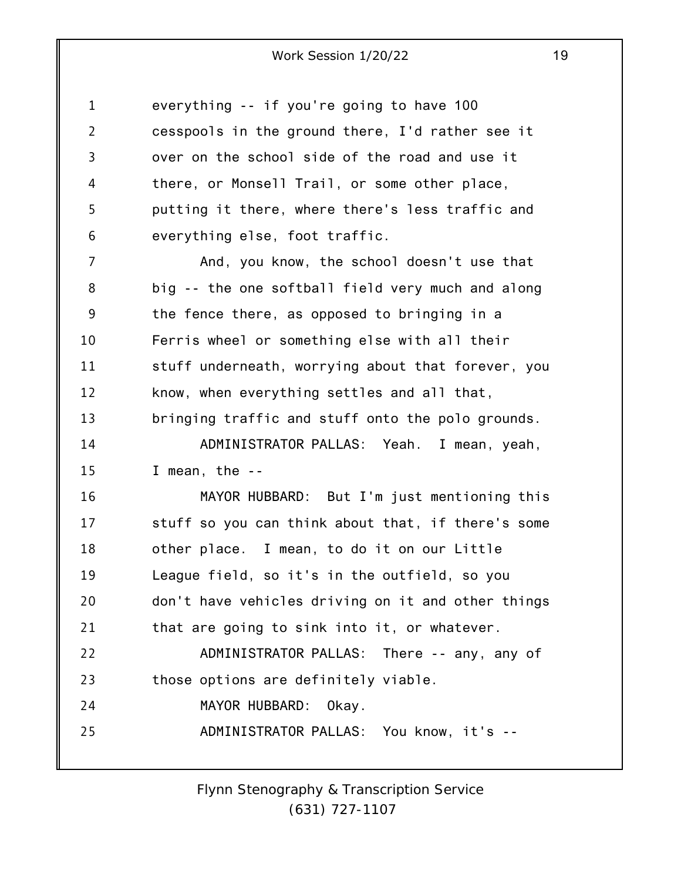everything -- if you're going to have 100 cesspools in the ground there, I'd rather see it over on the school side of the road and use it there, or Monsell Trail, or some other place, putting it there, where there's less traffic and everything else, foot traffic.

And, you know, the school doesn't use that big -- the one softball field very much and along the fence there, as opposed to bringing in a Ferris wheel or something else with all their stuff underneath, worrying about that forever, you know, when everything settles and all that, bringing traffic and stuff onto the polo grounds.

ADMINISTRATOR PALLAS: Yeah. I mean, yeah, I mean, the --

MAYOR HUBBARD: But I'm just mentioning this stuff so you can think about that, if there's some other place. I mean, to do it on our Little League field, so it's in the outfield, so you don't have vehicles driving on it and other things that are going to sink into it, or whatever.

ADMINISTRATOR PALLAS: There -- any, any of those options are definitely viable.

MAYOR HUBBARD: Okay.

ADMINISTRATOR PALLAS: You know, it's --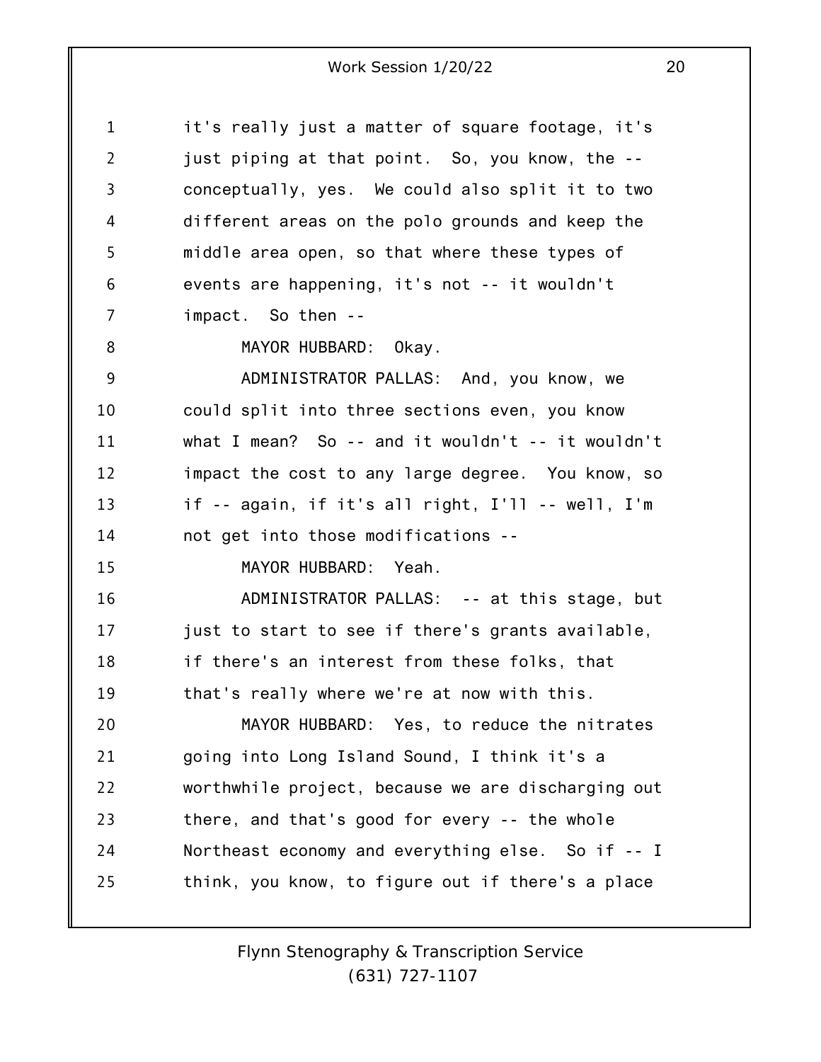it's really just a matter of square footage, it's just piping at that point. So, you know, the -- conceptually, yes. We could also split it to two different areas on the polo grounds and keep the middle area open, so that where these types of events are happening, it's not -- it wouldn't impact. So then --

MAYOR HUBBARD: Okay.

ADMINISTRATOR PALLAS: And, you know, we could split into three sections even, you know what I mean? So -- and it wouldn't -- it wouldn't impact the cost to any large degree. You know, so if -- again, if it's all right, I'll -- well, I'm not get into those modifications --

MAYOR HUBBARD: Yeah.

ADMINISTRATOR PALLAS: -- at this stage, but just to start to see if there's grants available, if there's an interest from these folks, that that's really where we're at now with this.

MAYOR HUBBARD: Yes, to reduce the nitrates going into Long Island Sound, I think it's a worthwhile project, because we are discharging out there, and that's good for every -- the whole Northeast economy and everything else. So if -- I think, you know, to figure out if there's a place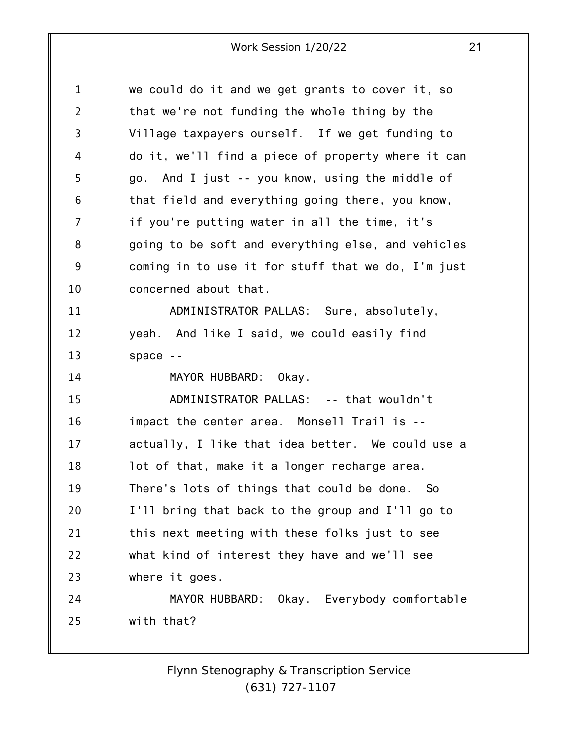we could do it and we get grants to cover it, so that we're not funding the whole thing by the Village taxpayers ourself. If we get funding to do it, we'll find a piece of property where it can go. And I just -- you know, using the middle of that field and everything going there, you know, if you're putting water in all the time, it's going to be soft and everything else, and vehicles coming in to use it for stuff that we do, I'm just concerned about that.

ADMINISTRATOR PALLAS: Sure, absolutely, yeah. And like I said, we could easily find space --

MAYOR HUBBARD: Okay.

ADMINISTRATOR PALLAS: -- that wouldn't impact the center area. Monsell Trail is -- actually, I like that idea better. We could use a lot of that, make it a longer recharge area. There's lots of things that could be done. So I'll bring that back to the group and I'll go to this next meeting with these folks just to see what kind of interest they have and we'll see where it goes.

MAYOR HUBBARD: Okay. Everybody comfortable with that?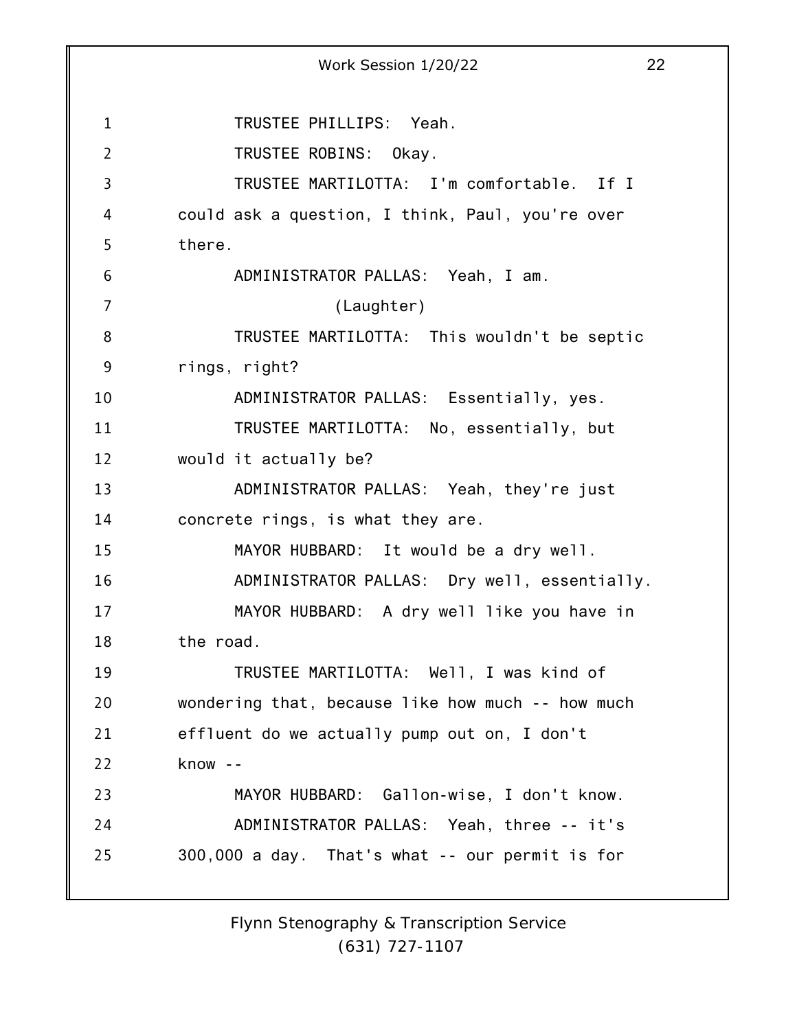TRUSTEE PHILLIPS: Yeah.

TRUSTEE ROBINS: Okay.

TRUSTEE MARTILOTTA: I'm comfortable. If I could ask a question, I think, Paul, you're over there.

ADMINISTRATOR PALLAS: Yeah, I am.

(Laughter)

TRUSTEE MARTILOTTA: This wouldn't be septic rings, right?

ADMINISTRATOR PALLAS: Essentially, yes.

TRUSTEE MARTILOTTA: No, essentially, but would it actually be?

ADMINISTRATOR PALLAS: Yeah, they're just concrete rings, is what they are.

MAYOR HUBBARD: It would be a dry well.

ADMINISTRATOR PALLAS: Dry well, essentially.

MAYOR HUBBARD: A dry well like you have in the road.

TRUSTEE MARTILOTTA: Well, I was kind of wondering that, because like how much -- how much effluent do we actually pump out on, I don't know --

MAYOR HUBBARD: Gallon-wise, I don't know.

ADMINISTRATOR PALLAS: Yeah, three -- it's 300,000 a day. That's what -- our permit is for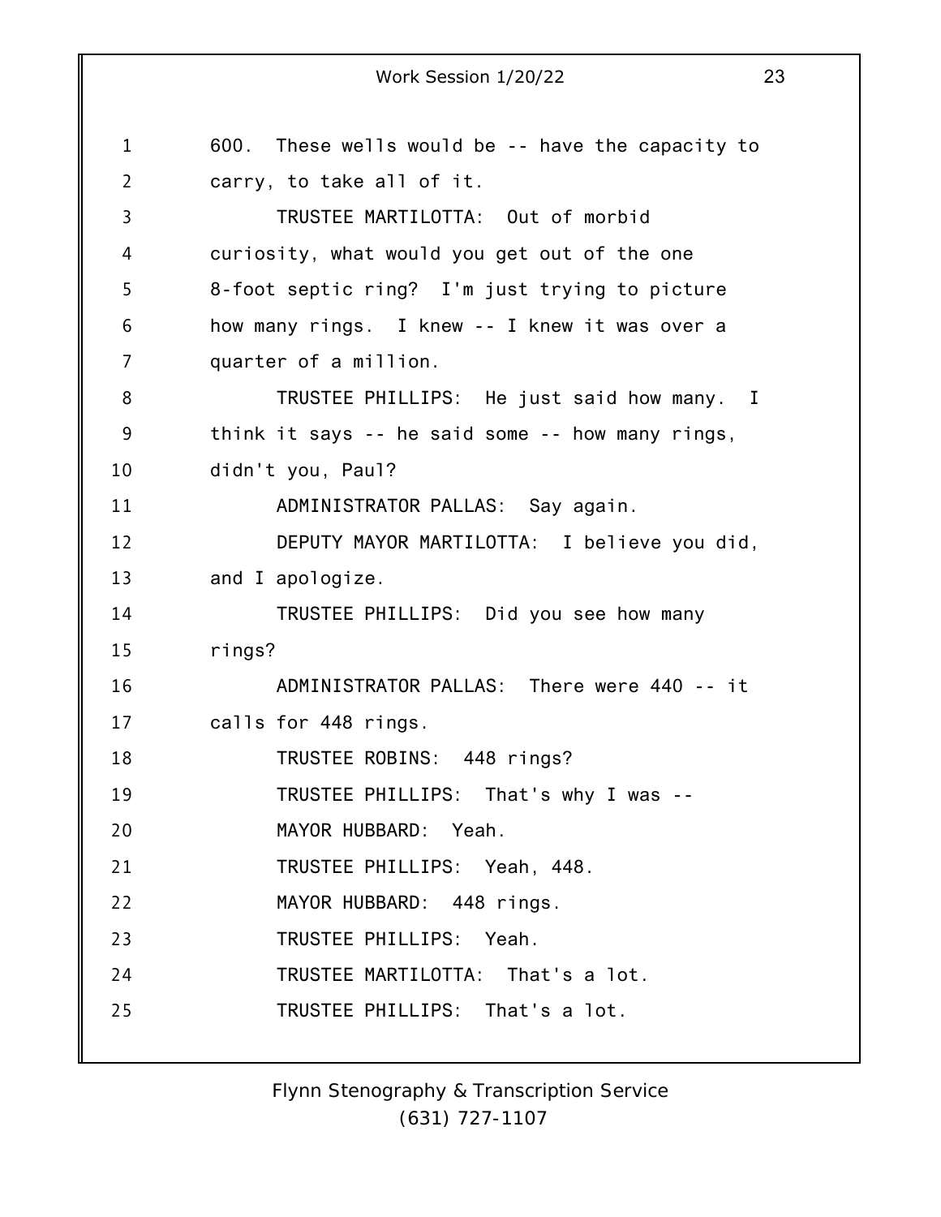600. These wells would be -- have the capacity to carry, to take all of it.

TRUSTEE MARTILOTTA: Out of morbid curiosity, what would you get out of the one 8-foot septic ring? I'm just trying to picture how many rings. I knew -- I knew it was over a quarter of a million.

TRUSTEE PHILLIPS: He just said how many. I think it says -- he said some -- how many rings, didn't you, Paul?

ADMINISTRATOR PALLAS: Say again.

DEPUTY MAYOR MARTILOTTA: I believe you did, and I apologize.

TRUSTEE PHILLIPS: Did you see how many rings?

ADMINISTRATOR PALLAS: There were 440 -- it calls for 448 rings.

TRUSTEE ROBINS: 448 rings?

TRUSTEE PHILLIPS: That's why I was --

MAYOR HUBBARD: Yeah.

TRUSTEE PHILLIPS: Yeah, 448.

MAYOR HUBBARD: 448 rings.

TRUSTEE PHILLIPS: Yeah.

TRUSTEE MARTILOTTA: That's a lot.

TRUSTEE PHILLIPS: That's a lot.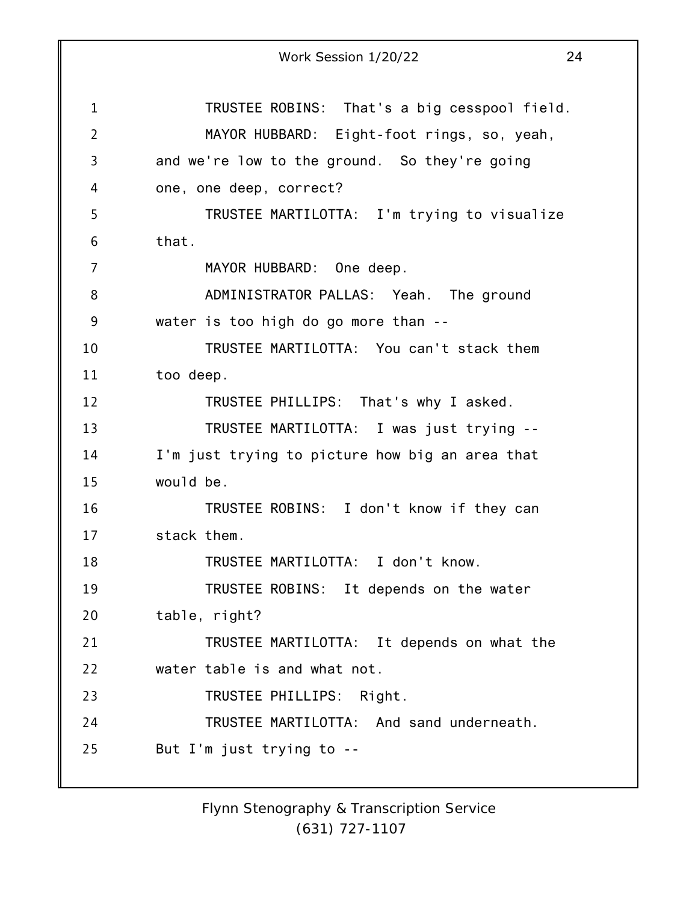TRUSTEE ROBINS: That's a big cesspool field.

MAYOR HUBBARD: Eight-foot rings, so, yeah, and we're low to the ground. So they're going one, one deep, correct?

TRUSTEE MARTILOTTA: I'm trying to visualize that.

MAYOR HUBBARD: One deep.

ADMINISTRATOR PALLAS: Yeah. The ground water is too high do go more than --

TRUSTEE MARTILOTTA: You can't stack them too deep.

TRUSTEE PHILLIPS: That's why I asked.

TRUSTEE MARTILOTTA: I was just trying -- I'm just trying to picture how big an area that would be.

TRUSTEE ROBINS: I don't know if they can stack them.

TRUSTEE MARTILOTTA: I don't know.

TRUSTEE ROBINS: It depends on the water table, right?

TRUSTEE MARTILOTTA: It depends on what the water table is and what not.

TRUSTEE PHILLIPS: Right.

TRUSTEE MARTILOTTA: And sand underneath. But I'm just trying to --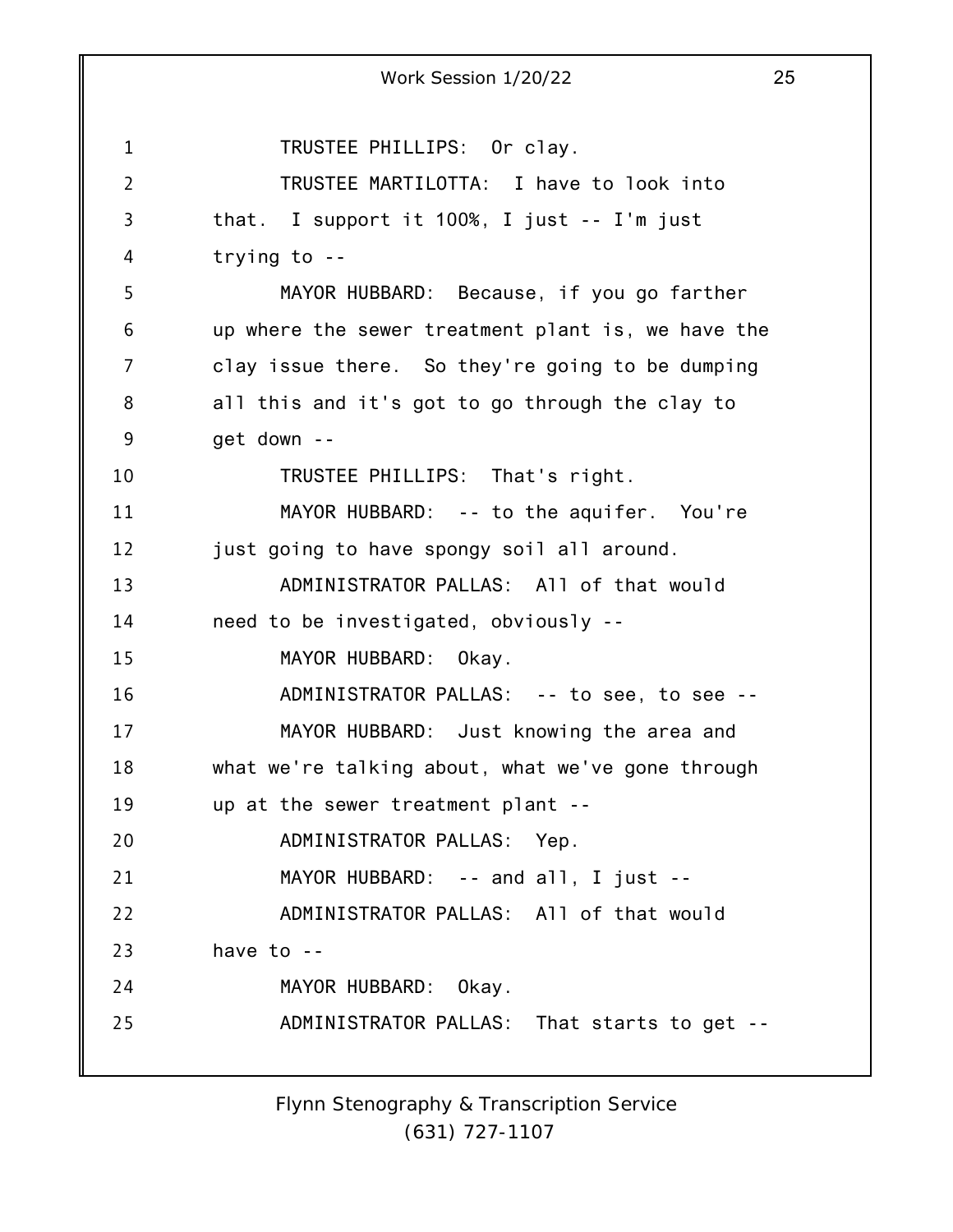TRUSTEE PHILLIPS: Or clay.

TRUSTEE MARTILOTTA: I have to look into that. I support it 100%, I just -- I'm just trying to --

MAYOR HUBBARD: Because, if you go farther up where the sewer treatment plant is, we have the clay issue there. So they're going to be dumping all this and it's got to go through the clay to get down --

TRUSTEE PHILLIPS: That's right.

MAYOR HUBBARD: -- to the aquifer. You're just going to have spongy soil all around.

ADMINISTRATOR PALLAS: All of that would need to be investigated, obviously --

MAYOR HUBBARD: Okay.

ADMINISTRATOR PALLAS: -- to see, to see --

MAYOR HUBBARD: Just knowing the area and what we're talking about, what we've gone through up at the sewer treatment plant --

ADMINISTRATOR PALLAS: Yep.

MAYOR HUBBARD: -- and all, I just --

ADMINISTRATOR PALLAS: All of that would have to --

MAYOR HUBBARD: Okay.

ADMINISTRATOR PALLAS: That starts to get --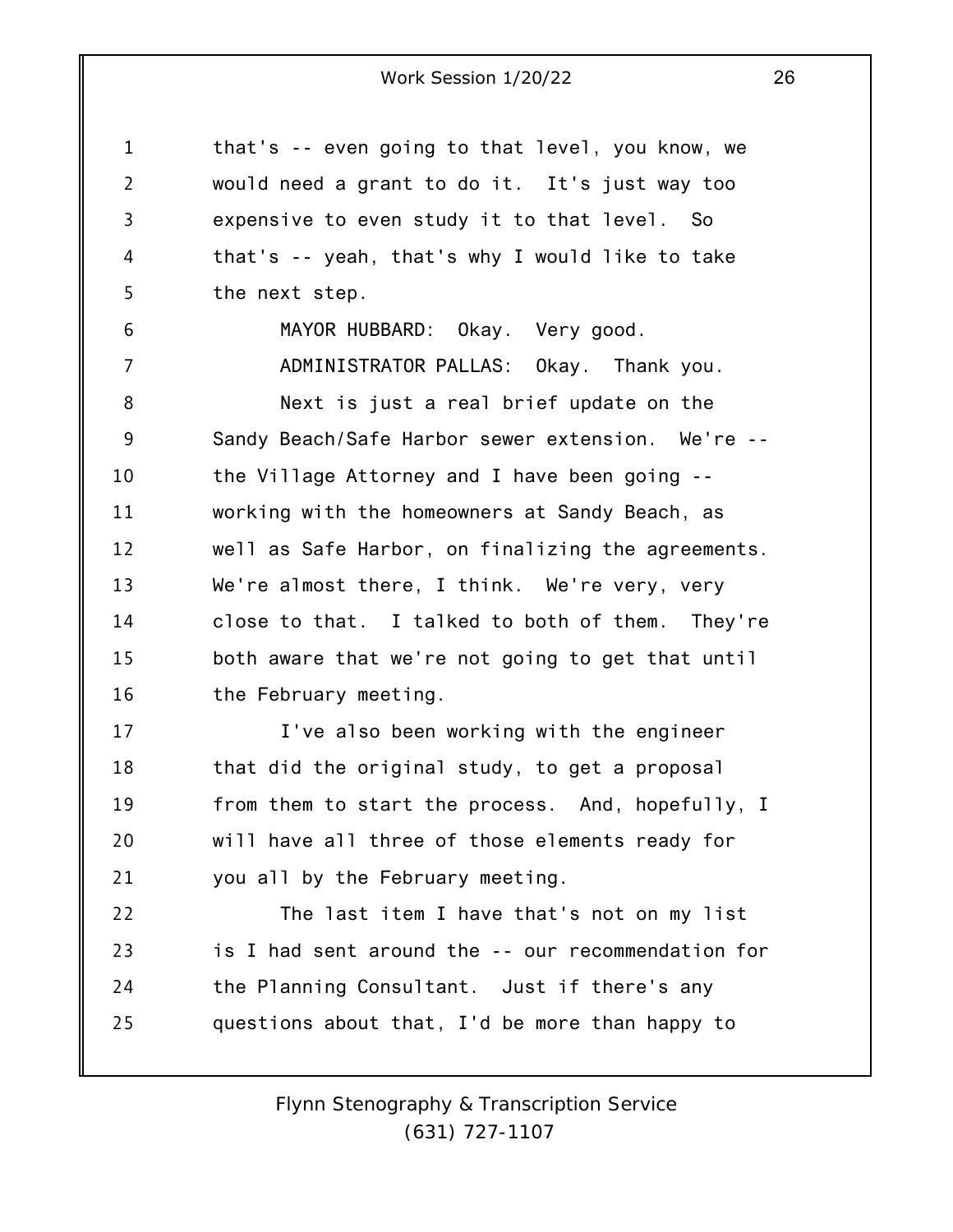that's -- even going to that level, you know, we would need a grant to do it. It's just way too expensive to even study it to that level. So that's -- yeah, that's why I would like to take the next step.

MAYOR HUBBARD: Okay. Very good.

ADMINISTRATOR PALLAS: Okay. Thank you.

Next is just a real brief update on the Sandy Beach/Safe Harbor sewer extension. We're -- the Village Attorney and I have been going -- working with the homeowners at Sandy Beach, as well as Safe Harbor, on finalizing the agreements. We're almost there, I think. We're very, very close to that. I talked to both of them. They're both aware that we're not going to get that until the February meeting.

I've also been working with the engineer that did the original study, to get a proposal from them to start the process. And, hopefully, I will have all three of those elements ready for you all by the February meeting.

The last item I have that's not on my list is I had sent around the -- our recommendation for the Planning Consultant. Just if there's any questions about that, I'd be more than happy to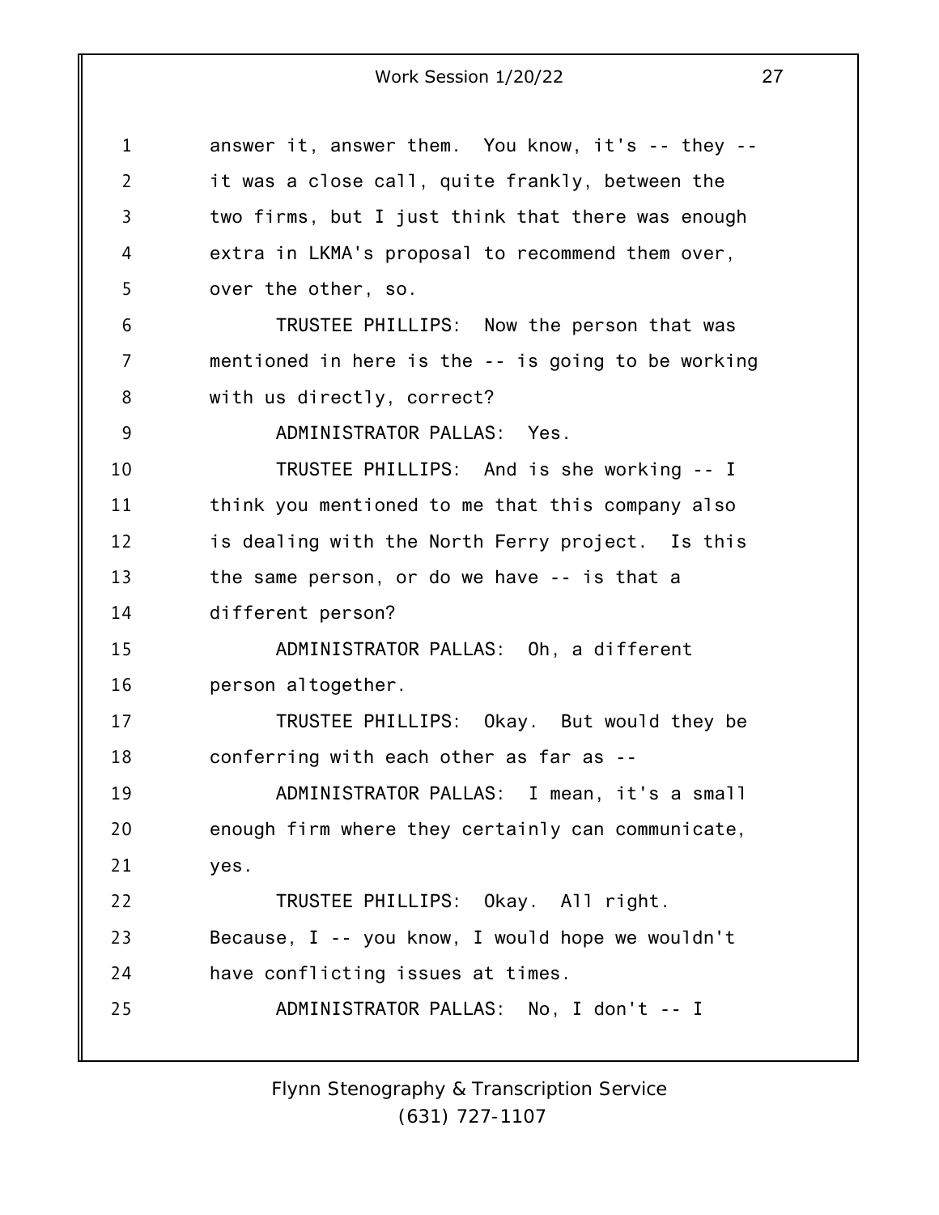answer it, answer them. You know, it's -- they -- it was a close call, quite frankly, between the two firms, but I just think that there was enough extra in LKMA's proposal to recommend them over, over the other, so.

TRUSTEE PHILLIPS: Now the person that was mentioned in here is the -- is going to be working with us directly, correct?

ADMINISTRATOR PALLAS: Yes.

TRUSTEE PHILLIPS: And is she working -- I think you mentioned to me that this company also is dealing with the North Ferry project. Is this the same person, or do we have -- is that a different person?

ADMINISTRATOR PALLAS: Oh, a different person altogether.

TRUSTEE PHILLIPS: Okay. But would they be conferring with each other as far as --

ADMINISTRATOR PALLAS: I mean, it's a small enough firm where they certainly can communicate, yes.

TRUSTEE PHILLIPS: Okay. All right. Because, I -- you know, I would hope we wouldn't have conflicting issues at times.

ADMINISTRATOR PALLAS: No, I don't -- I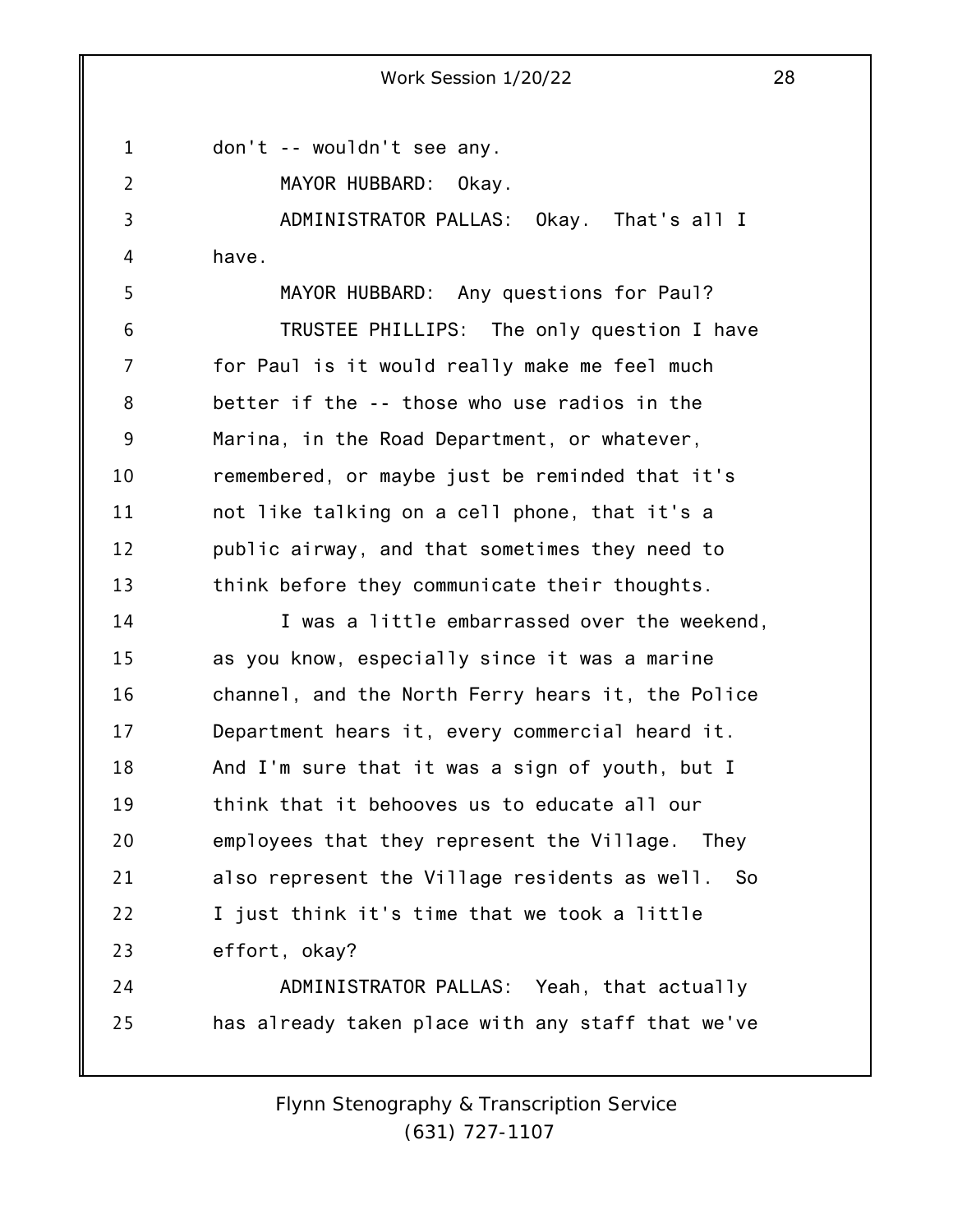don't -- wouldn't see any.

MAYOR HUBBARD: Okay.

ADMINISTRATOR PALLAS: Okay. That's all I have.

MAYOR HUBBARD: Any questions for Paul?

TRUSTEE PHILLIPS: The only question I have for Paul is it would really make me feel much better if the -- those who use radios in the Marina, in the Road Department, or whatever, remembered, or maybe just be reminded that it's not like talking on a cell phone, that it's a public airway, and that sometimes they need to think before they communicate their thoughts.

I was a little embarrassed over the weekend, as you know, especially since it was a marine channel, and the North Ferry hears it, the Police Department hears it, every commercial heard it. And I'm sure that it was a sign of youth, but I think that it behooves us to educate all our employees that they represent the Village. They also represent the Village residents as well. So I just think it's time that we took a little effort, okay?

ADMINISTRATOR PALLAS: Yeah, that actually has already taken place with any staff that we've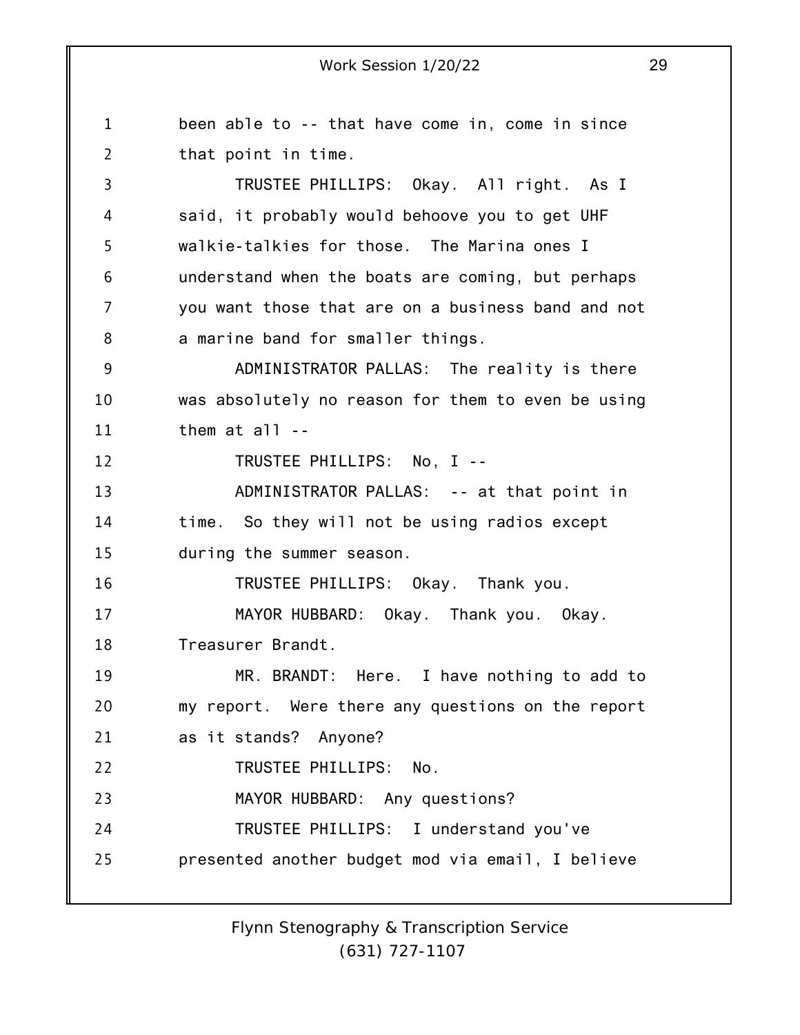been able to -- that have come in, come in since that point in time.

TRUSTEE PHILLIPS: Okay. All right. As I said, it probably would behoove you to get UHF walkie-talkies for those. The Marina ones I understand when the boats are coming, but perhaps you want those that are on a business band and not a marine band for smaller things.

ADMINISTRATOR PALLAS: The reality is there was absolutely no reason for them to even be using them at all --

TRUSTEE PHILLIPS: No, I --

ADMINISTRATOR PALLAS: -- at that point in time. So they will not be using radios except during the summer season.

TRUSTEE PHILLIPS: Okay. Thank you.

MAYOR HUBBARD: Okay. Thank you. Okay. Treasurer Brandt.

MR. BRANDT: Here. I have nothing to add to my report. Were there any questions on the report as it stands? Anyone?

TRUSTEE PHILLIPS: No.

MAYOR HUBBARD: Any questions?

TRUSTEE PHILLIPS: I understand you've presented another budget mod via email, I believe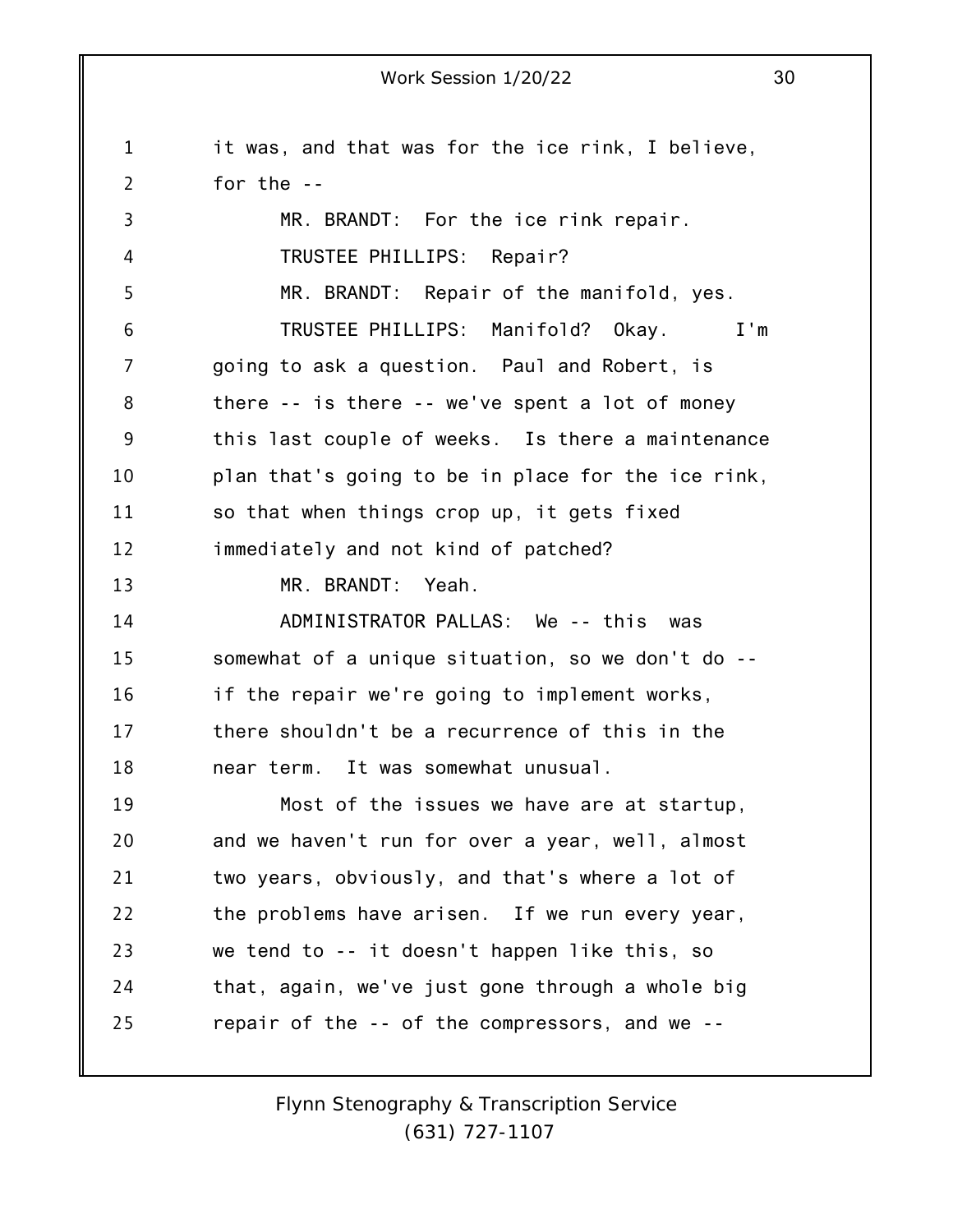it was, and that was for the ice rink, I believe, for the --

MR. BRANDT: For the ice rink repair.

TRUSTEE PHILLIPS: Repair?

MR. BRANDT: Repair of the manifold, yes.

TRUSTEE PHILLIPS: Manifold? Okay. I'm going to ask a question. Paul and Robert, is there -- is there -- we've spent a lot of money this last couple of weeks. Is there a maintenance plan that's going to be in place for the ice rink, so that when things crop up, it gets fixed immediately and not kind of patched?

MR. BRANDT: Yeah.

ADMINISTRATOR PALLAS: We -- this was somewhat of a unique situation, so we don't do -- if the repair we're going to implement works, there shouldn't be a recurrence of this in the near term. It was somewhat unusual.

Most of the issues we have are at startup, and we haven't run for over a year, well, almost two years, obviously, and that's where a lot of the problems have arisen. If we run every year, we tend to -- it doesn't happen like this, so that, again, we've just gone through a whole big repair of the -- of the compressors, and we --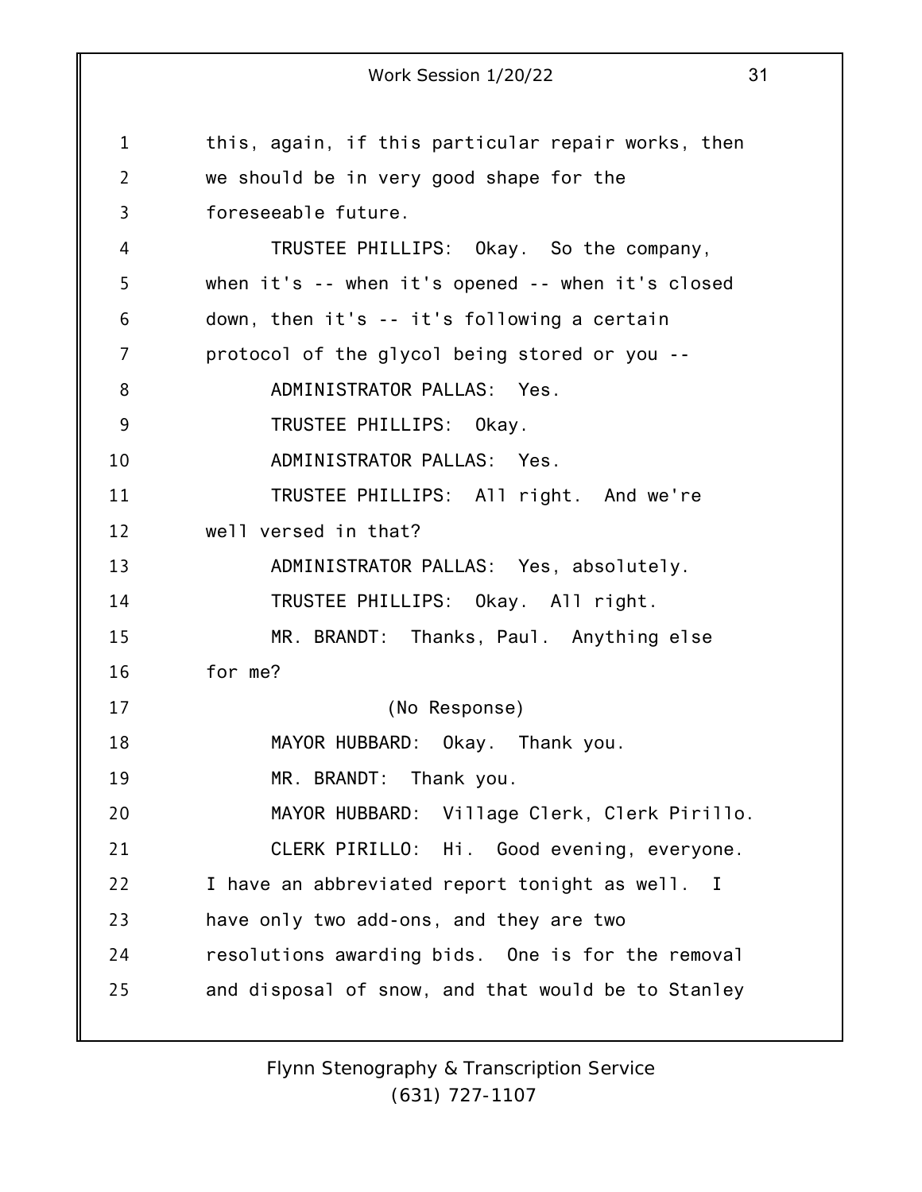this, again, if this particular repair works, then we should be in very good shape for the foreseeable future.

TRUSTEE PHILLIPS: Okay. So the company, when it's -- when it's opened -- when it's closed down, then it's -- it's following a certain protocol of the glycol being stored or you --

ADMINISTRATOR PALLAS: Yes.

TRUSTEE PHILLIPS: Okay.

ADMINISTRATOR PALLAS: Yes.

TRUSTEE PHILLIPS: All right. And we're well versed in that?

ADMINISTRATOR PALLAS: Yes, absolutely.

TRUSTEE PHILLIPS: Okay. All right.

MR. BRANDT: Thanks, Paul. Anything else for me?

(No Response)

MAYOR HUBBARD: Okay. Thank you.

MR. BRANDT: Thank you.

MAYOR HUBBARD: Village Clerk, Clerk Pirillo.

CLERK PIRILLO: Hi. Good evening, everyone. I have an abbreviated report tonight as well. I have only two add-ons, and they are two resolutions awarding bids. One is for the removal and disposal of snow, and that would be to Stanley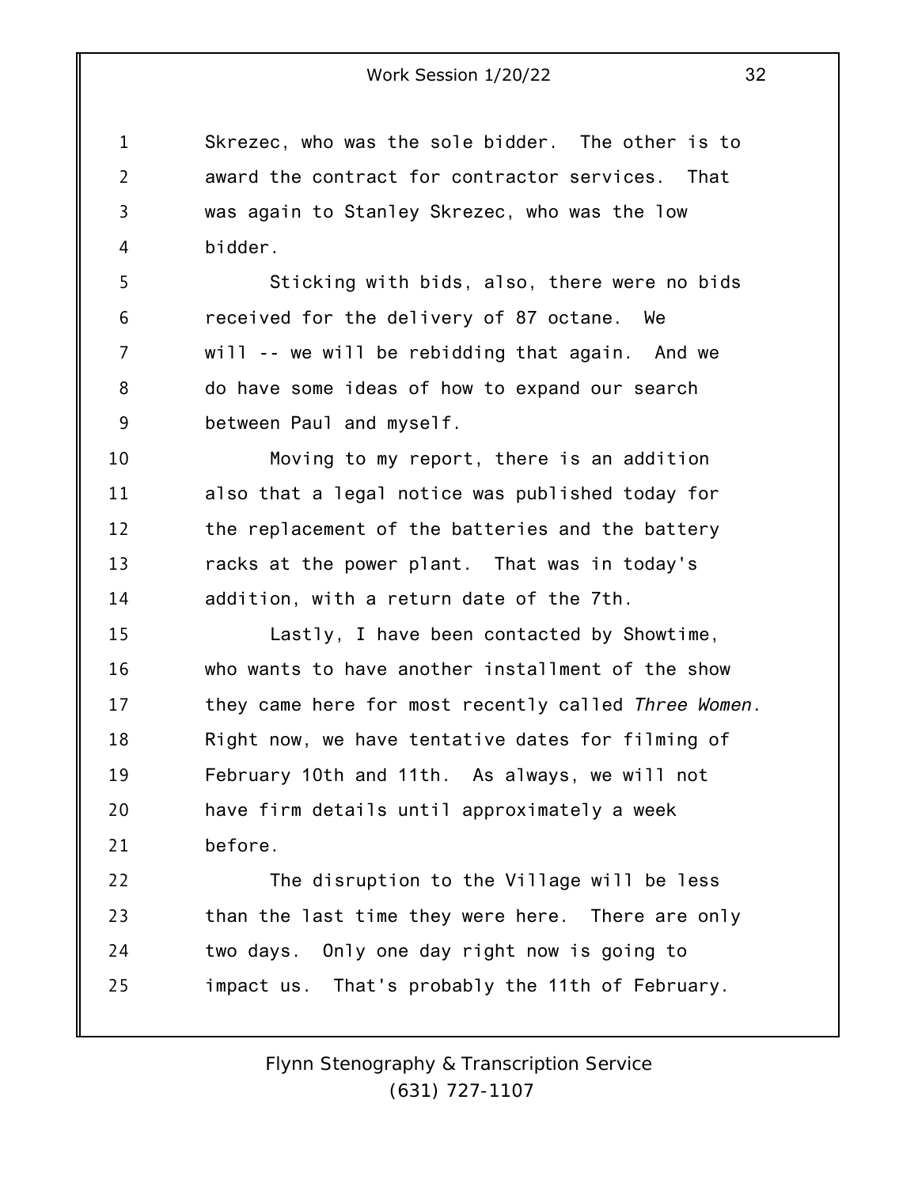Skrezec, who was the sole bidder. The other is to award the contract for contractor services. That was again to Stanley Skrezec, who was the low bidder.

Sticking with bids, also, there were no bids received for the delivery of 87 octane. We will -- we will be rebidding that again. And we do have some ideas of how to expand our search between Paul and myself.

Moving to my report, there is an addition also that a legal notice was published today for the replacement of the batteries and the battery racks at the power plant. That was in today's addition, with a return date of the 7th.

Lastly, I have been contacted by Showtime, who wants to have another installment of the show they came here for most recently called *Three Women*. Right now, we have tentative dates for filming of February 10th and 11th. As always, we will not have firm details until approximately a week before.

The disruption to the Village will be less than the last time they were here. There are only two days. Only one day right now is going to impact us. That's probably the 11th of February.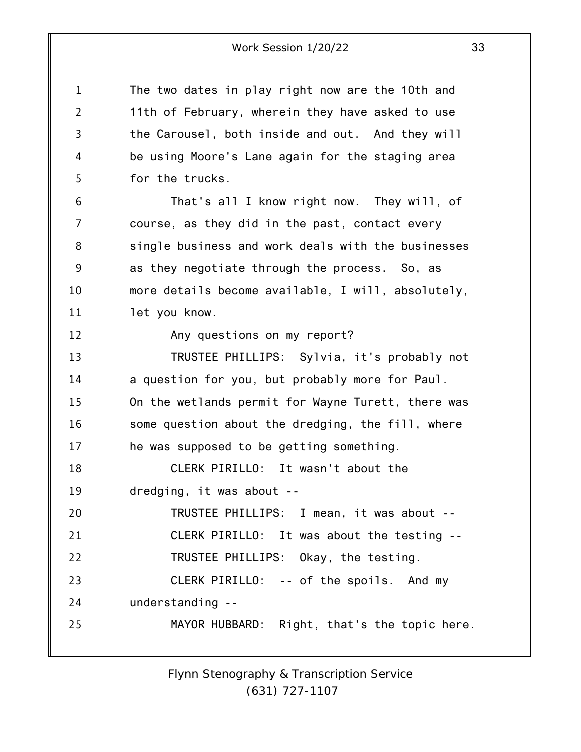The two dates in play right now are the 10th and 11th of February, wherein they have asked to use the Carousel, both inside and out. And they will be using Moore's Lane again for the staging area for the trucks.

That's all I know right now. They will, of course, as they did in the past, contact every single business and work deals with the businesses as they negotiate through the process. So, as more details become available, I will, absolutely, let you know.

Any questions on my report?

TRUSTEE PHILLIPS: Sylvia, it's probably not a question for you, but probably more for Paul. On the wetlands permit for Wayne Turett, there was some question about the dredging, the fill, where he was supposed to be getting something.

CLERK PIRILLO: It wasn't about the dredging, it was about --

TRUSTEE PHILLIPS: I mean, it was about --

CLERK PIRILLO: It was about the testing --

TRUSTEE PHILLIPS: Okay, the testing.

CLERK PIRILLO: -- of the spoils. And my understanding --

MAYOR HUBBARD: Right, that's the topic here.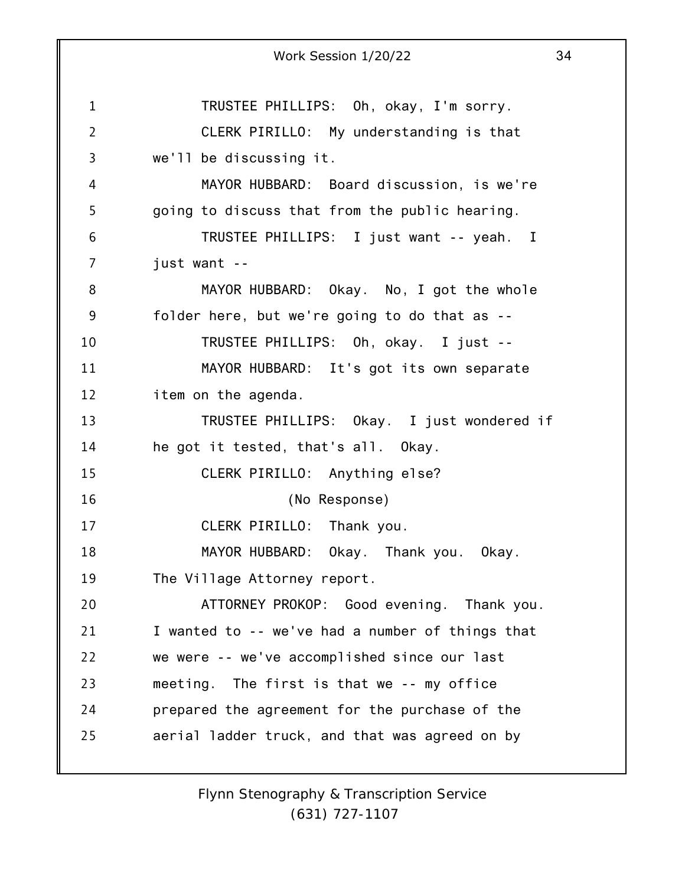TRUSTEE PHILLIPS: Oh, okay, I'm sorry.

CLERK PIRILLO: My understanding is that we'll be discussing it.

MAYOR HUBBARD: Board discussion, is we're going to discuss that from the public hearing.

TRUSTEE PHILLIPS: I just want -- yeah. I just want --

MAYOR HUBBARD: Okay. No, I got the whole folder here, but we're going to do that as --

TRUSTEE PHILLIPS: Oh, okay. I just --

MAYOR HUBBARD: It's got its own separate item on the agenda.

TRUSTEE PHILLIPS: Okay. I just wondered if he got it tested, that's all. Okay.

CLERK PIRILLO: Anything else?

(No Response)

CLERK PIRILLO: Thank you.

MAYOR HUBBARD: Okay. Thank you. Okay. The Village Attorney report.

ATTORNEY PROKOP: Good evening. Thank you. I wanted to -- we've had a number of things that we were -- we've accomplished since our last meeting. The first is that we -- my office prepared the agreement for the purchase of the aerial ladder truck, and that was agreed on by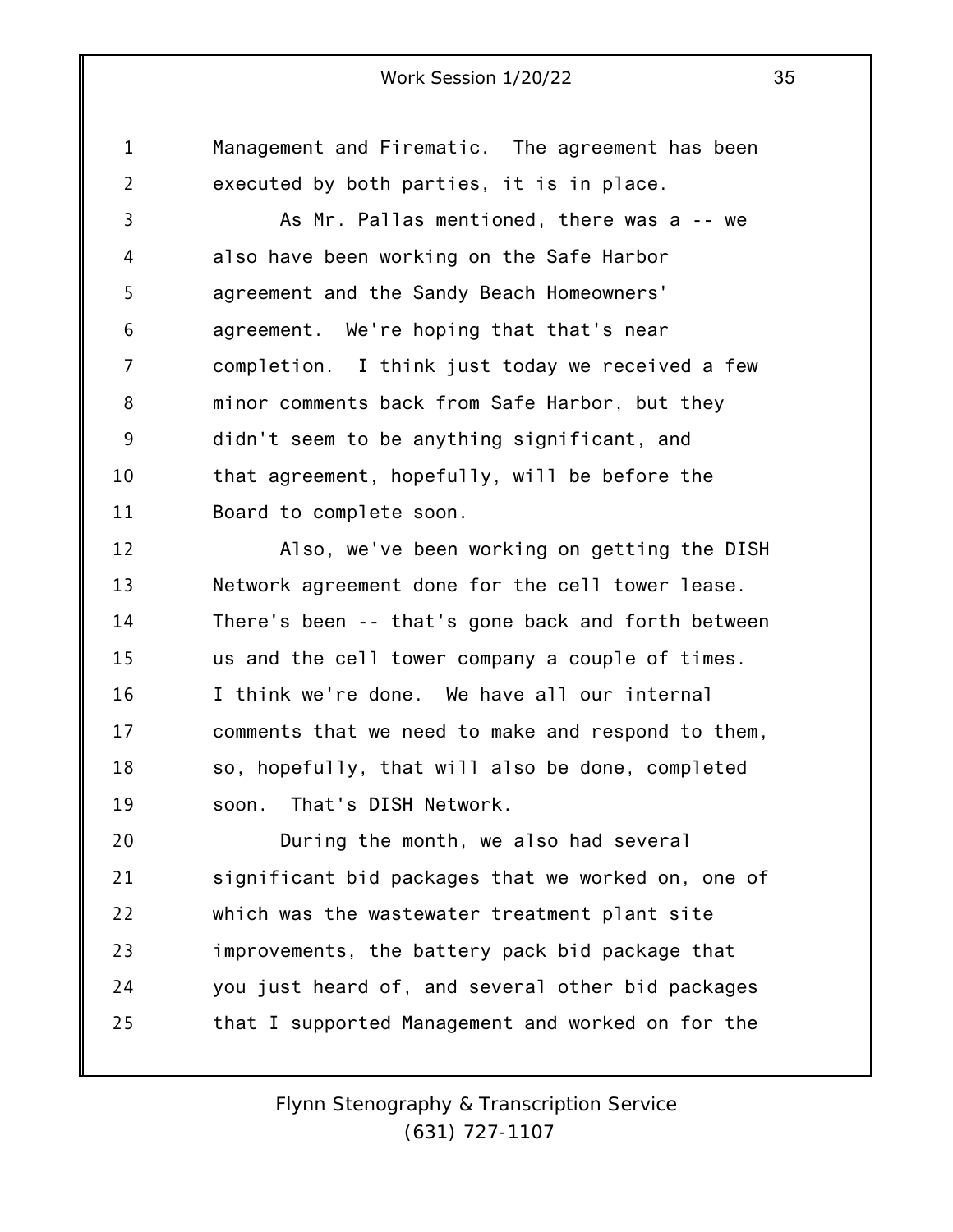Management and Firematic. The agreement has been executed by both parties, it is in place.

As Mr. Pallas mentioned, there was a -- we also have been working on the Safe Harbor agreement and the Sandy Beach Homeowners' agreement. We're hoping that that's near completion. I think just today we received a few minor comments back from Safe Harbor, but they didn't seem to be anything significant, and that agreement, hopefully, will be before the Board to complete soon.

Also, we've been working on getting the DISH Network agreement done for the cell tower lease. There's been -- that's gone back and forth between us and the cell tower company a couple of times. I think we're done. We have all our internal comments that we need to make and respond to them, so, hopefully, that will also be done, completed soon. That's DISH Network.

During the month, we also had several significant bid packages that we worked on, one of which was the wastewater treatment plant site improvements, the battery pack bid package that you just heard of, and several other bid packages that I supported Management and worked on for the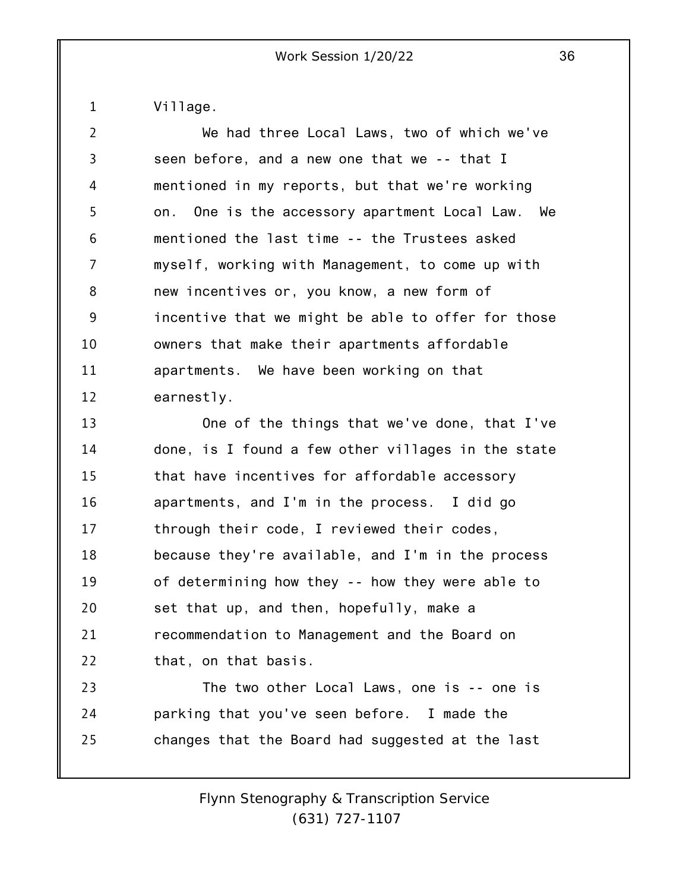Village.

We had three Local Laws, two of which we've seen before, and a new one that we -- that I mentioned in my reports, but that we're working on. One is the accessory apartment Local Law. We mentioned the last time -- the Trustees asked myself, working with Management, to come up with new incentives or, you know, a new form of incentive that we might be able to offer for those owners that make their apartments affordable apartments. We have been working on that earnestly.

One of the things that we've done, that I've done, is I found a few other villages in the state that have incentives for affordable accessory apartments, and I'm in the process. I did go through their code, I reviewed their codes, because they're available, and I'm in the process of determining how they -- how they were able to set that up, and then, hopefully, make a recommendation to Management and the Board on that, on that basis.

The two other Local Laws, one is -- one is parking that you've seen before. I made the changes that the Board had suggested at the last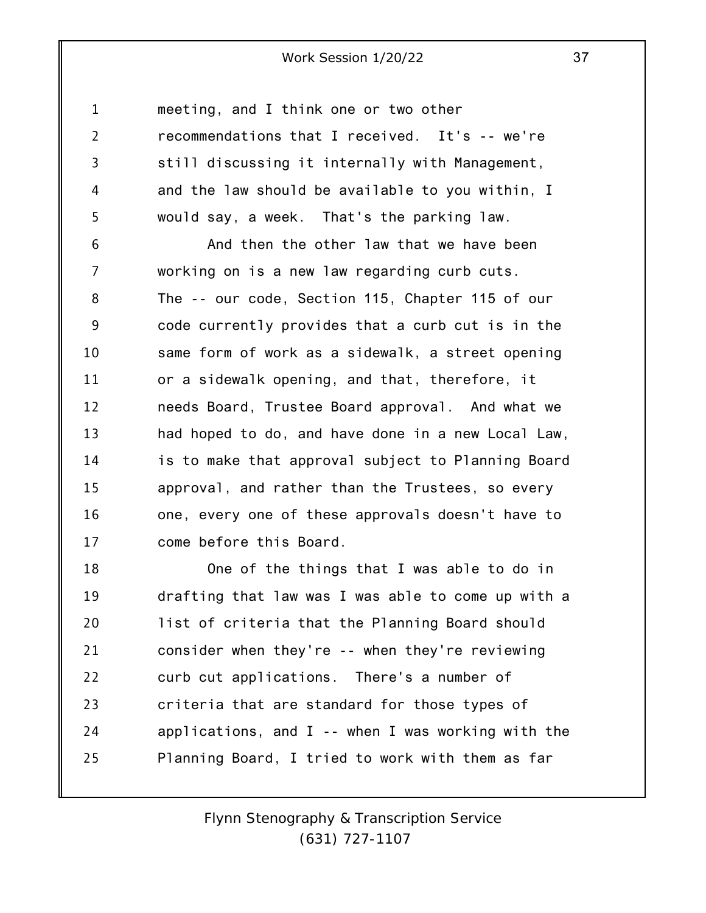meeting, and I think one or two other recommendations that I received. It's -- we're still discussing it internally with Management, and the law should be available to you within, I would say, a week. That's the parking law.

And then the other law that we have been working on is a new law regarding curb cuts. The -- our code, Section 115, Chapter 115 of our code currently provides that a curb cut is in the same form of work as a sidewalk, a street opening or a sidewalk opening, and that, therefore, it needs Board, Trustee Board approval. And what we had hoped to do, and have done in a new Local Law, is to make that approval subject to Planning Board approval, and rather than the Trustees, so every one, every one of these approvals doesn't have to come before this Board.

One of the things that I was able to do in drafting that law was I was able to come up with a list of criteria that the Planning Board should consider when they're -- when they're reviewing curb cut applications. There's a number of criteria that are standard for those types of applications, and I -- when I was working with the Planning Board, I tried to work with them as far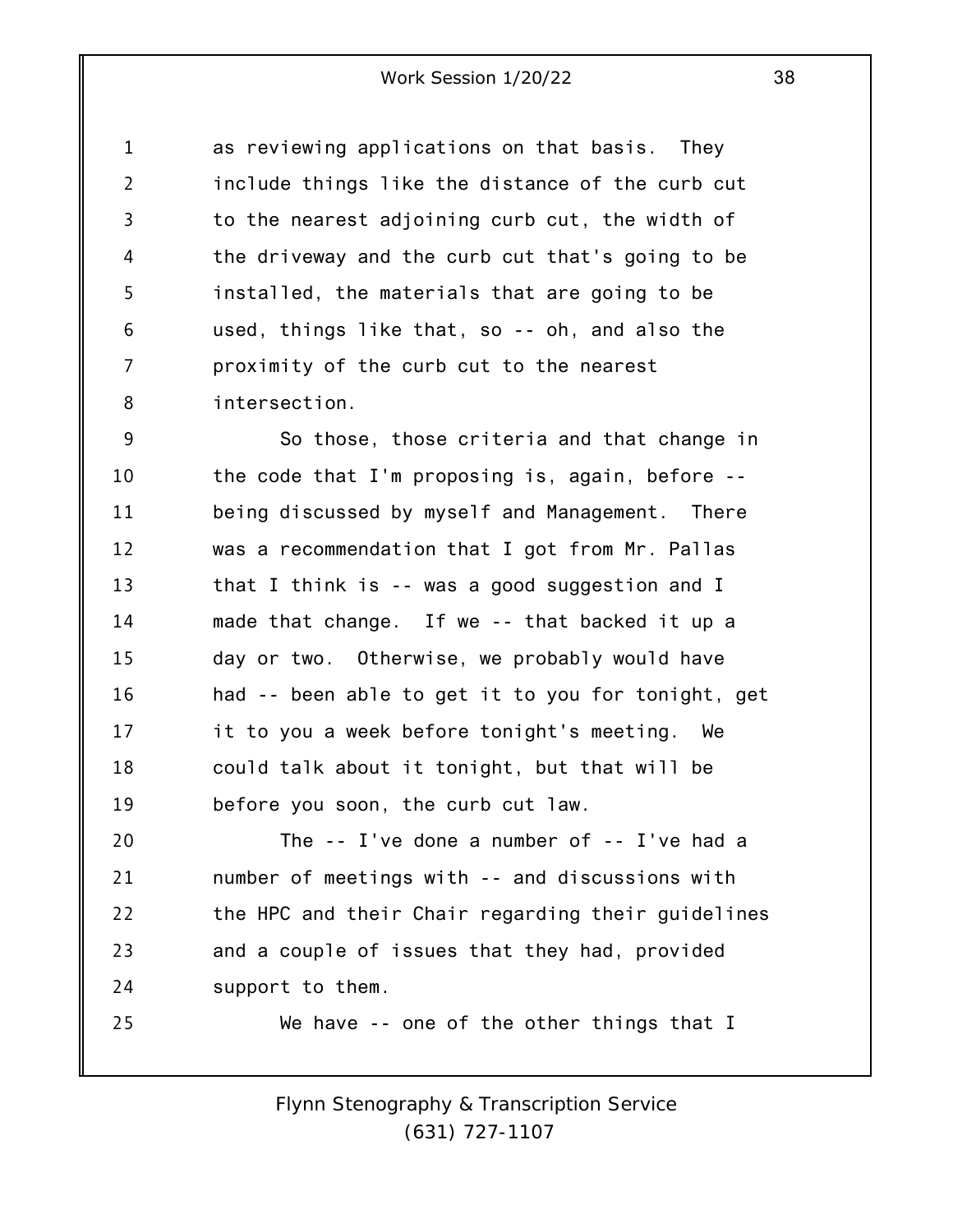as reviewing applications on that basis. They include things like the distance of the curb cut to the nearest adjoining curb cut, the width of the driveway and the curb cut that's going to be installed, the materials that are going to be used, things like that, so -- oh, and also the proximity of the curb cut to the nearest intersection.

So those, those criteria and that change in the code that I'm proposing is, again, before -- being discussed by myself and Management. There was a recommendation that I got from Mr. Pallas that I think is -- was a good suggestion and I made that change. If we -- that backed it up a day or two. Otherwise, we probably would have had -- been able to get it to you for tonight, get it to you a week before tonight's meeting. We could talk about it tonight, but that will be before you soon, the curb cut law.

The -- I've done a number of -- I've had a number of meetings with -- and discussions with the HPC and their Chair regarding their guidelines and a couple of issues that they had, provided support to them.

We have -- one of the other things that I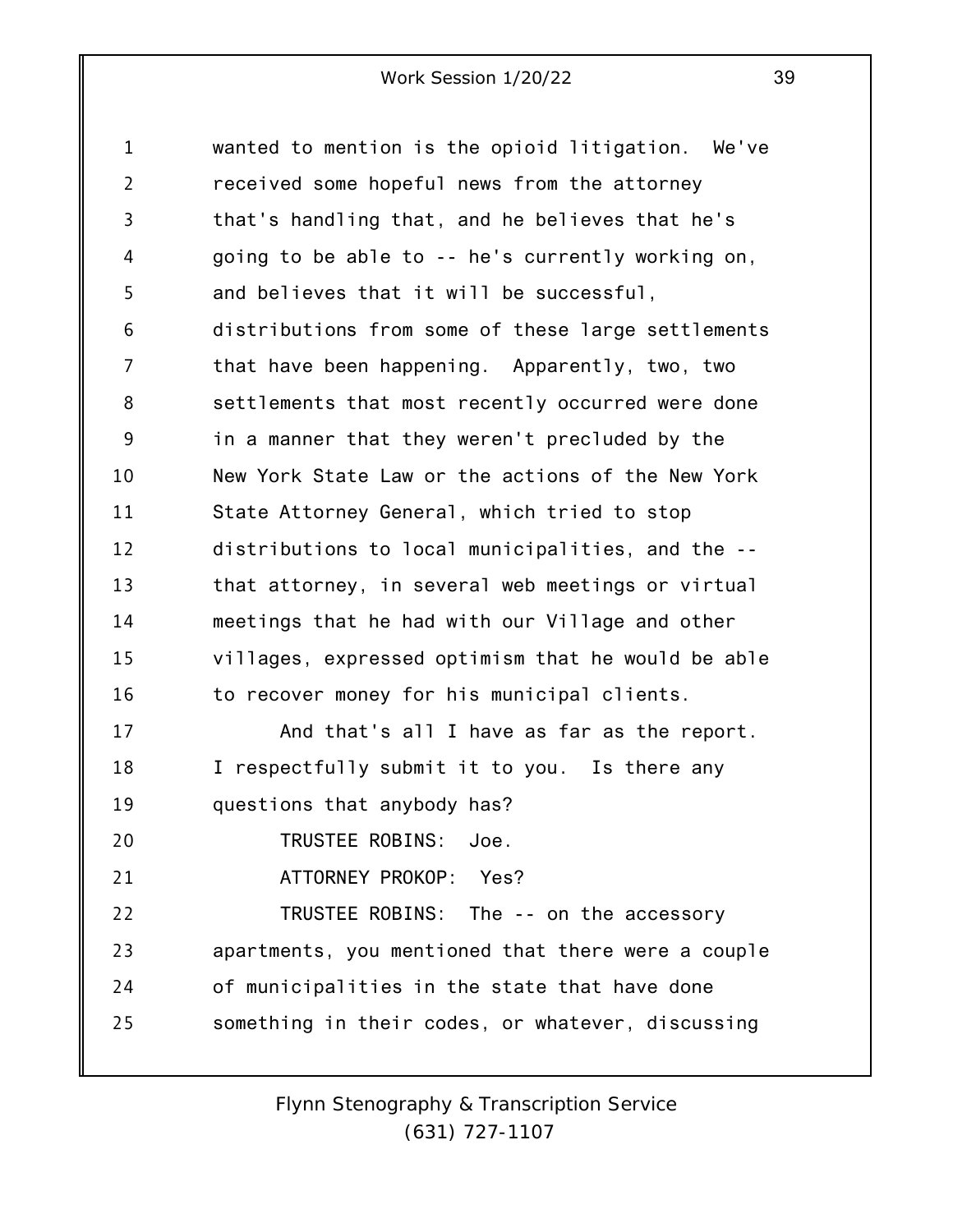wanted to mention is the opioid litigation. We've received some hopeful news from the attorney that's handling that, and he believes that he's going to be able to -- he's currently working on, and believes that it will be successful, distributions from some of these large settlements that have been happening. Apparently, two, two settlements that most recently occurred were done in a manner that they weren't precluded by the New York State Law or the actions of the New York State Attorney General, which tried to stop distributions to local municipalities, and the -- that attorney, in several web meetings or virtual meetings that he had with our Village and other villages, expressed optimism that he would be able to recover money for his municipal clients.

And that's all I have as far as the report. I respectfully submit it to you. Is there any questions that anybody has?

TRUSTEE ROBINS: Joe.

ATTORNEY PROKOP: Yes?

TRUSTEE ROBINS: The -- on the accessory apartments, you mentioned that there were a couple of municipalities in the state that have done something in their codes, or whatever, discussing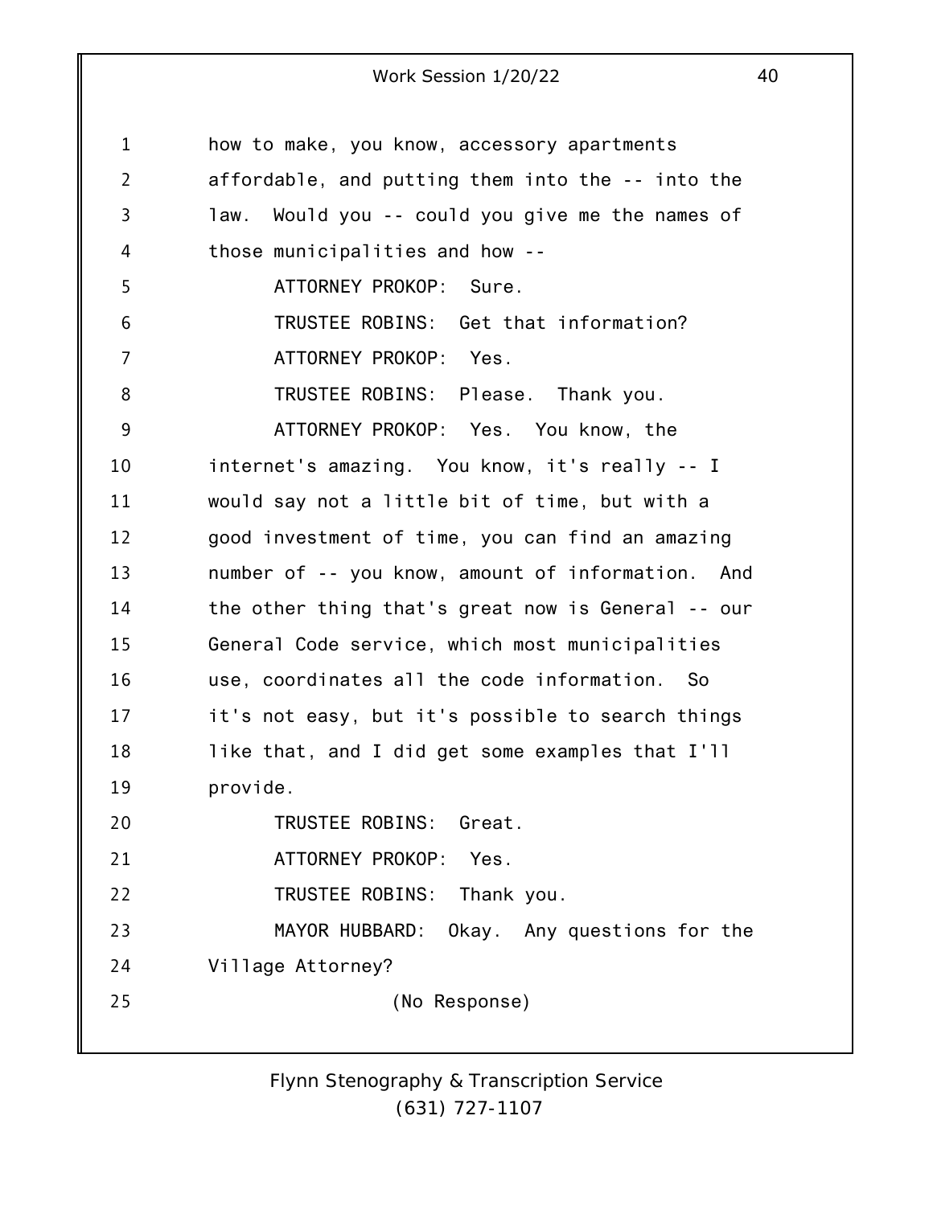how to make, you know, accessory apartments affordable, and putting them into the -- into the law. Would you -- could you give me the names of those municipalities and how --

ATTORNEY PROKOP: Sure.

TRUSTEE ROBINS: Get that information?

ATTORNEY PROKOP: Yes.

TRUSTEE ROBINS: Please. Thank you.

ATTORNEY PROKOP: Yes. You know, the internet's amazing. You know, it's really -- I would say not a little bit of time, but with a good investment of time, you can find an amazing number of -- you know, amount of information. And the other thing that's great now is General -- our General Code service, which most municipalities use, coordinates all the code information. So it's not easy, but it's possible to search things like that, and I did get some examples that I'll provide.

TRUSTEE ROBINS: Great.

ATTORNEY PROKOP: Yes.

TRUSTEE ROBINS: Thank you.

MAYOR HUBBARD: Okay. Any questions for the Village Attorney?

(No Response)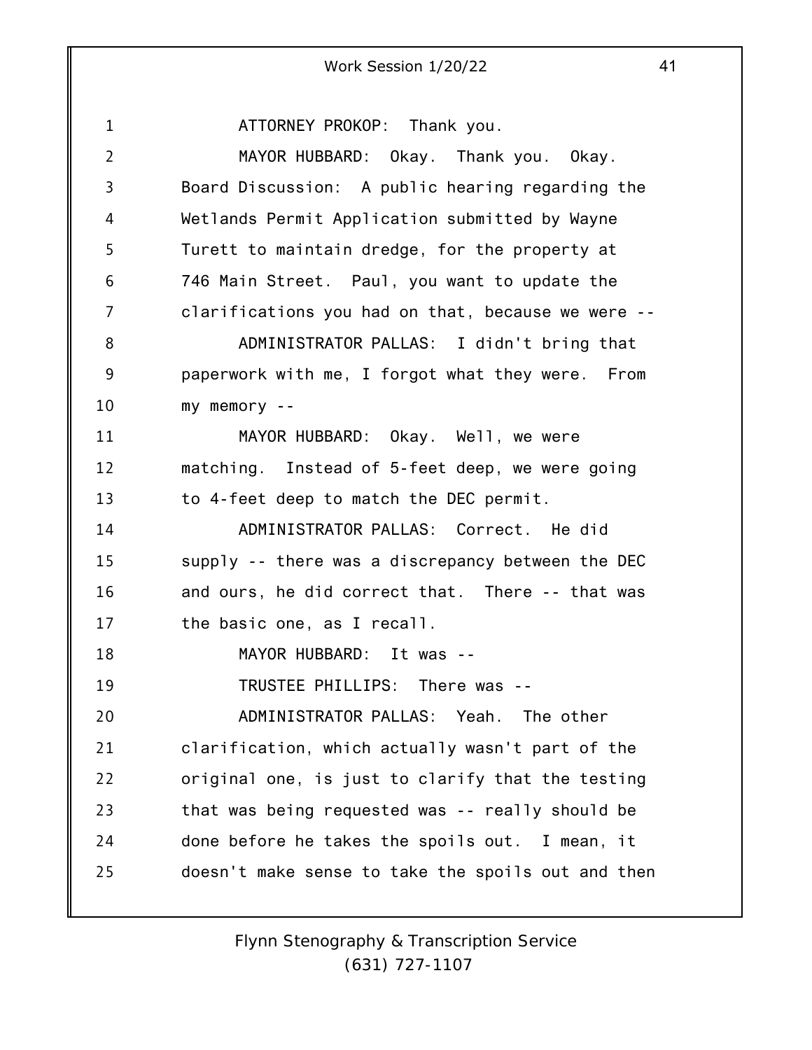ATTORNEY PROKOP: Thank you.

MAYOR HUBBARD: Okay. Thank you. Okay. Board Discussion: A public hearing regarding the Wetlands Permit Application submitted by Wayne Turett to maintain dredge, for the property at 746 Main Street. Paul, you want to update the clarifications you had on that, because we were --

ADMINISTRATOR PALLAS: I didn't bring that paperwork with me, I forgot what they were. From my memory --

MAYOR HUBBARD: Okay. Well, we were matching. Instead of 5-feet deep, we were going to 4-feet deep to match the DEC permit.

ADMINISTRATOR PALLAS: Correct. He did supply -- there was a discrepancy between the DEC and ours, he did correct that. There -- that was the basic one, as I recall.

MAYOR HUBBARD: It was --

TRUSTEE PHILLIPS: There was --

ADMINISTRATOR PALLAS: Yeah. The other clarification, which actually wasn't part of the original one, is just to clarify that the testing that was being requested was -- really should be done before he takes the spoils out. I mean, it doesn't make sense to take the spoils out and then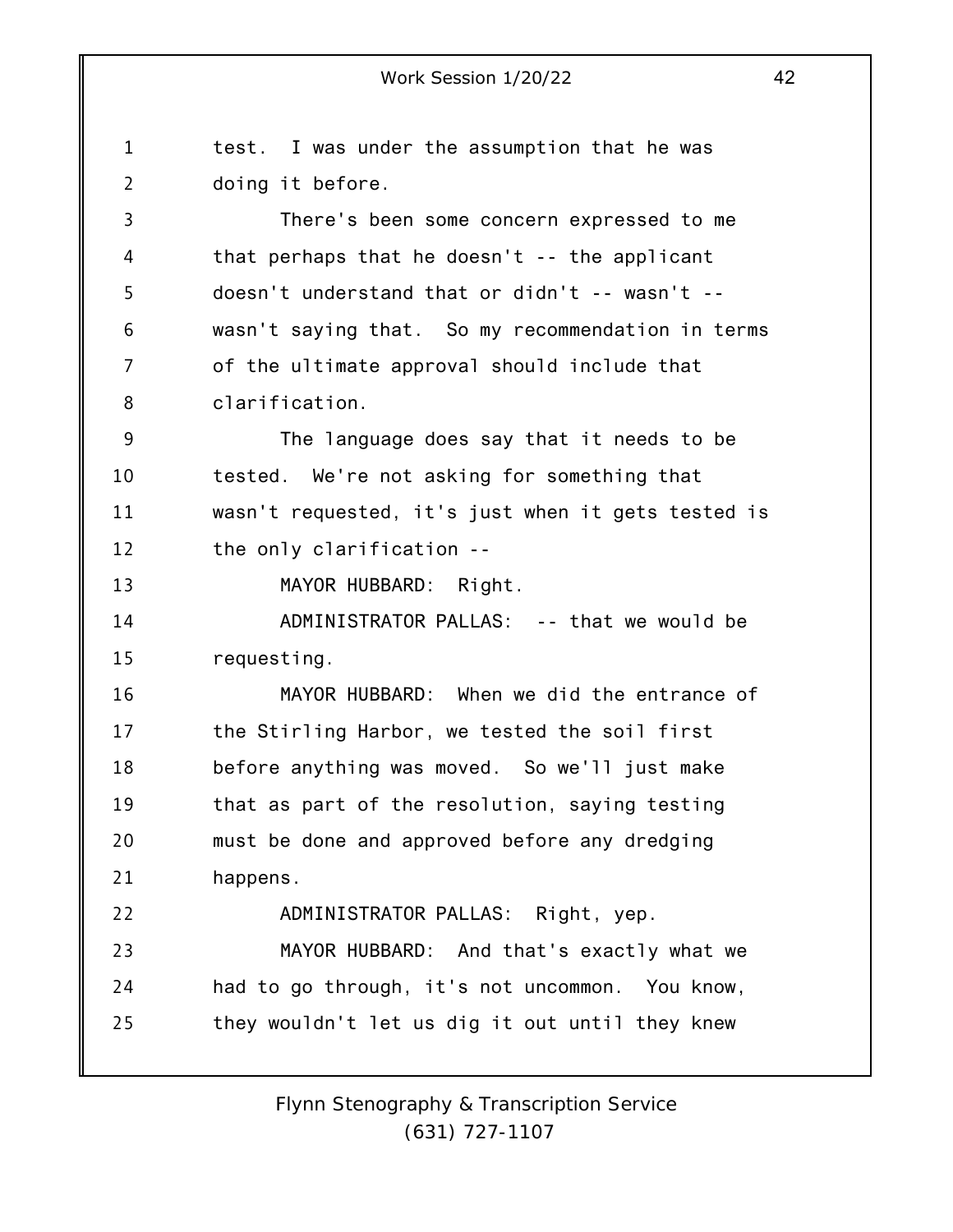test. I was under the assumption that he was doing it before.

There's been some concern expressed to me that perhaps that he doesn't -- the applicant doesn't understand that or didn't -- wasn't -- wasn't saying that. So my recommendation in terms of the ultimate approval should include that clarification.

The language does say that it needs to be tested. We're not asking for something that wasn't requested, it's just when it gets tested is the only clarification --

MAYOR HUBBARD: Right.

ADMINISTRATOR PALLAS: -- that we would be requesting.

MAYOR HUBBARD: When we did the entrance of the Stirling Harbor, we tested the soil first before anything was moved. So we'll just make that as part of the resolution, saying testing must be done and approved before any dredging happens.

ADMINISTRATOR PALLAS: Right, yep.

MAYOR HUBBARD: And that's exactly what we had to go through, it's not uncommon. You know, they wouldn't let us dig it out until they knew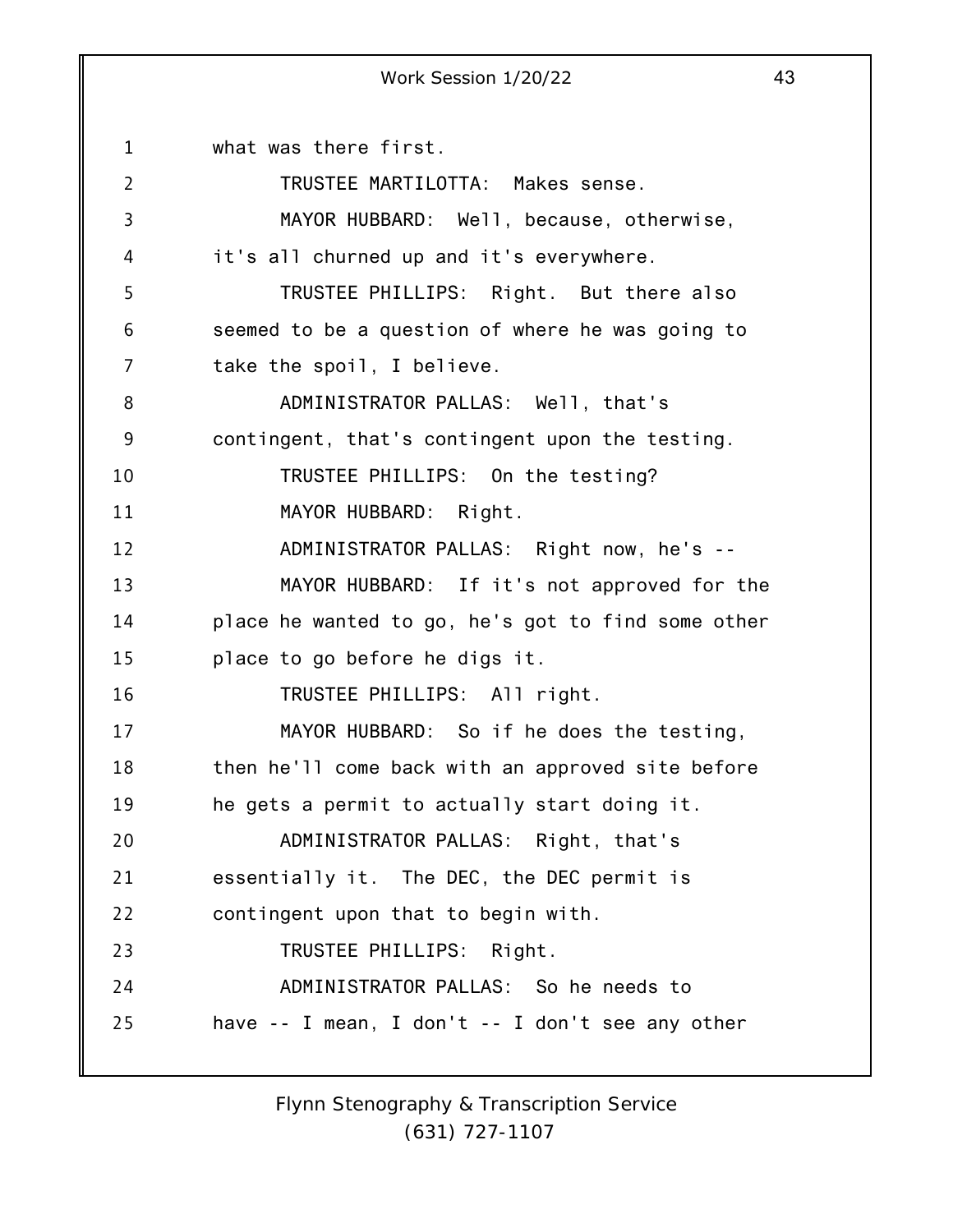what was there first.

TRUSTEE MARTILOTTA: Makes sense.

MAYOR HUBBARD: Well, because, otherwise, it's all churned up and it's everywhere.

TRUSTEE PHILLIPS: Right. But there also seemed to be a question of where he was going to take the spoil, I believe.

ADMINISTRATOR PALLAS: Well, that's contingent, that's contingent upon the testing.

TRUSTEE PHILLIPS: On the testing?

MAYOR HUBBARD: Right.

ADMINISTRATOR PALLAS: Right now, he's --

MAYOR HUBBARD: If it's not approved for the place he wanted to go, he's got to find some other place to go before he digs it.

TRUSTEE PHILLIPS: All right.

MAYOR HUBBARD: So if he does the testing, then he'll come back with an approved site before he gets a permit to actually start doing it.

ADMINISTRATOR PALLAS: Right, that's essentially it. The DEC, the DEC permit is contingent upon that to begin with.

TRUSTEE PHILLIPS: Right.

ADMINISTRATOR PALLAS: So he needs to have -- I mean, I don't -- I don't see any other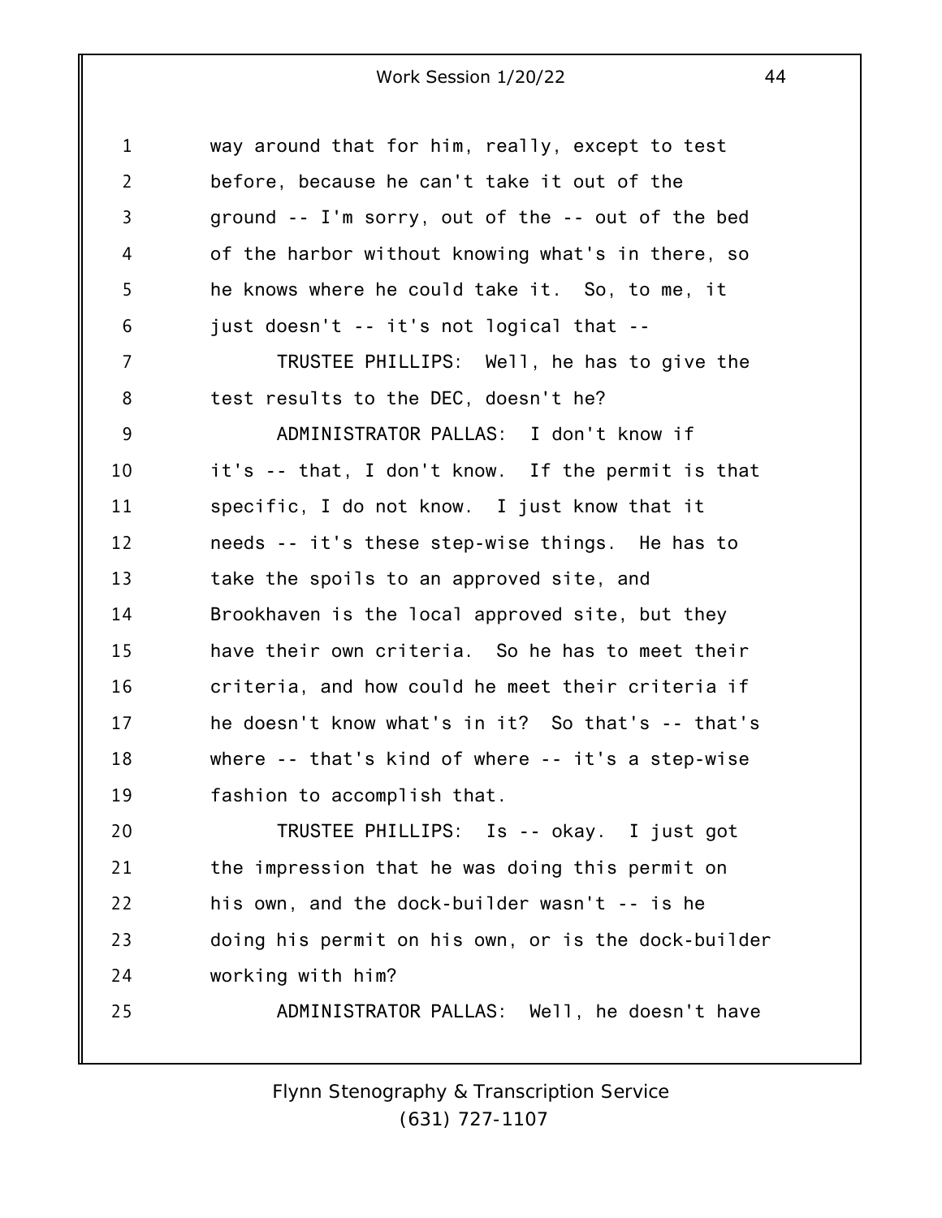way around that for him, really, except to test before, because he can't take it out of the ground -- I'm sorry, out of the -- out of the bed of the harbor without knowing what's in there, so he knows where he could take it. So, to me, it just doesn't -- it's not logical that --

TRUSTEE PHILLIPS: Well, he has to give the test results to the DEC, doesn't he?

ADMINISTRATOR PALLAS: I don't know if it's -- that, I don't know. If the permit is that specific, I do not know. I just know that it needs -- it's these step-wise things. He has to take the spoils to an approved site, and Brookhaven is the local approved site, but they have their own criteria. So he has to meet their criteria, and how could he meet their criteria if he doesn't know what's in it? So that's -- that's where -- that's kind of where -- it's a step-wise fashion to accomplish that.

TRUSTEE PHILLIPS: Is -- okay. I just got the impression that he was doing this permit on his own, and the dock-builder wasn't -- is he doing his permit on his own, or is the dock-builder working with him?

ADMINISTRATOR PALLAS: Well, he doesn't have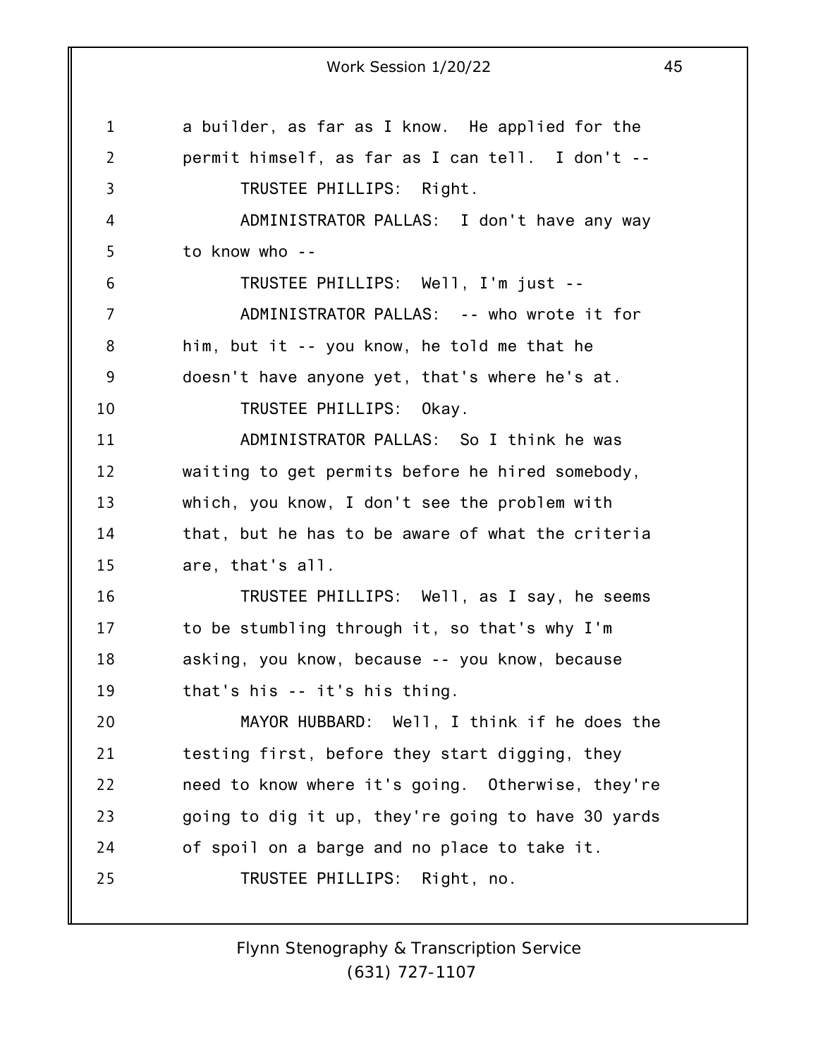a builder, as far as I know. He applied for the permit himself, as far as I can tell. I don't --

TRUSTEE PHILLIPS: Right.

ADMINISTRATOR PALLAS: I don't have any way to know who --

TRUSTEE PHILLIPS: Well, I'm just --

ADMINISTRATOR PALLAS: -- who wrote it for him, but it -- you know, he told me that he doesn't have anyone yet, that's where he's at.

TRUSTEE PHILLIPS: Okay.

ADMINISTRATOR PALLAS: So I think he was waiting to get permits before he hired somebody, which, you know, I don't see the problem with that, but he has to be aware of what the criteria are, that's all.

TRUSTEE PHILLIPS: Well, as I say, he seems to be stumbling through it, so that's why I'm asking, you know, because -- you know, because that's his -- it's his thing.

MAYOR HUBBARD: Well, I think if he does the testing first, before they start digging, they need to know where it's going. Otherwise, they're going to dig it up, they're going to have 30 yards of spoil on a barge and no place to take it.

TRUSTEE PHILLIPS: Right, no.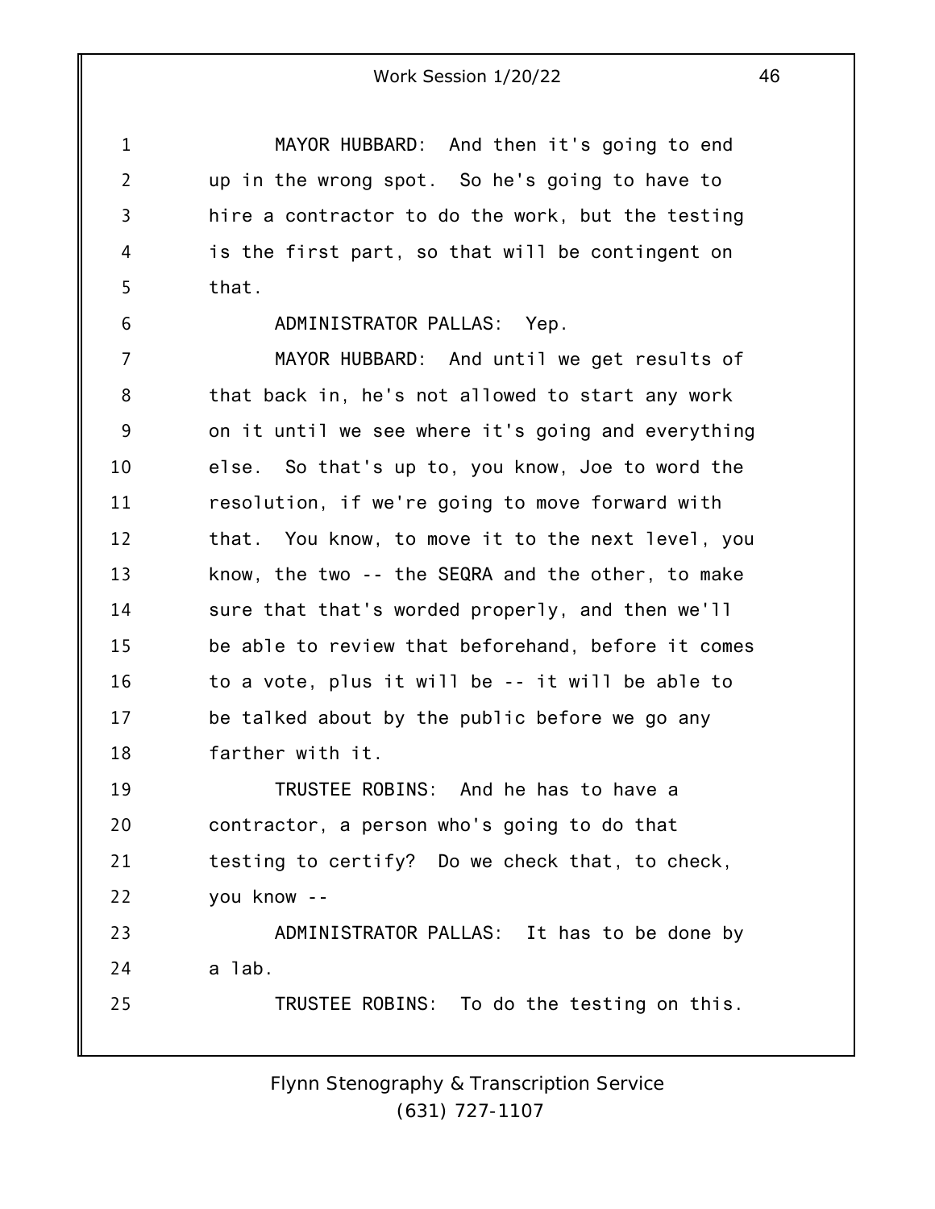MAYOR HUBBARD: And then it's going to end up in the wrong spot. So he's going to have to hire a contractor to do the work, but the testing is the first part, so that will be contingent on that.

ADMINISTRATOR PALLAS: Yep.

MAYOR HUBBARD: And until we get results of that back in, he's not allowed to start any work on it until we see where it's going and everything else. So that's up to, you know, Joe to word the resolution, if we're going to move forward with that. You know, to move it to the next level, you know, the two -- the SEQRA and the other, to make sure that that's worded properly, and then we'll be able to review that beforehand, before it comes to a vote, plus it will be -- it will be able to be talked about by the public before we go any farther with it.

TRUSTEE ROBINS: And he has to have a contractor, a person who's going to do that testing to certify? Do we check that, to check, you know --

ADMINISTRATOR PALLAS: It has to be done by a lab.

TRUSTEE ROBINS: To do the testing on this.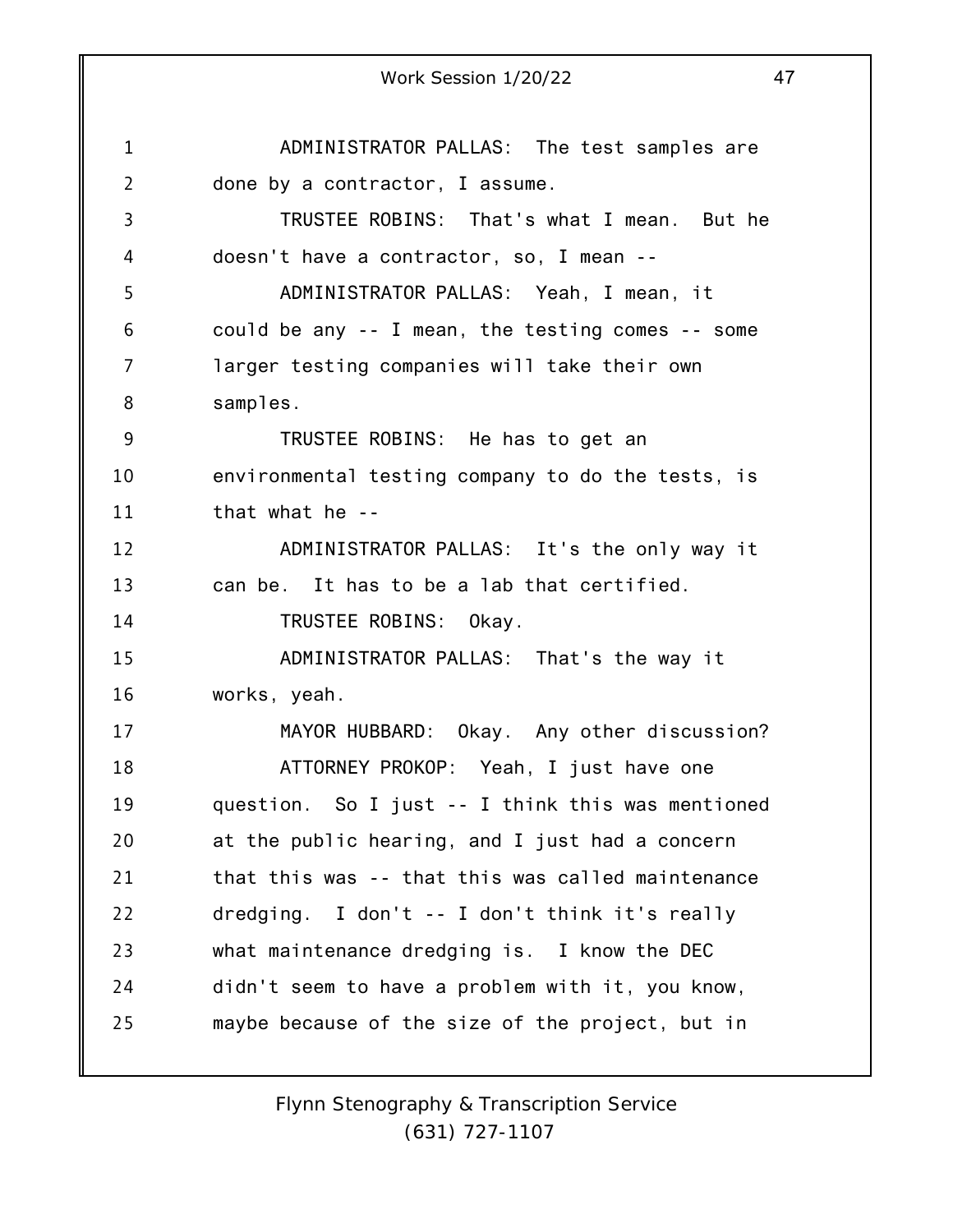ADMINISTRATOR PALLAS: The test samples are done by a contractor, I assume.

TRUSTEE ROBINS: That's what I mean. But he doesn't have a contractor, so, I mean --

ADMINISTRATOR PALLAS: Yeah, I mean, it could be any -- I mean, the testing comes -- some larger testing companies will take their own samples.

TRUSTEE ROBINS: He has to get an environmental testing company to do the tests, is that what he --

ADMINISTRATOR PALLAS: It's the only way it can be. It has to be a lab that certified.

TRUSTEE ROBINS: Okay.

ADMINISTRATOR PALLAS: That's the way it works, yeah.

MAYOR HUBBARD: Okay. Any other discussion?

ATTORNEY PROKOP: Yeah, I just have one question. So I just -- I think this was mentioned at the public hearing, and I just had a concern that this was -- that this was called maintenance dredging. I don't -- I don't think it's really what maintenance dredging is. I know the DEC didn't seem to have a problem with it, you know, maybe because of the size of the project, but in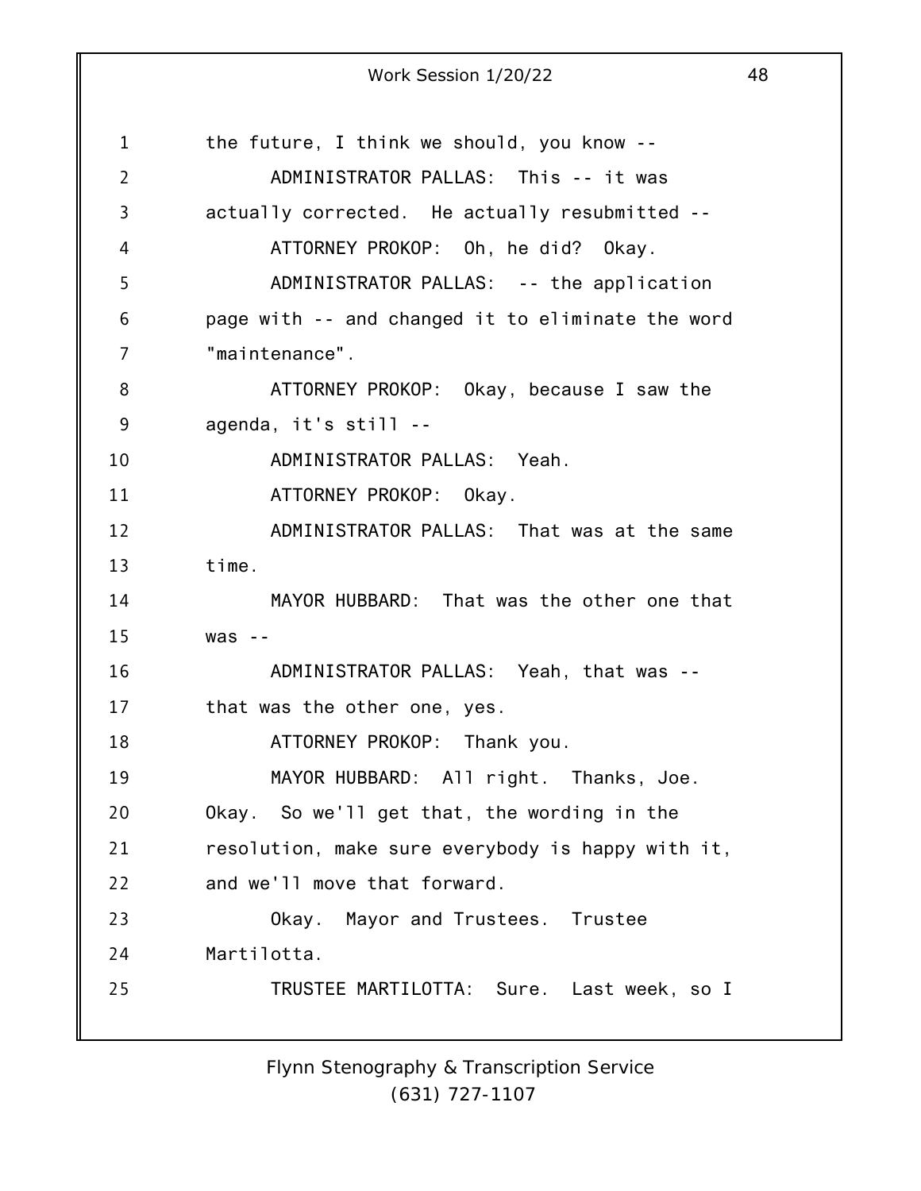the future, I think we should, you know --

ADMINISTRATOR PALLAS: This -- it was actually corrected. He actually resubmitted --

ATTORNEY PROKOP: Oh, he did? Okay.

ADMINISTRATOR PALLAS: -- the application page with -- and changed it to eliminate the word "maintenance".

ATTORNEY PROKOP: Okay, because I saw the agenda, it's still --

ADMINISTRATOR PALLAS: Yeah.

ATTORNEY PROKOP: Okay.

ADMINISTRATOR PALLAS: That was at the same time.

MAYOR HUBBARD: That was the other one that was --

ADMINISTRATOR PALLAS: Yeah, that was -- that was the other one, yes.

ATTORNEY PROKOP: Thank you.

MAYOR HUBBARD: All right. Thanks, Joe. Okay. So we'll get that, the wording in the resolution, make sure everybody is happy with it, and we'll move that forward.

Okay. Mayor and Trustees. Trustee Martilotta.

TRUSTEE MARTILOTTA: Sure. Last week, so I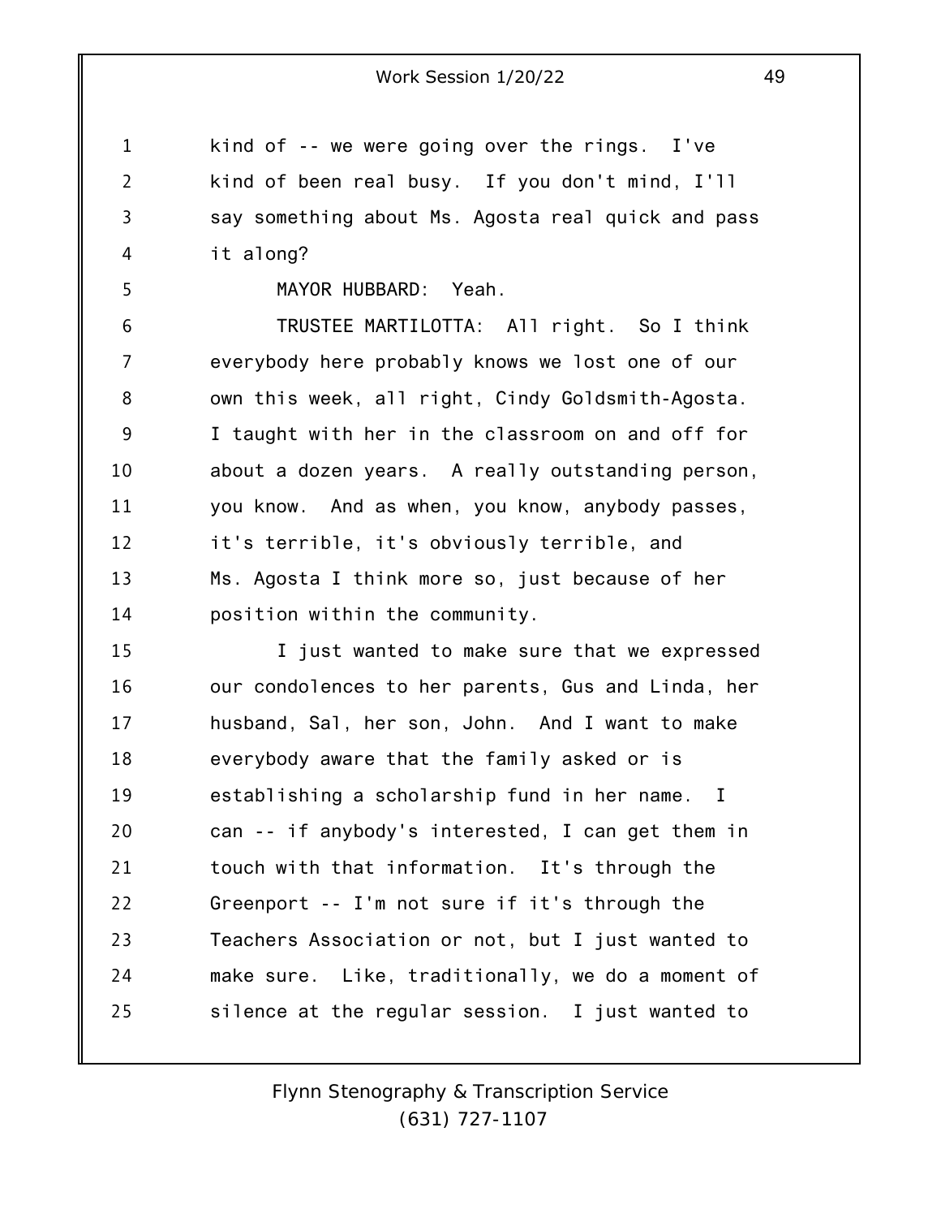kind of -- we were going over the rings. I've kind of been real busy. If you don't mind, I'll say something about Ms. Agosta real quick and pass it along?

MAYOR HUBBARD: Yeah.

TRUSTEE MARTILOTTA: All right. So I think everybody here probably knows we lost one of our own this week, all right, Cindy Goldsmith-Agosta. I taught with her in the classroom on and off for about a dozen years. A really outstanding person, you know. And as when, you know, anybody passes, it's terrible, it's obviously terrible, and Ms. Agosta I think more so, just because of her position within the community.

I just wanted to make sure that we expressed our condolences to her parents, Gus and Linda, her husband, Sal, her son, John. And I want to make everybody aware that the family asked or is establishing a scholarship fund in her name. I can -- if anybody's interested, I can get them in touch with that information. It's through the Greenport -- I'm not sure if it's through the Teachers Association or not, but I just wanted to make sure. Like, traditionally, we do a moment of silence at the regular session. I just wanted to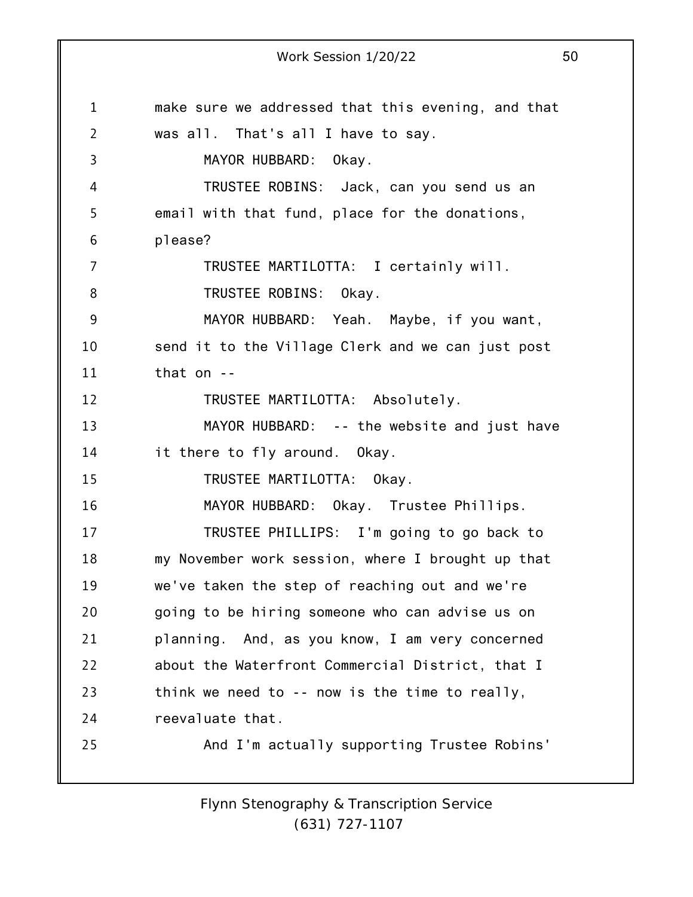make sure we addressed that this evening, and that was all. That's all I have to say.

MAYOR HUBBARD: Okay.

TRUSTEE ROBINS: Jack, can you send us an email with that fund, place for the donations, please?

TRUSTEE MARTILOTTA: I certainly will.

TRUSTEE ROBINS: Okay.

MAYOR HUBBARD: Yeah. Maybe, if you want, send it to the Village Clerk and we can just post that on --

TRUSTEE MARTILOTTA: Absolutely.

MAYOR HUBBARD: -- the website and just have it there to fly around. Okay.

TRUSTEE MARTILOTTA: Okay.

MAYOR HUBBARD: Okay. Trustee Phillips.

TRUSTEE PHILLIPS: I'm going to go back to my November work session, where I brought up that we've taken the step of reaching out and we're going to be hiring someone who can advise us on planning. And, as you know, I am very concerned about the Waterfront Commercial District, that I think we need to -- now is the time to really, reevaluate that.

And I'm actually supporting Trustee Robins'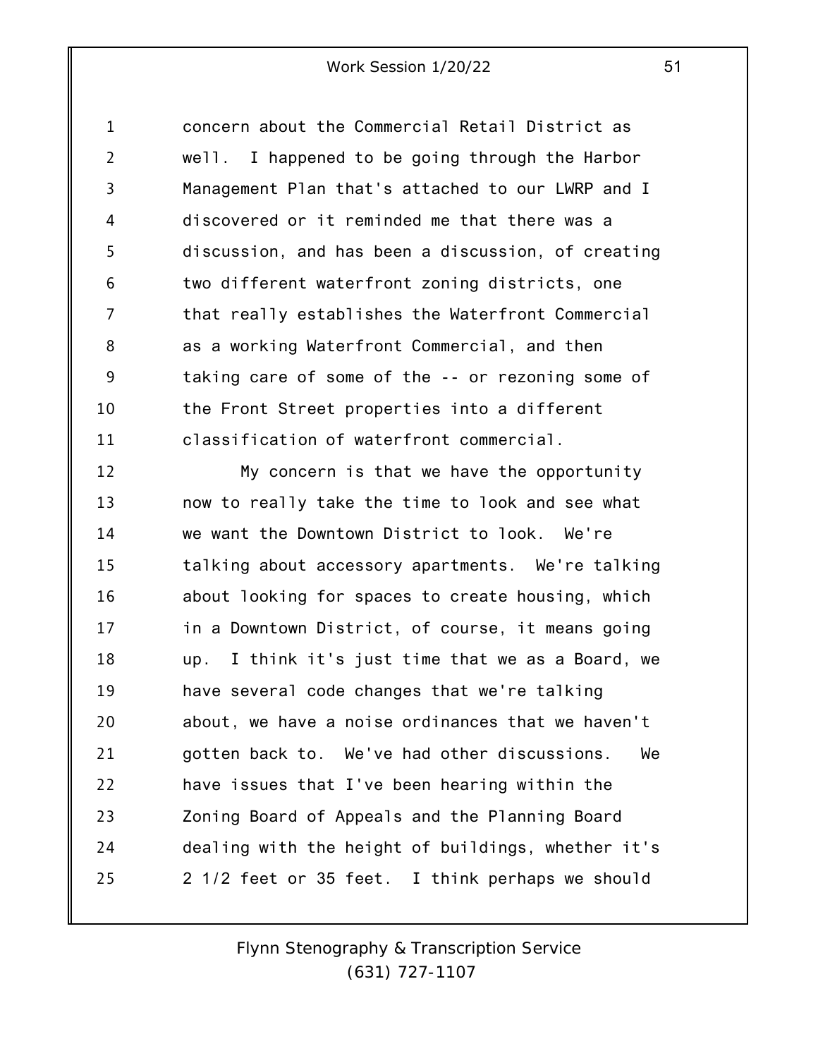concern about the Commercial Retail District as well. I happened to be going through the Harbor Management Plan that's attached to our LWRP and I discovered or it reminded me that there was a discussion, and has been a discussion, of creating two different waterfront zoning districts, one that really establishes the Waterfront Commercial as a working Waterfront Commercial, and then taking care of some of the -- or rezoning some of the Front Street properties into a different classification of waterfront commercial.

My concern is that we have the opportunity now to really take the time to look and see what we want the Downtown District to look. We're talking about accessory apartments. We're talking about looking for spaces to create housing, which in a Downtown District, of course, it means going up. I think it's just time that we as a Board, we have several code changes that we're talking about, we have a noise ordinances that we haven't gotten back to. We've had other discussions. We have issues that I've been hearing within the Zoning Board of Appeals and the Planning Board dealing with the height of buildings, whether it's 2 1/2 feet or 35 feet. I think perhaps we should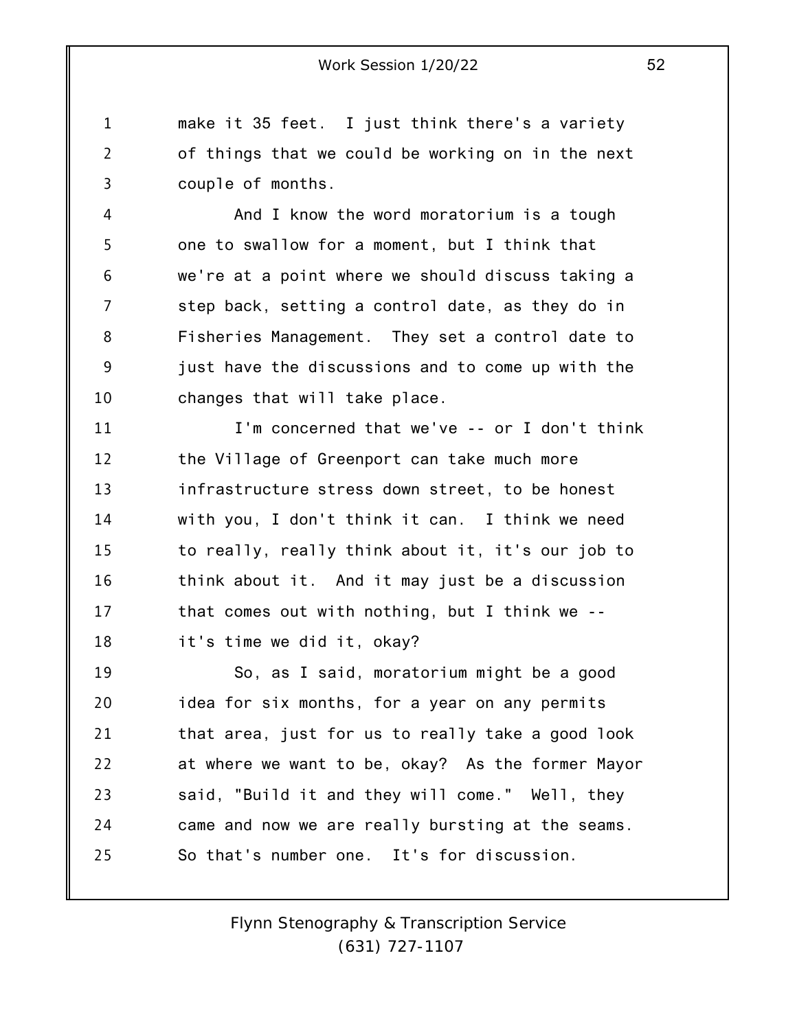make it 35 feet. I just think there's a variety of things that we could be working on in the next couple of months.

And I know the word moratorium is a tough one to swallow for a moment, but I think that we're at a point where we should discuss taking a step back, setting a control date, as they do in Fisheries Management. They set a control date to just have the discussions and to come up with the changes that will take place.

I'm concerned that we've -- or I don't think the Village of Greenport can take much more infrastructure stress down street, to be honest with you, I don't think it can. I think we need to really, really think about it, it's our job to think about it. And it may just be a discussion that comes out with nothing, but I think we -- it's time we did it, okay?

So, as I said, moratorium might be a good idea for six months, for a year on any permits that area, just for us to really take a good look at where we want to be, okay? As the former Mayor said, "Build it and they will come." Well, they came and now we are really bursting at the seams. So that's number one. It's for discussion.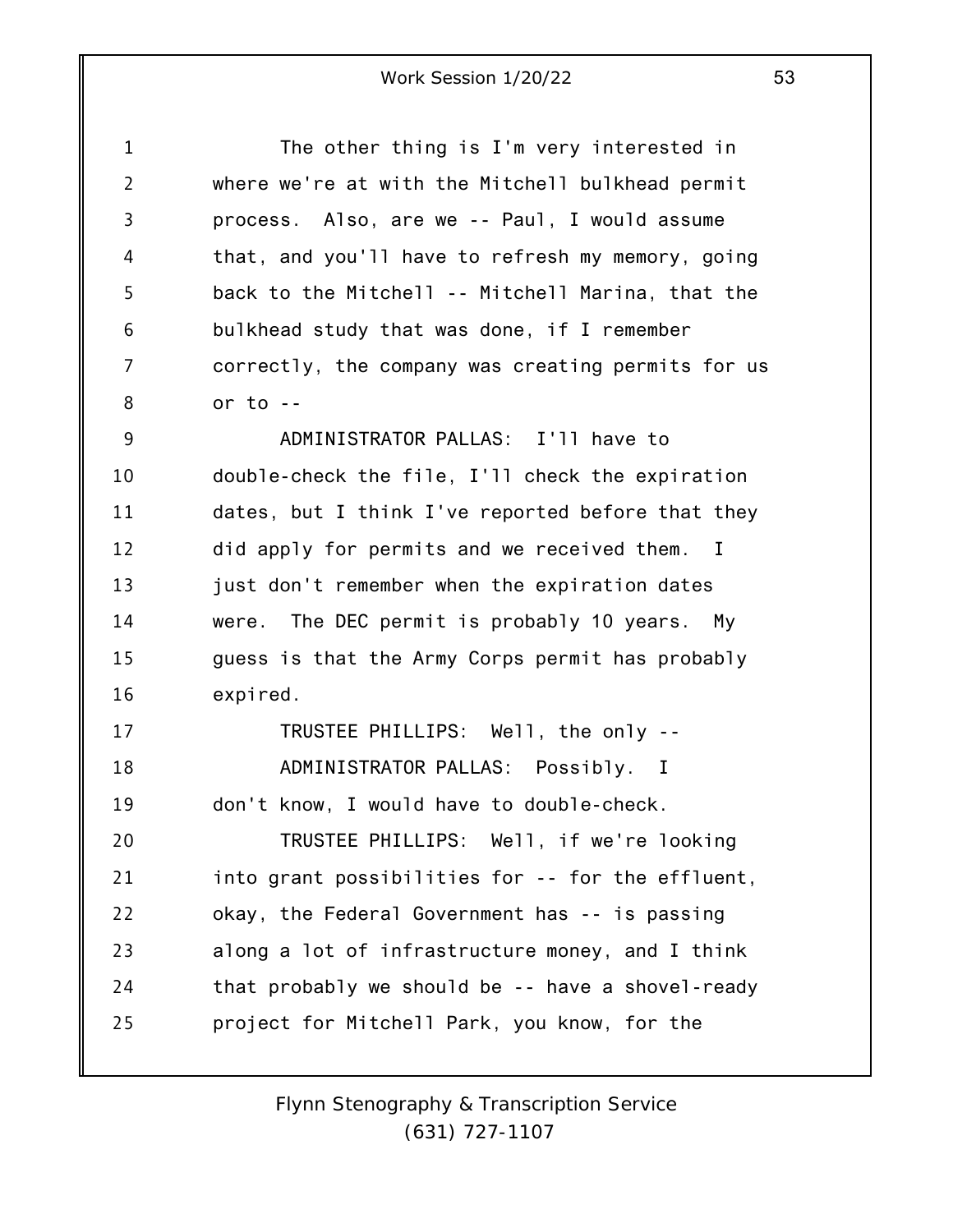The other thing is I'm very interested in where we're at with the Mitchell bulkhead permit process. Also, are we -- Paul, I would assume that, and you'll have to refresh my memory, going back to the Mitchell -- Mitchell Marina, that the bulkhead study that was done, if I remember correctly, the company was creating permits for us or to --

ADMINISTRATOR PALLAS: I'll have to double-check the file, I'll check the expiration dates, but I think I've reported before that they did apply for permits and we received them. I just don't remember when the expiration dates were. The DEC permit is probably 10 years. My guess is that the Army Corps permit has probably expired.

TRUSTEE PHILLIPS: Well, the only --

ADMINISTRATOR PALLAS: Possibly. I don't know, I would have to double-check.

TRUSTEE PHILLIPS: Well, if we're looking into grant possibilities for -- for the effluent, okay, the Federal Government has -- is passing along a lot of infrastructure money, and I think that probably we should be -- have a shovel-ready project for Mitchell Park, you know, for the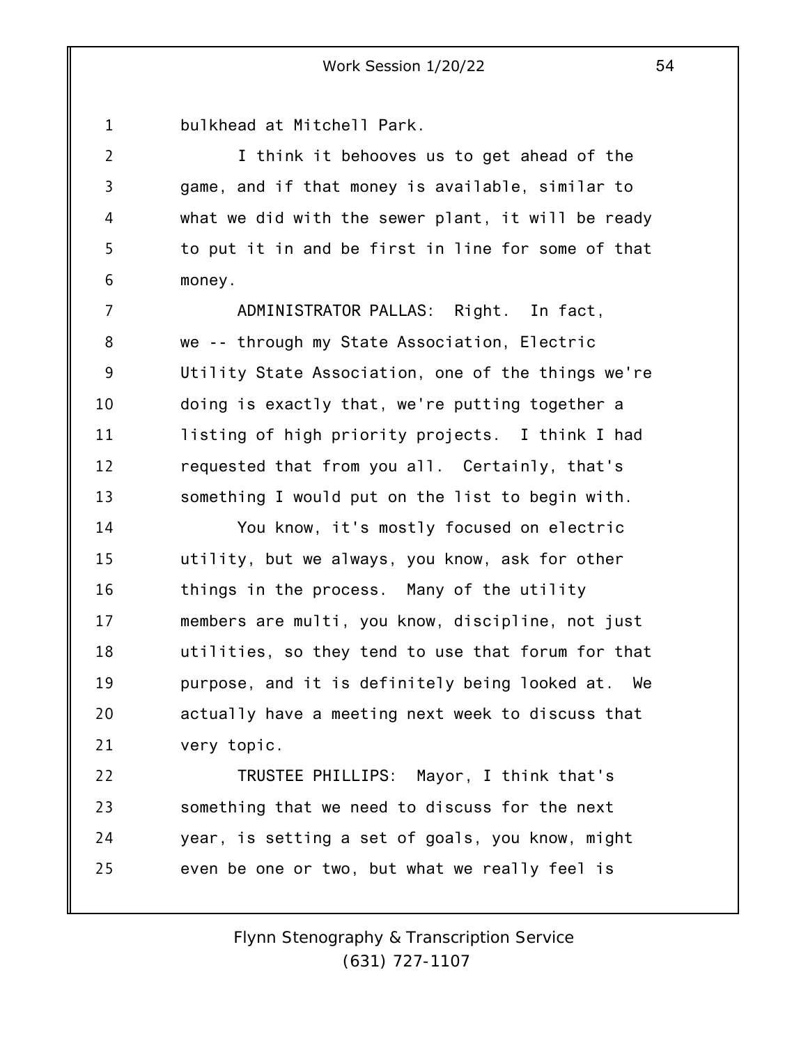bulkhead at Mitchell Park.

I think it behooves us to get ahead of the game, and if that money is available, similar to what we did with the sewer plant, it will be ready to put it in and be first in line for some of that money.

ADMINISTRATOR PALLAS: Right. In fact, we -- through my State Association, Electric Utility State Association, one of the things we're doing is exactly that, we're putting together a listing of high priority projects. I think I had requested that from you all. Certainly, that's something I would put on the list to begin with.

You know, it's mostly focused on electric utility, but we always, you know, ask for other things in the process. Many of the utility members are multi, you know, discipline, not just utilities, so they tend to use that forum for that purpose, and it is definitely being looked at. We actually have a meeting next week to discuss that very topic.

TRUSTEE PHILLIPS: Mayor, I think that's something that we need to discuss for the next year, is setting a set of goals, you know, might even be one or two, but what we really feel is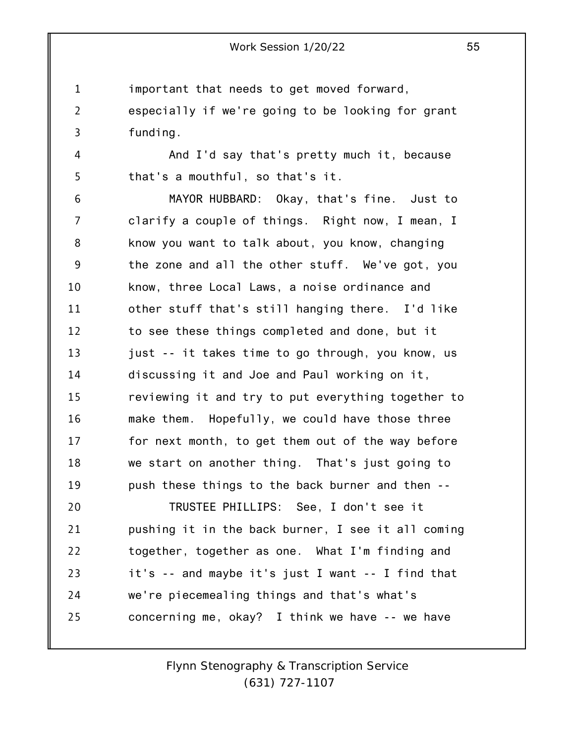important that needs to get moved forward, especially if we're going to be looking for grant funding.

And I'd say that's pretty much it, because that's a mouthful, so that's it.

MAYOR HUBBARD: Okay, that's fine. Just to clarify a couple of things. Right now, I mean, I know you want to talk about, you know, changing the zone and all the other stuff. We've got, you know, three Local Laws, a noise ordinance and other stuff that's still hanging there. I'd like to see these things completed and done, but it just -- it takes time to go through, you know, us discussing it and Joe and Paul working on it, reviewing it and try to put everything together to make them. Hopefully, we could have those three for next month, to get them out of the way before we start on another thing. That's just going to push these things to the back burner and then --

TRUSTEE PHILLIPS: See, I don't see it pushing it in the back burner, I see it all coming together, together as one. What I'm finding and it's -- and maybe it's just I want -- I find that we're piecemealing things and that's what's concerning me, okay? I think we have -- we have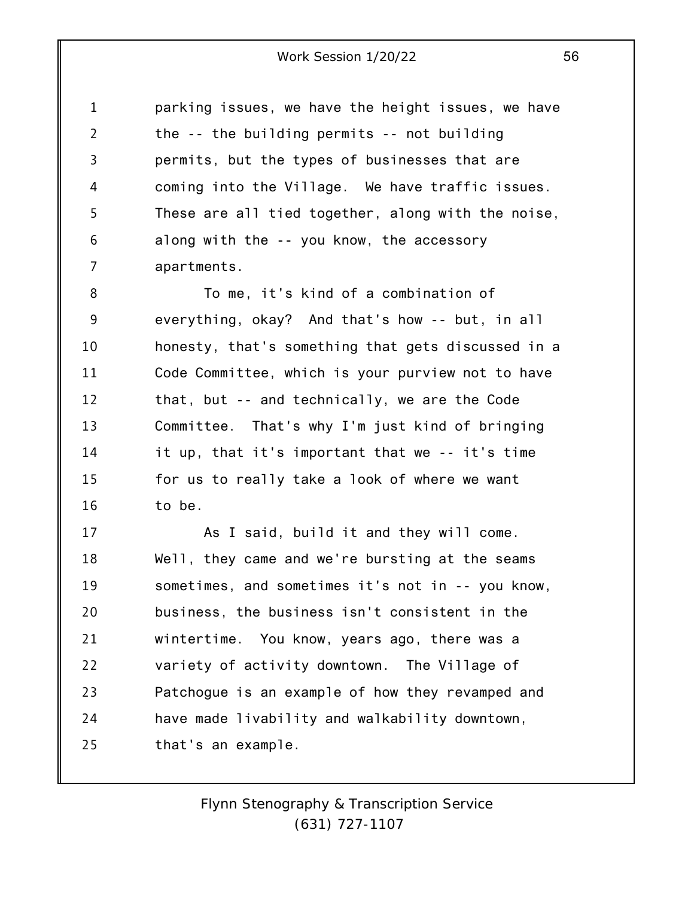parking issues, we have the height issues, we have the -- the building permits -- not building permits, but the types of businesses that are coming into the Village. We have traffic issues. These are all tied together, along with the noise, along with the -- you know, the accessory apartments.

To me, it's kind of a combination of everything, okay? And that's how -- but, in all honesty, that's something that gets discussed in a Code Committee, which is your purview not to have that, but -- and technically, we are the Code Committee. That's why I'm just kind of bringing it up, that it's important that we -- it's time for us to really take a look of where we want to be.

As I said, build it and they will come. Well, they came and we're bursting at the seams sometimes, and sometimes it's not in -- you know, business, the business isn't consistent in the wintertime. You know, years ago, there was a variety of activity downtown. The Village of Patchogue is an example of how they revamped and have made livability and walkability downtown, that's an example.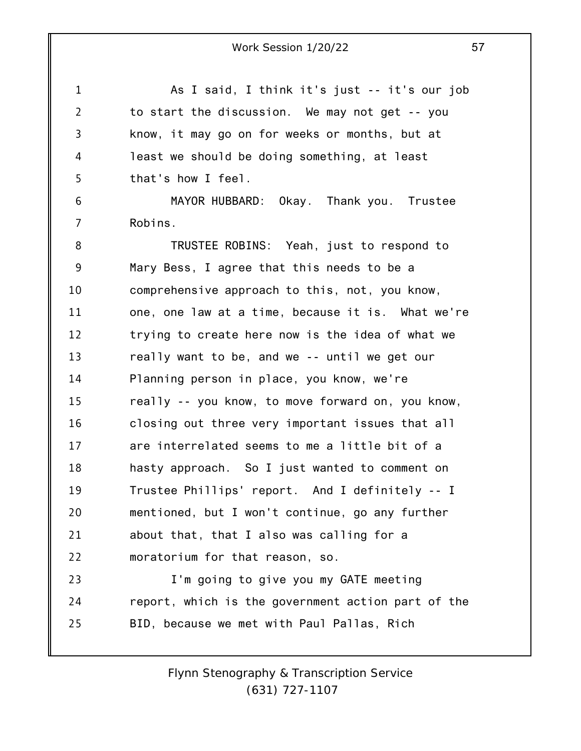As I said, I think it's just -- it's our job to start the discussion. We may not get -- you know, it may go on for weeks or months, but at least we should be doing something, at least that's how I feel.

MAYOR HUBBARD: Okay. Thank you. Trustee Robins.

TRUSTEE ROBINS: Yeah, just to respond to Mary Bess, I agree that this needs to be a comprehensive approach to this, not, you know, one, one law at a time, because it is. What we're trying to create here now is the idea of what we really want to be, and we -- until we get our Planning person in place, you know, we're really -- you know, to move forward on, you know, closing out three very important issues that all are interrelated seems to me a little bit of a hasty approach. So I just wanted to comment on Trustee Phillips' report. And I definitely -- I mentioned, but I won't continue, go any further about that, that I also was calling for a moratorium for that reason, so.

I'm going to give you my GATE meeting report, which is the government action part of the BID, because we met with Paul Pallas, Rich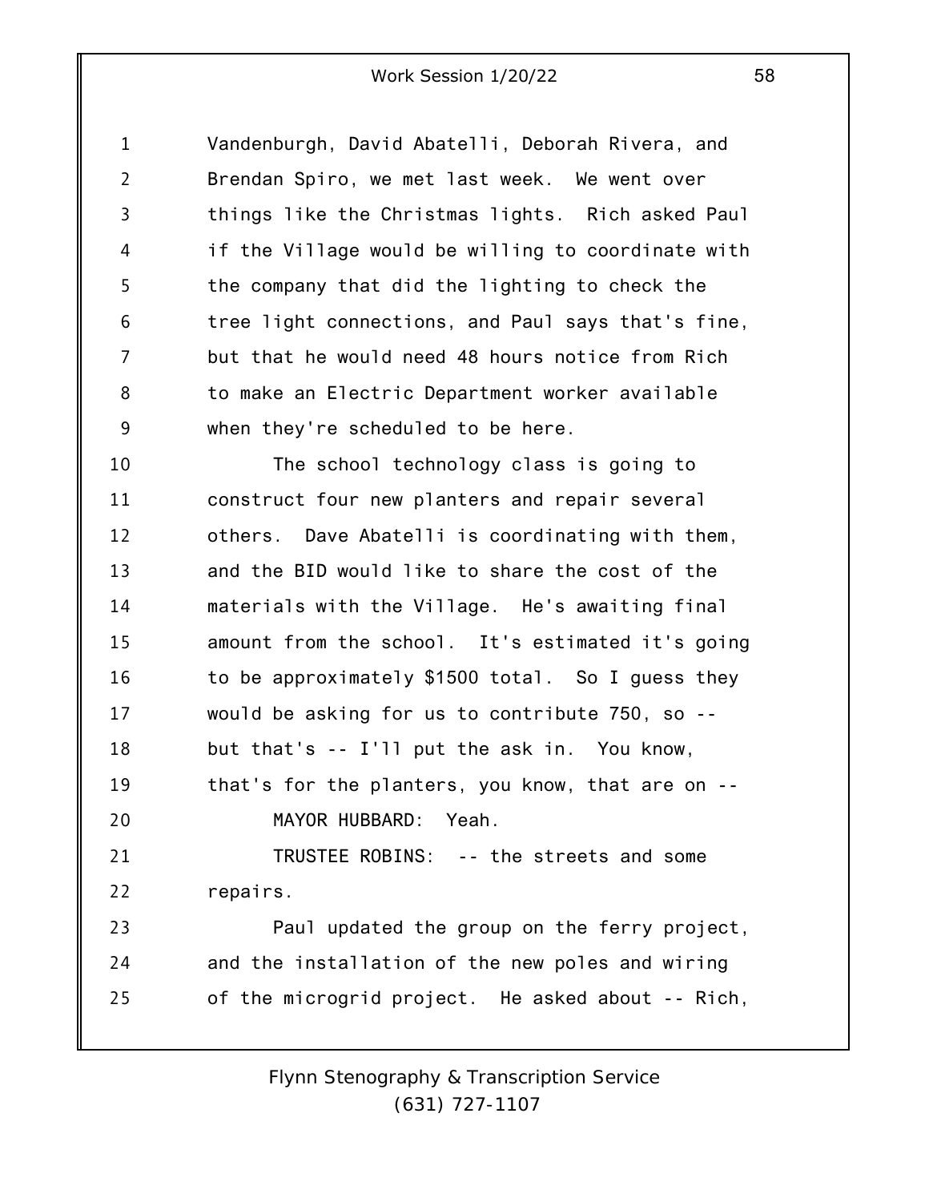Vandenburgh, David Abatelli, Deborah Rivera, and Brendan Spiro, we met last week. We went over things like the Christmas lights. Rich asked Paul if the Village would be willing to coordinate with the company that did the lighting to check the tree light connections, and Paul says that's fine, but that he would need 48 hours notice from Rich to make an Electric Department worker available when they're scheduled to be here.

The school technology class is going to construct four new planters and repair several others. Dave Abatelli is coordinating with them, and the BID would like to share the cost of the materials with the Village. He's awaiting final amount from the school. It's estimated it's going to be approximately $1500 total. So I guess they would be asking for us to contribute 750, so -- but that's -- I'll put the ask in. You know, that's for the planters, you know, that are on --

MAYOR HUBBARD: Yeah.

TRUSTEE ROBINS: -- the streets and some repairs.

Paul updated the group on the ferry project, and the installation of the new poles and wiring of the microgrid project. He asked about -- Rich,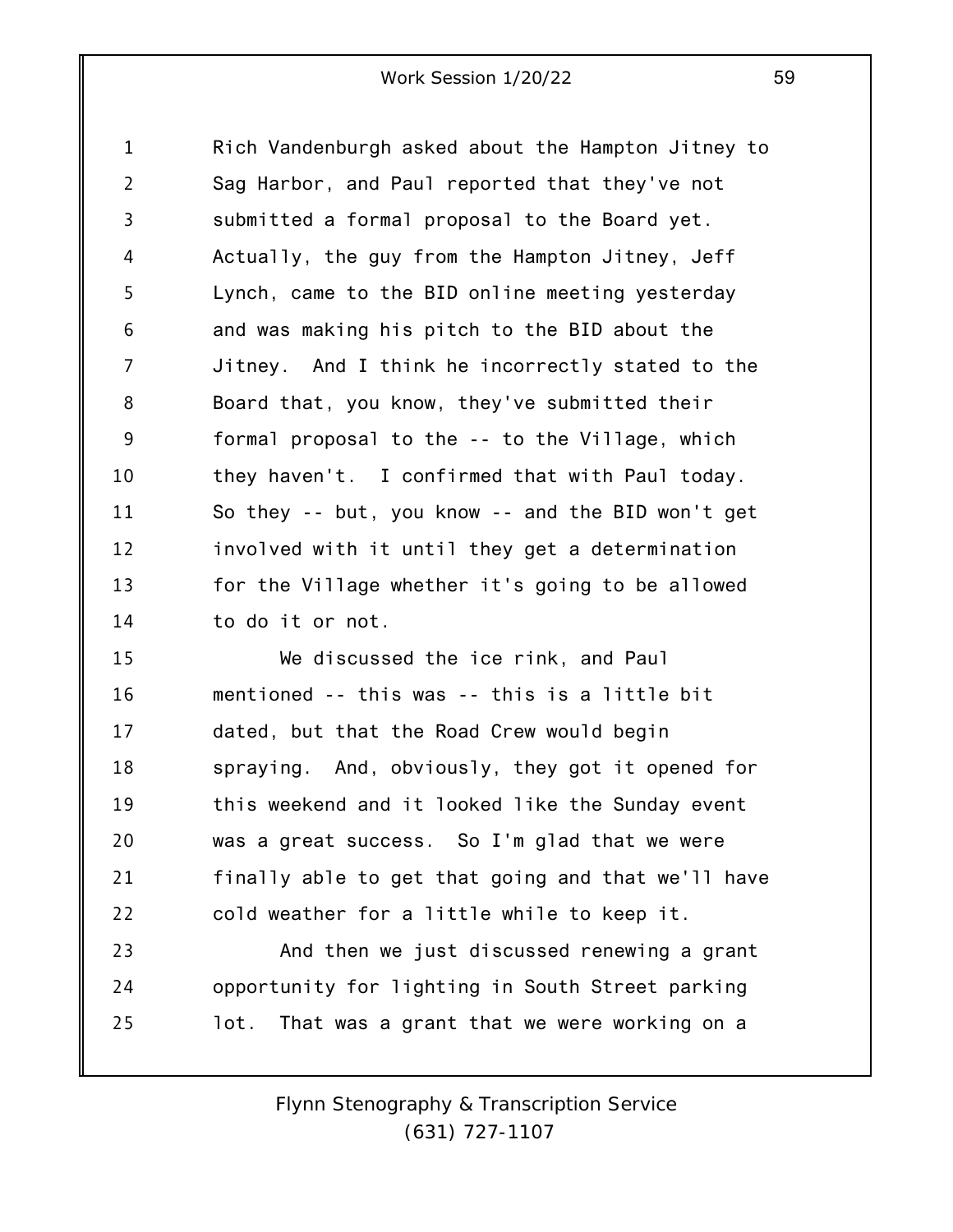Rich Vandenburgh asked about the Hampton Jitney to Sag Harbor, and Paul reported that they've not submitted a formal proposal to the Board yet. Actually, the guy from the Hampton Jitney, Jeff Lynch, came to the BID online meeting yesterday and was making his pitch to the BID about the Jitney. And I think he incorrectly stated to the Board that, you know, they've submitted their formal proposal to the -- to the Village, which they haven't. I confirmed that with Paul today. So they -- but, you know -- and the BID won't get involved with it until they get a determination for the Village whether it's going to be allowed to do it or not.

We discussed the ice rink, and Paul mentioned -- this was -- this is a little bit dated, but that the Road Crew would begin spraying. And, obviously, they got it opened for this weekend and it looked like the Sunday event was a great success. So I'm glad that we were finally able to get that going and that we'll have cold weather for a little while to keep it.

And then we just discussed renewing a grant opportunity for lighting in South Street parking lot. That was a grant that we were working on a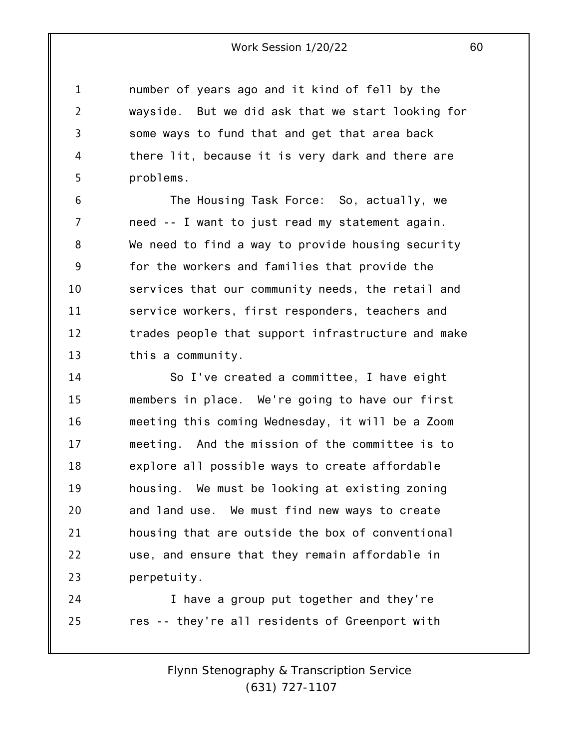number of years ago and it kind of fell by the wayside. But we did ask that we start looking for some ways to fund that and get that area back there lit, because it is very dark and there are problems.

The Housing Task Force: So, actually, we need -- I want to just read my statement again. We need to find a way to provide housing security for the workers and families that provide the services that our community needs, the retail and service workers, first responders, teachers and trades people that support infrastructure and make this a community.

So I've created a committee, I have eight members in place. We're going to have our first meeting this coming Wednesday, it will be a Zoom meeting. And the mission of the committee is to explore all possible ways to create affordable housing. We must be looking at existing zoning and land use. We must find new ways to create housing that are outside the box of conventional use, and ensure that they remain affordable in perpetuity.

I have a group put together and they're res -- they're all residents of Greenport with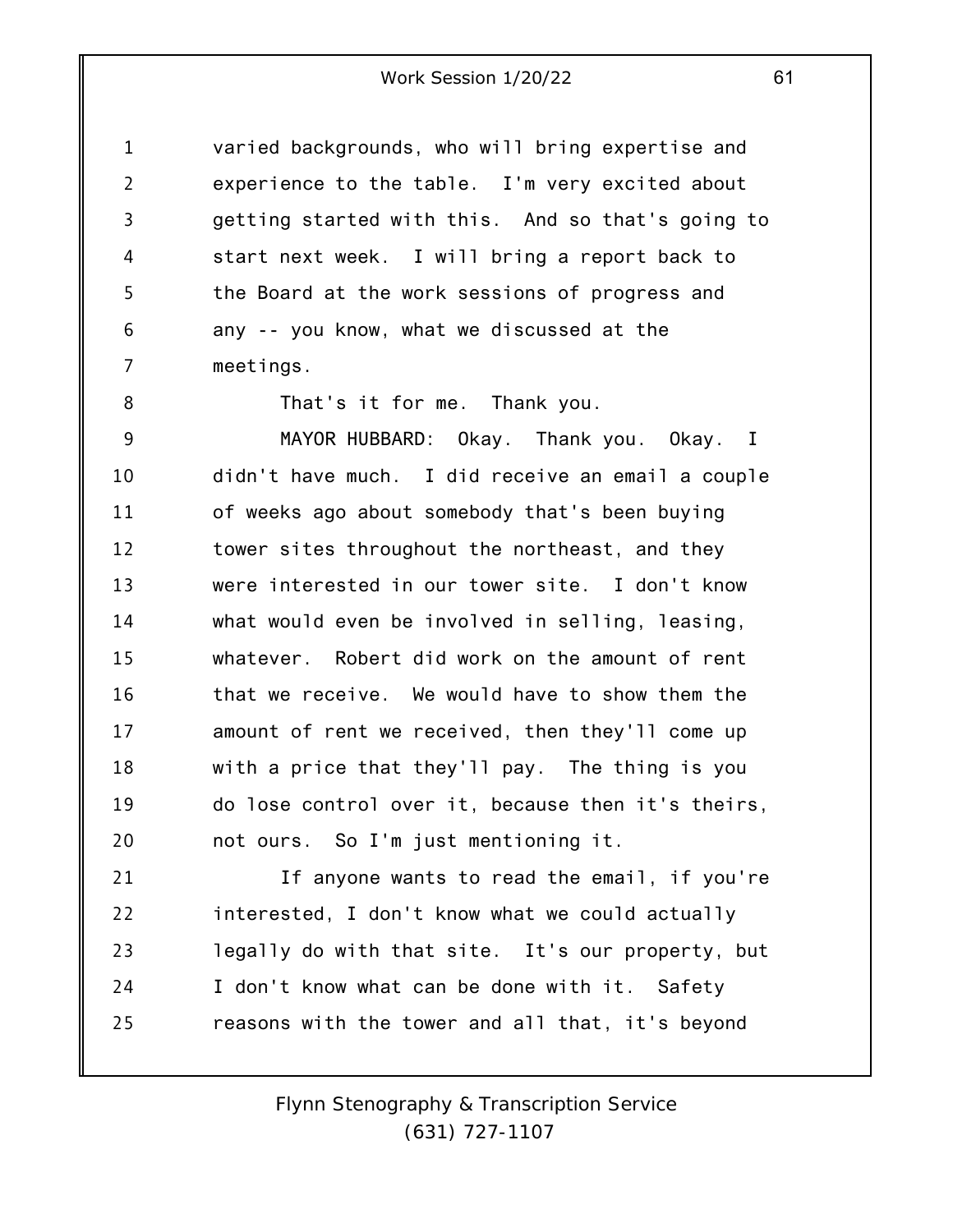varied backgrounds, who will bring expertise and experience to the table. I'm very excited about getting started with this. And so that's going to start next week. I will bring a report back to the Board at the work sessions of progress and any -- you know, what we discussed at the meetings.

That's it for me. Thank you.

MAYOR HUBBARD: Okay. Thank you. Okay. I didn't have much. I did receive an email a couple of weeks ago about somebody that's been buying tower sites throughout the northeast, and they were interested in our tower site. I don't know what would even be involved in selling, leasing, whatever. Robert did work on the amount of rent that we receive. We would have to show them the amount of rent we received, then they'll come up with a price that they'll pay. The thing is you do lose control over it, because then it's theirs, not ours. So I'm just mentioning it.

If anyone wants to read the email, if you're interested, I don't know what we could actually legally do with that site. It's our property, but I don't know what can be done with it. Safety reasons with the tower and all that, it's beyond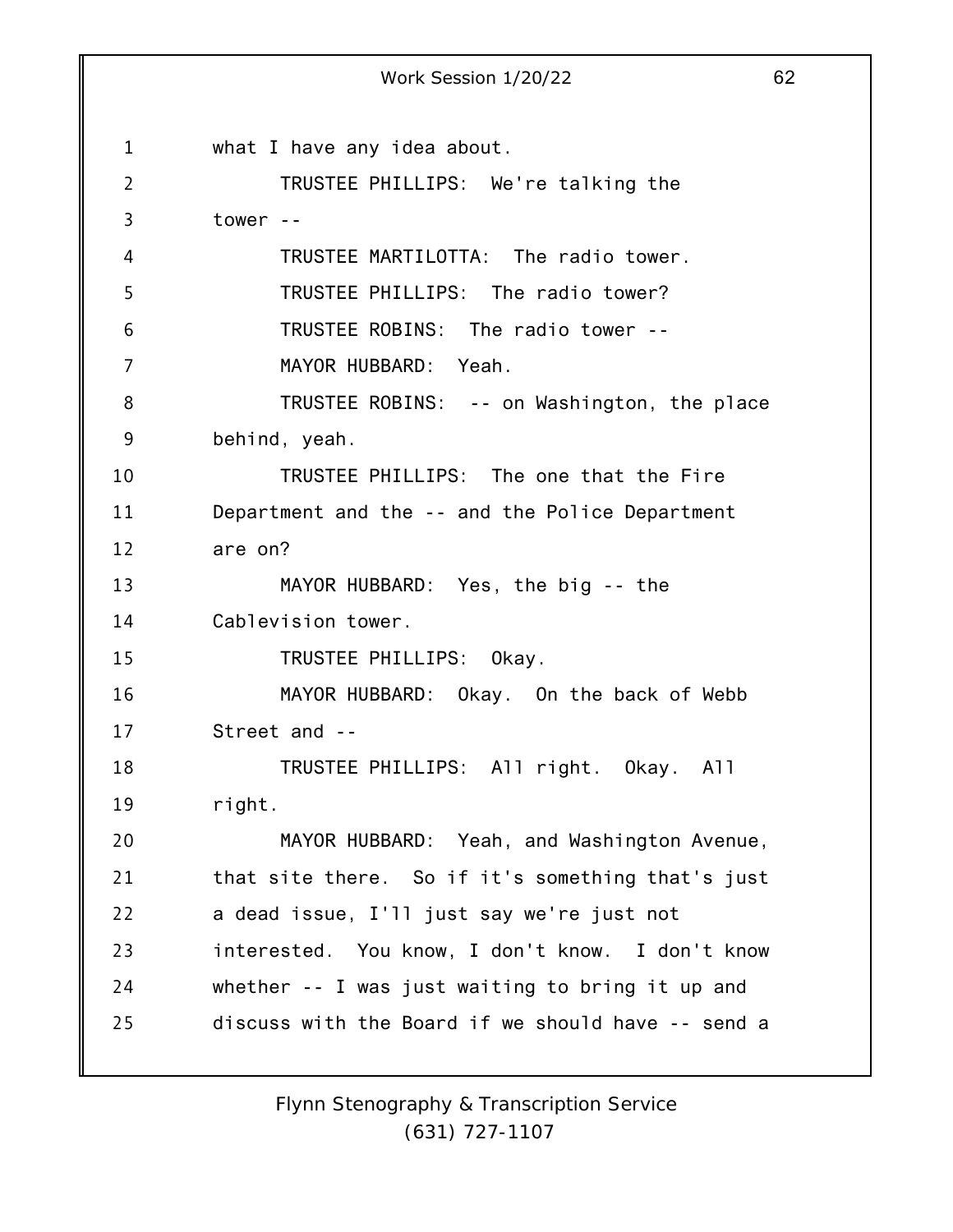what I have any idea about.

TRUSTEE PHILLIPS: We're talking the tower --

TRUSTEE MARTILOTTA: The radio tower.

TRUSTEE PHILLIPS: The radio tower?

TRUSTEE ROBINS: The radio tower --

MAYOR HUBBARD: Yeah.

TRUSTEE ROBINS: -- on Washington, the place behind, yeah.

TRUSTEE PHILLIPS: The one that the Fire Department and the -- and the Police Department are on?

MAYOR HUBBARD: Yes, the big -- the Cablevision tower.

TRUSTEE PHILLIPS: Okay.

MAYOR HUBBARD: Okay. On the back of Webb Street and --

TRUSTEE PHILLIPS: All right. Okay. All right.

MAYOR HUBBARD: Yeah, and Washington Avenue, that site there. So if it's something that's just a dead issue, I'll just say we're just not interested. You know, I don't know. I don't know whether -- I was just waiting to bring it up and discuss with the Board if we should have -- send a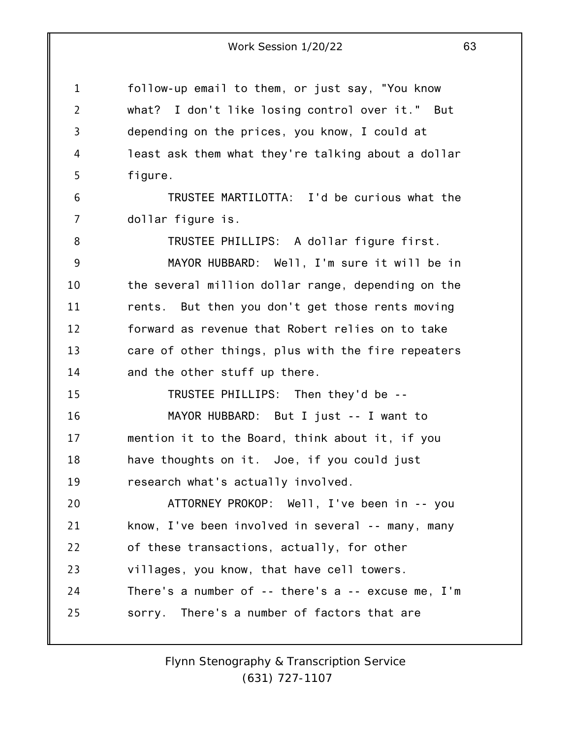follow-up email to them, or just say, "You know what? I don't like losing control over it." But depending on the prices, you know, I could at least ask them what they're talking about a dollar figure.

TRUSTEE MARTILOTTA: I'd be curious what the dollar figure is.

TRUSTEE PHILLIPS: A dollar figure first.

MAYOR HUBBARD: Well, I'm sure it will be in the several million dollar range, depending on the rents. But then you don't get those rents moving forward as revenue that Robert relies on to take care of other things, plus with the fire repeaters and the other stuff up there.

TRUSTEE PHILLIPS: Then they'd be --

MAYOR HUBBARD: But I just -- I want to mention it to the Board, think about it, if you have thoughts on it. Joe, if you could just research what's actually involved.

ATTORNEY PROKOP: Well, I've been in -- you know, I've been involved in several -- many, many of these transactions, actually, for other villages, you know, that have cell towers. There's a number of -- there's a -- excuse me, I'm sorry. There's a number of factors that are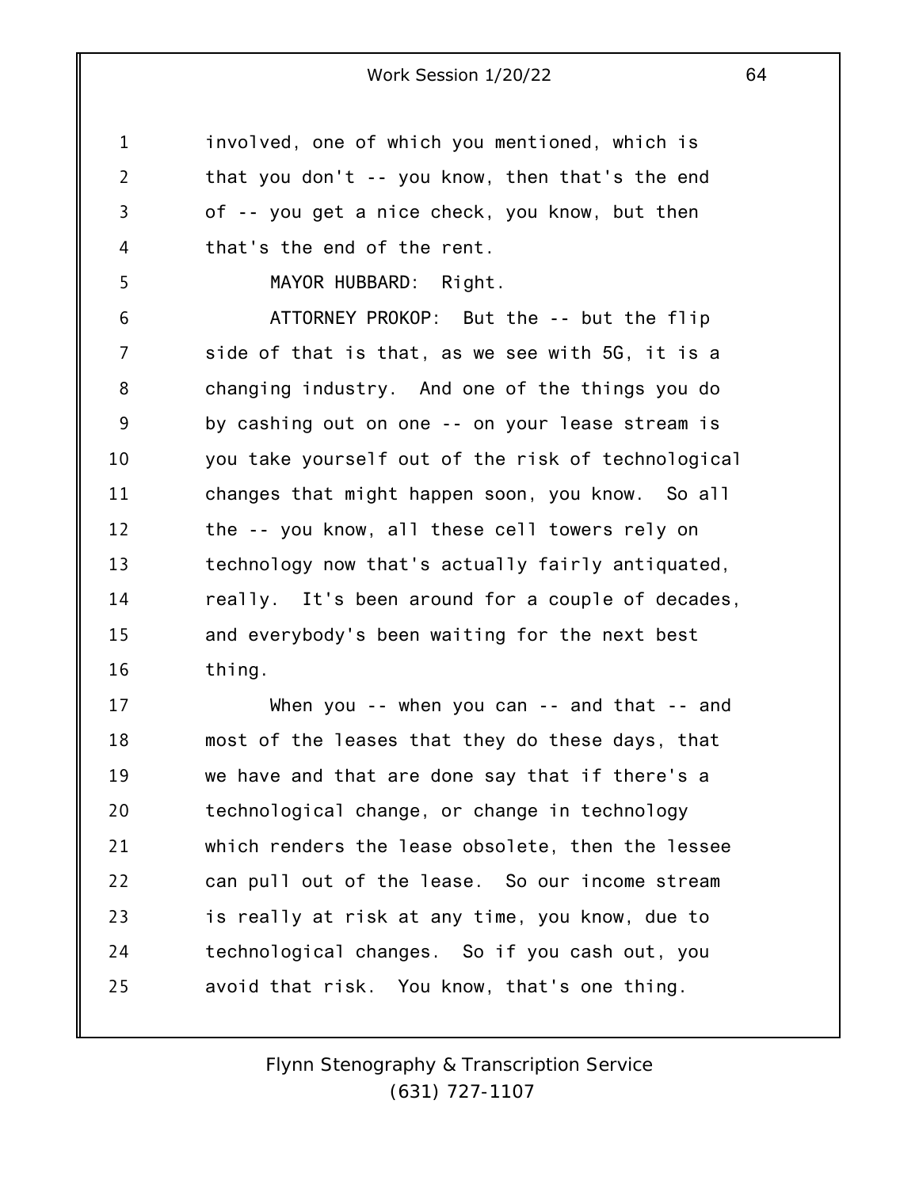involved, one of which you mentioned, which is that you don't -- you know, then that's the end of -- you get a nice check, you know, but then that's the end of the rent.

MAYOR HUBBARD: Right.

ATTORNEY PROKOP: But the -- but the flip side of that is that, as we see with 5G, it is a changing industry. And one of the things you do by cashing out on one -- on your lease stream is you take yourself out of the risk of technological changes that might happen soon, you know. So all the -- you know, all these cell towers rely on technology now that's actually fairly antiquated, really. It's been around for a couple of decades, and everybody's been waiting for the next best thing.

When you -- when you can -- and that -- and most of the leases that they do these days, that we have and that are done say that if there's a technological change, or change in technology which renders the lease obsolete, then the lessee can pull out of the lease. So our income stream is really at risk at any time, you know, due to technological changes. So if you cash out, you avoid that risk. You know, that's one thing.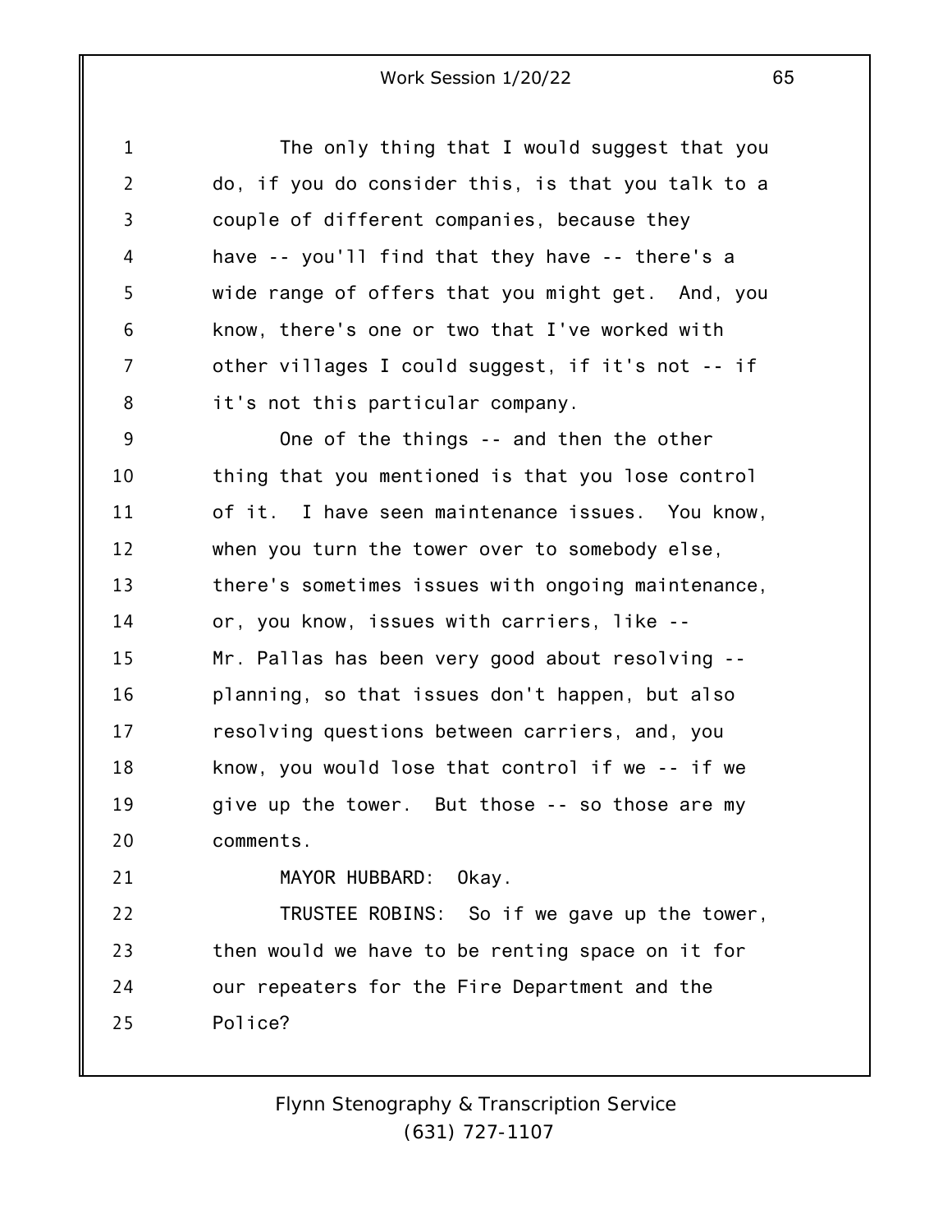The only thing that I would suggest that you do, if you do consider this, is that you talk to a couple of different companies, because they have -- you'll find that they have -- there's a wide range of offers that you might get. And, you know, there's one or two that I've worked with other villages I could suggest, if it's not -- if it's not this particular company.

One of the things -- and then the other thing that you mentioned is that you lose control of it. I have seen maintenance issues. You know, when you turn the tower over to somebody else, there's sometimes issues with ongoing maintenance, or, you know, issues with carriers, like -- Mr. Pallas has been very good about resolving -- planning, so that issues don't happen, but also resolving questions between carriers, and, you know, you would lose that control if we -- if we give up the tower. But those -- so those are my comments.

MAYOR HUBBARD: Okay.

TRUSTEE ROBINS: So if we gave up the tower, then would we have to be renting space on it for our repeaters for the Fire Department and the Police?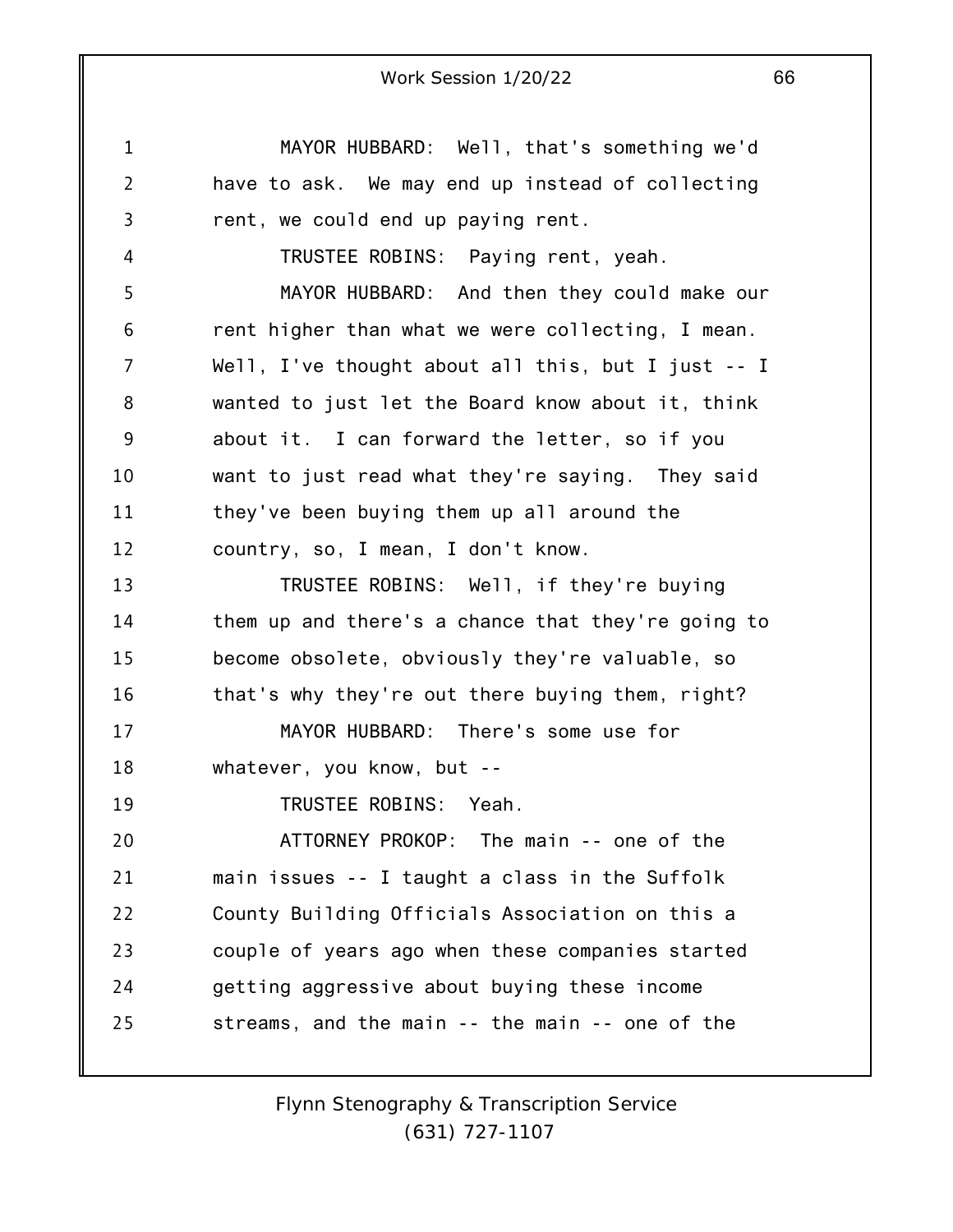MAYOR HUBBARD: Well, that's something we'd have to ask. We may end up instead of collecting rent, we could end up paying rent.

TRUSTEE ROBINS: Paying rent, yeah.

MAYOR HUBBARD: And then they could make our rent higher than what we were collecting, I mean. Well, I've thought about all this, but I just -- I wanted to just let the Board know about it, think about it. I can forward the letter, so if you want to just read what they're saying. They said they've been buying them up all around the country, so, I mean, I don't know.

TRUSTEE ROBINS: Well, if they're buying them up and there's a chance that they're going to become obsolete, obviously they're valuable, so that's why they're out there buying them, right?

MAYOR HUBBARD: There's some use for whatever, you know, but --

TRUSTEE ROBINS: Yeah.

ATTORNEY PROKOP: The main -- one of the main issues -- I taught a class in the Suffolk County Building Officials Association on this a couple of years ago when these companies started getting aggressive about buying these income streams, and the main -- the main -- one of the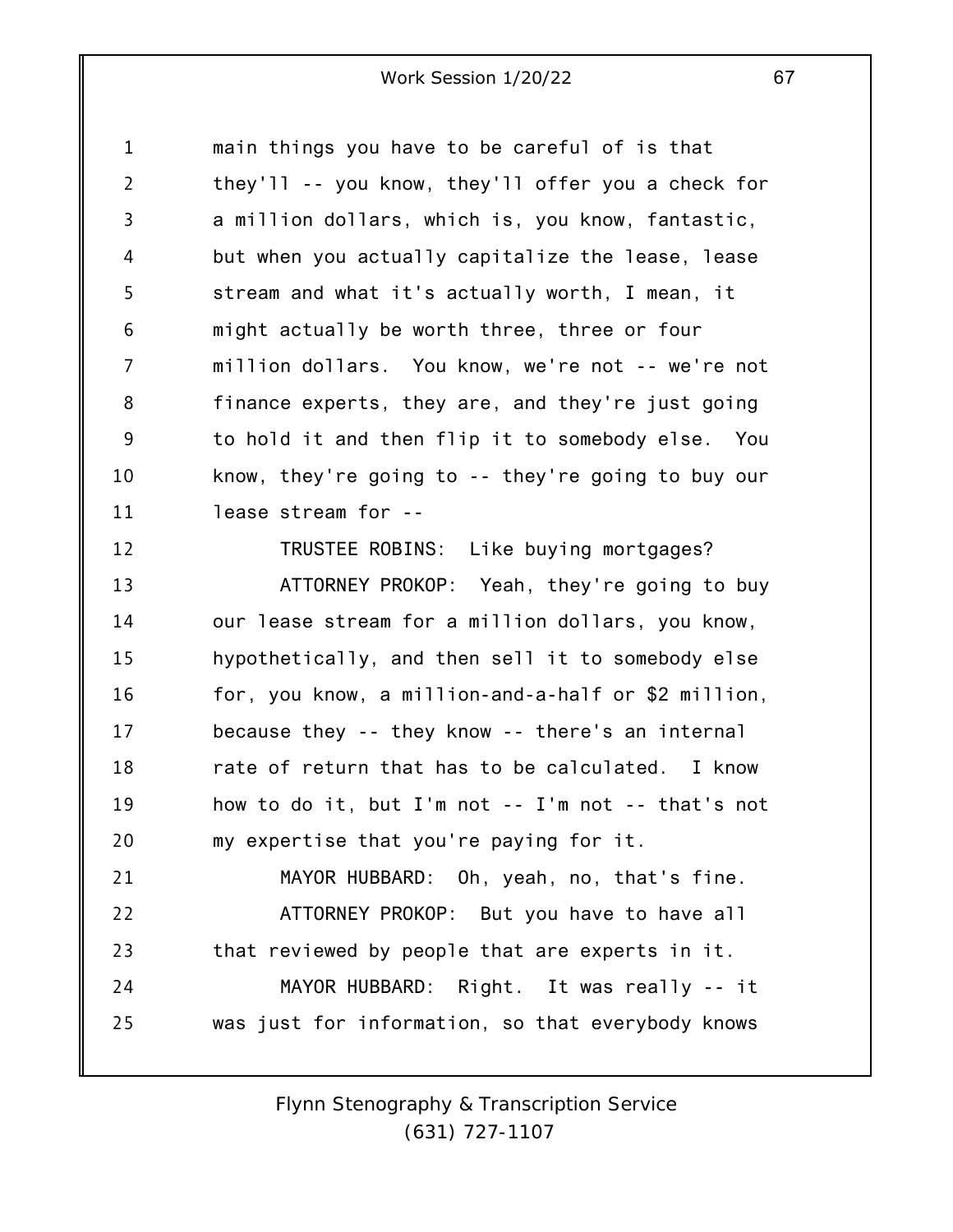main things you have to be careful of is that they'll -- you know, they'll offer you a check for a million dollars, which is, you know, fantastic, but when you actually capitalize the lease, lease stream and what it's actually worth, I mean, it might actually be worth three, three or four million dollars. You know, we're not -- we're not finance experts, they are, and they're just going to hold it and then flip it to somebody else. You know, they're going to -- they're going to buy our lease stream for --

TRUSTEE ROBINS: Like buying mortgages?

ATTORNEY PROKOP: Yeah, they're going to buy our lease stream for a million dollars, you know, hypothetically, and then sell it to somebody else for, you know, a million-and-a-half or $2 million, because they -- they know -- there's an internal rate of return that has to be calculated. I know how to do it, but I'm not -- I'm not -- that's not my expertise that you're paying for it.

MAYOR HUBBARD: Oh, yeah, no, that's fine.

ATTORNEY PROKOP: But you have to have all that reviewed by people that are experts in it.

MAYOR HUBBARD: Right. It was really -- it was just for information, so that everybody knows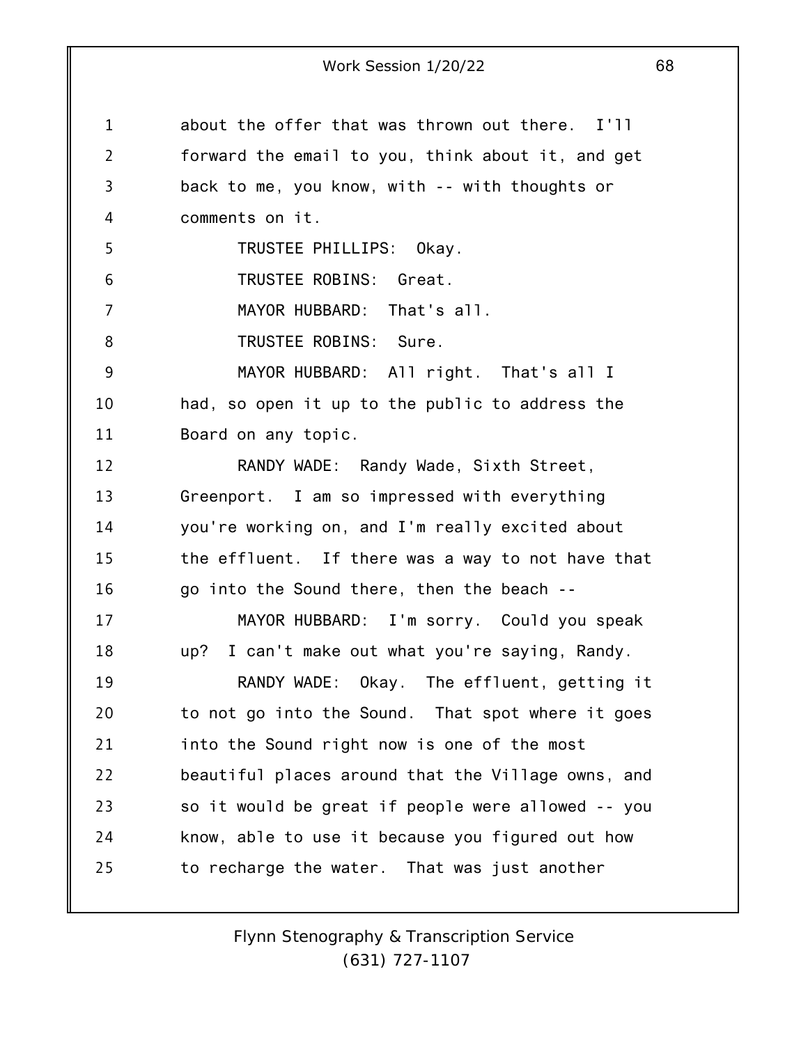about the offer that was thrown out there. I'll forward the email to you, think about it, and get back to me, you know, with -- with thoughts or comments on it.

TRUSTEE PHILLIPS: Okay.

TRUSTEE ROBINS: Great.

MAYOR HUBBARD: That's all.

TRUSTEE ROBINS: Sure.

MAYOR HUBBARD: All right. That's all I had, so open it up to the public to address the Board on any topic.

RANDY WADE: Randy Wade, Sixth Street, Greenport. I am so impressed with everything you're working on, and I'm really excited about the effluent. If there was a way to not have that go into the Sound there, then the beach --

MAYOR HUBBARD: I'm sorry. Could you speak up? I can't make out what you're saying, Randy.

RANDY WADE: Okay. The effluent, getting it to not go into the Sound. That spot where it goes into the Sound right now is one of the most beautiful places around that the Village owns, and so it would be great if people were allowed -- you know, able to use it because you figured out how to recharge the water. That was just another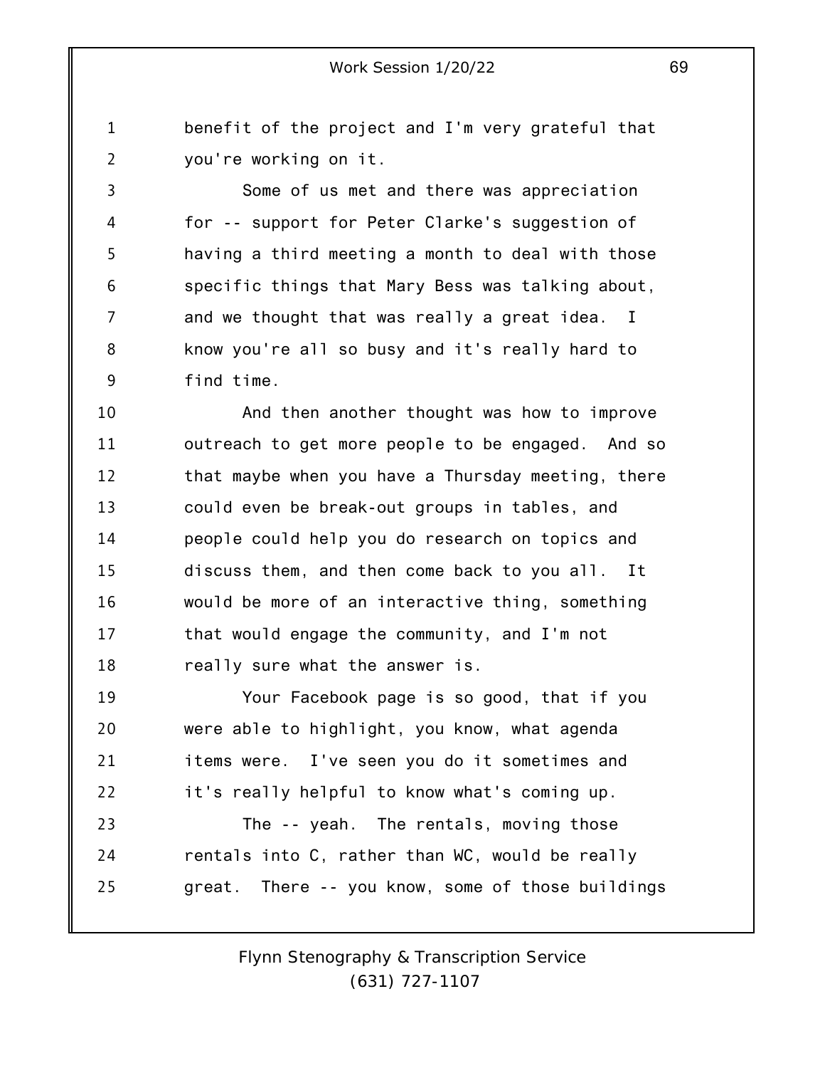benefit of the project and I'm very grateful that you're working on it.

Some of us met and there was appreciation for -- support for Peter Clarke's suggestion of having a third meeting a month to deal with those specific things that Mary Bess was talking about, and we thought that was really a great idea. I know you're all so busy and it's really hard to find time.

And then another thought was how to improve outreach to get more people to be engaged. And so that maybe when you have a Thursday meeting, there could even be break-out groups in tables, and people could help you do research on topics and discuss them, and then come back to you all. It would be more of an interactive thing, something that would engage the community, and I'm not really sure what the answer is.

Your Facebook page is so good, that if you were able to highlight, you know, what agenda items were. I've seen you do it sometimes and it's really helpful to know what's coming up.

The -- yeah. The rentals, moving those rentals into C, rather than WC, would be really great. There -- you know, some of those buildings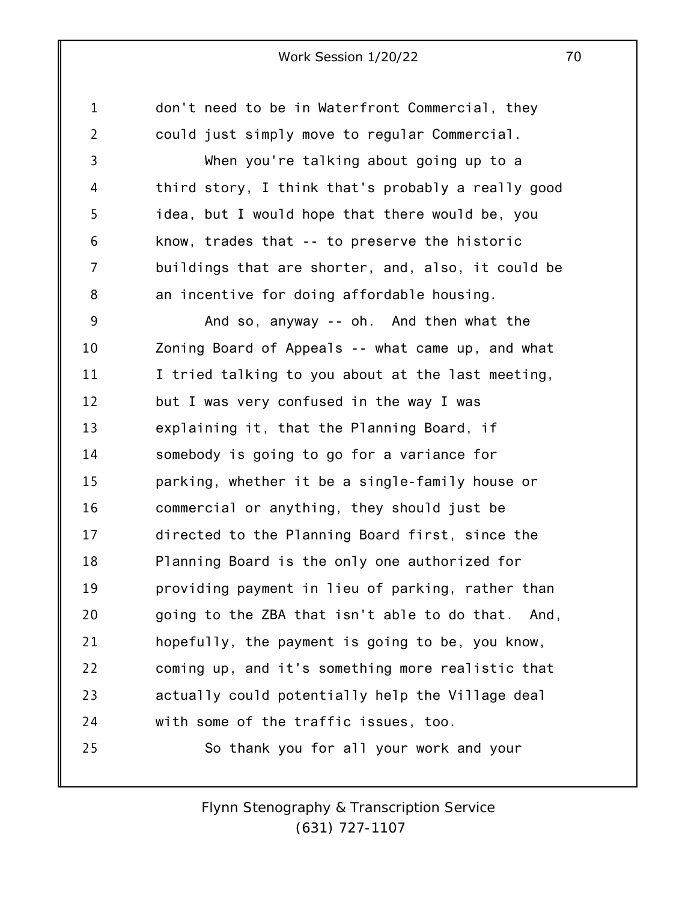don't need to be in Waterfront Commercial, they could just simply move to regular Commercial.

When you're talking about going up to a third story, I think that's probably a really good idea, but I would hope that there would be, you know, trades that -- to preserve the historic buildings that are shorter, and, also, it could be an incentive for doing affordable housing.

And so, anyway -- oh. And then what the Zoning Board of Appeals -- what came up, and what I tried talking to you about at the last meeting, but I was very confused in the way I was explaining it, that the Planning Board, if somebody is going to go for a variance for parking, whether it be a single-family house or commercial or anything, they should just be directed to the Planning Board first, since the Planning Board is the only one authorized for providing payment in lieu of parking, rather than going to the ZBA that isn't able to do that. And, hopefully, the payment is going to be, you know, coming up, and it's something more realistic that actually could potentially help the Village deal with some of the traffic issues, too.

So thank you for all your work and your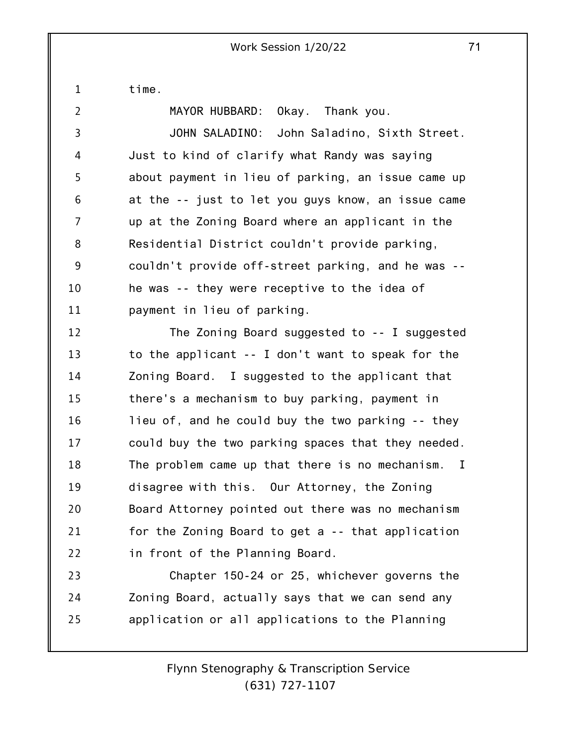time.

MAYOR HUBBARD: Okay. Thank you.

JOHN SALADINO: John Saladino, Sixth Street. Just to kind of clarify what Randy was saying about payment in lieu of parking, an issue came up at the -- just to let you guys know, an issue came up at the Zoning Board where an applicant in the Residential District couldn't provide parking, couldn't provide off-street parking, and he was -- he was -- they were receptive to the idea of payment in lieu of parking.

The Zoning Board suggested to -- I suggested to the applicant -- I don't want to speak for the Zoning Board. I suggested to the applicant that there's a mechanism to buy parking, payment in lieu of, and he could buy the two parking -- they could buy the two parking spaces that they needed. The problem came up that there is no mechanism. I disagree with this. Our Attorney, the Zoning Board Attorney pointed out there was no mechanism for the Zoning Board to get a -- that application in front of the Planning Board.

Chapter 150-24 or 25, whichever governs the Zoning Board, actually says that we can send any application or all applications to the Planning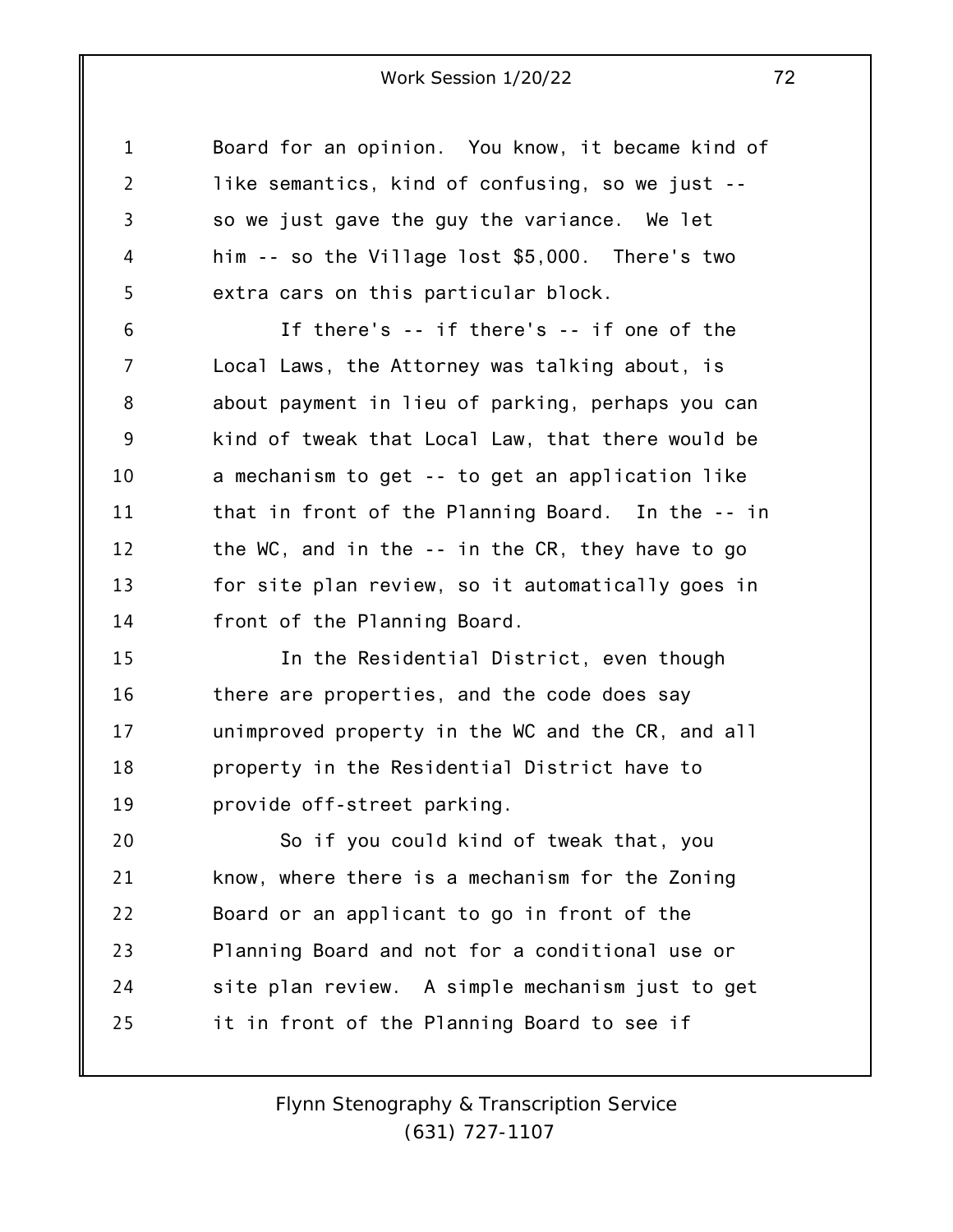Board for an opinion. You know, it became kind of like semantics, kind of confusing, so we just -- so we just gave the guy the variance. We let him -- so the Village lost $5,000. There's two extra cars on this particular block.

If there's -- if there's -- if one of the Local Laws, the Attorney was talking about, is about payment in lieu of parking, perhaps you can kind of tweak that Local Law, that there would be a mechanism to get -- to get an application like that in front of the Planning Board. In the -- in the WC, and in the -- in the CR, they have to go for site plan review, so it automatically goes in front of the Planning Board.

In the Residential District, even though there are properties, and the code does say unimproved property in the WC and the CR, and all property in the Residential District have to provide off-street parking.

So if you could kind of tweak that, you know, where there is a mechanism for the Zoning Board or an applicant to go in front of the Planning Board and not for a conditional use or site plan review. A simple mechanism just to get it in front of the Planning Board to see if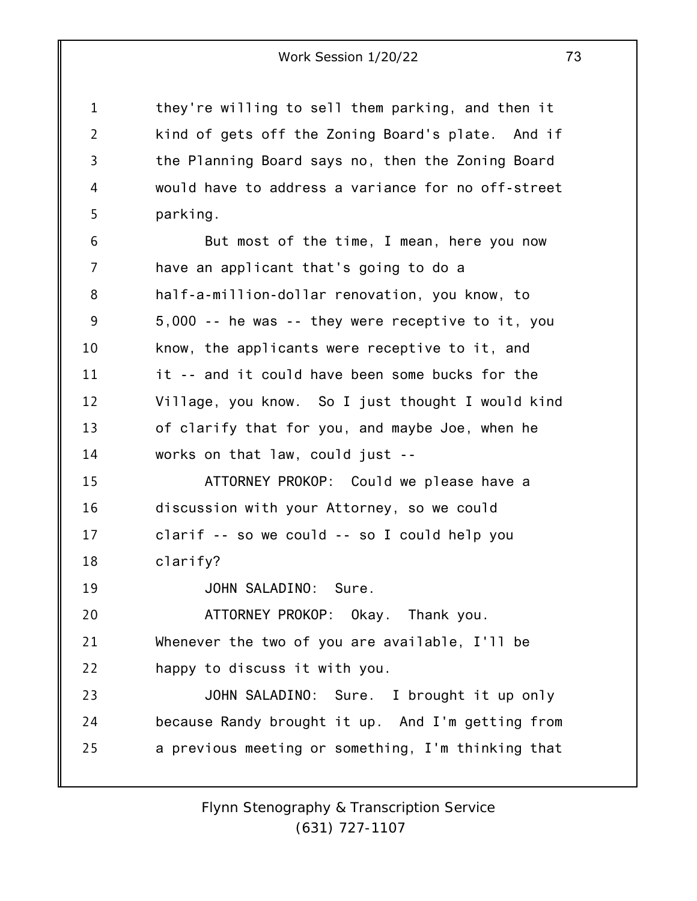they're willing to sell them parking, and then it kind of gets off the Zoning Board's plate. And if the Planning Board says no, then the Zoning Board would have to address a variance for no off-street parking.

But most of the time, I mean, here you now have an applicant that's going to do a half-a-million-dollar renovation, you know, to 5,000 -- he was -- they were receptive to it, you know, the applicants were receptive to it, and it -- and it could have been some bucks for the Village, you know. So I just thought I would kind of clarify that for you, and maybe Joe, when he works on that law, could just --

ATTORNEY PROKOP: Could we please have a discussion with your Attorney, so we could clarif -- so we could -- so I could help you clarify?

JOHN SALADINO: Sure.

ATTORNEY PROKOP: Okay. Thank you. Whenever the two of you are available, I'll be happy to discuss it with you.

JOHN SALADINO: Sure. I brought it up only because Randy brought it up. And I'm getting from a previous meeting or something, I'm thinking that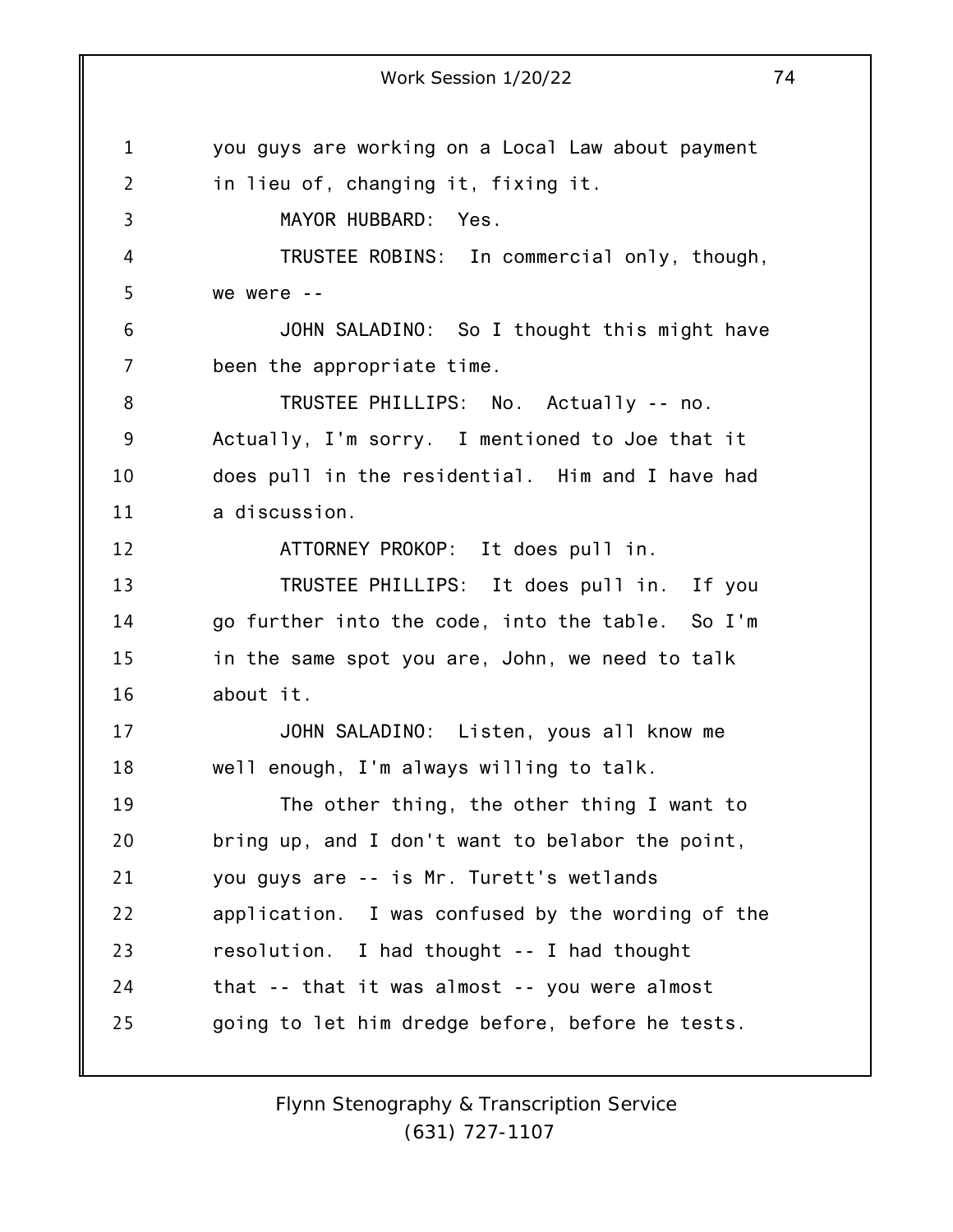you guys are working on a Local Law about payment in lieu of, changing it, fixing it.

MAYOR HUBBARD: Yes.

TRUSTEE ROBINS: In commercial only, though, we were --

JOHN SALADINO: So I thought this might have been the appropriate time.

TRUSTEE PHILLIPS: No. Actually -- no. Actually, I'm sorry. I mentioned to Joe that it does pull in the residential. Him and I have had a discussion.

ATTORNEY PROKOP: It does pull in.

TRUSTEE PHILLIPS: It does pull in. If you go further into the code, into the table. So I'm in the same spot you are, John, we need to talk about it.

JOHN SALADINO: Listen, yous all know me well enough, I'm always willing to talk.

The other thing, the other thing I want to bring up, and I don't want to belabor the point, you guys are -- is Mr. Turett's wetlands application. I was confused by the wording of the resolution. I had thought -- I had thought that -- that it was almost -- you were almost going to let him dredge before, before he tests.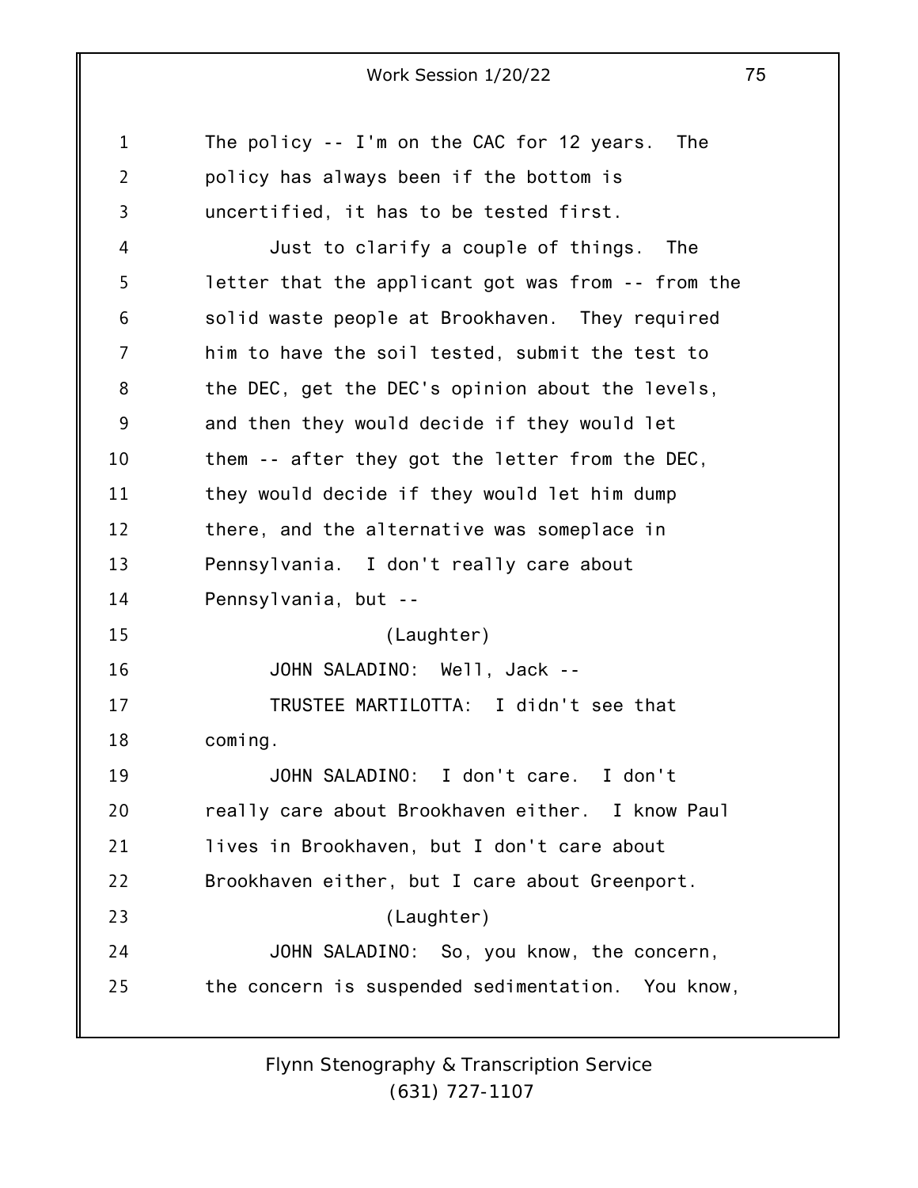The policy -- I'm on the CAC for 12 years. The policy has always been if the bottom is uncertified, it has to be tested first.

Just to clarify a couple of things. The letter that the applicant got was from -- from the solid waste people at Brookhaven. They required him to have the soil tested, submit the test to the DEC, get the DEC's opinion about the levels, and then they would decide if they would let them -- after they got the letter from the DEC, they would decide if they would let him dump there, and the alternative was someplace in Pennsylvania. I don't really care about Pennsylvania, but --

(Laughter)

JOHN SALADINO: Well, Jack --

TRUSTEE MARTILOTTA: I didn't see that coming.

JOHN SALADINO: I don't care. I don't really care about Brookhaven either. I know Paul lives in Brookhaven, but I don't care about Brookhaven either, but I care about Greenport.

(Laughter)

JOHN SALADINO: So, you know, the concern, the concern is suspended sedimentation. You know,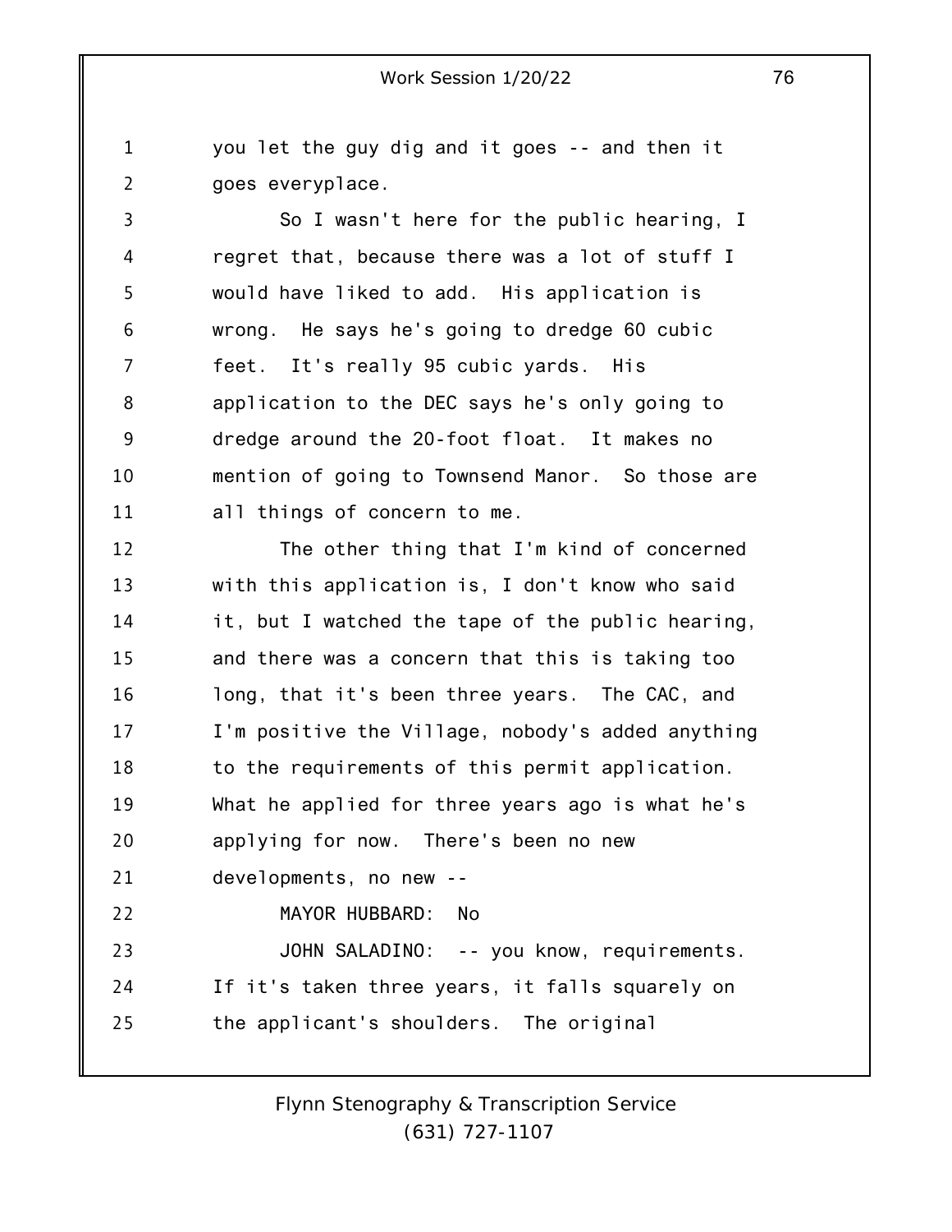you let the guy dig and it goes -- and then it goes everyplace.

So I wasn't here for the public hearing, I regret that, because there was a lot of stuff I would have liked to add. His application is wrong. He says he's going to dredge 60 cubic feet. It's really 95 cubic yards. His application to the DEC says he's only going to dredge around the 20-foot float. It makes no mention of going to Townsend Manor. So those are all things of concern to me.

The other thing that I'm kind of concerned with this application is, I don't know who said it, but I watched the tape of the public hearing, and there was a concern that this is taking too long, that it's been three years. The CAC, and I'm positive the Village, nobody's added anything to the requirements of this permit application. What he applied for three years ago is what he's applying for now. There's been no new developments, no new --

MAYOR HUBBARD: No

JOHN SALADINO: -- you know, requirements. If it's taken three years, it falls squarely on the applicant's shoulders. The original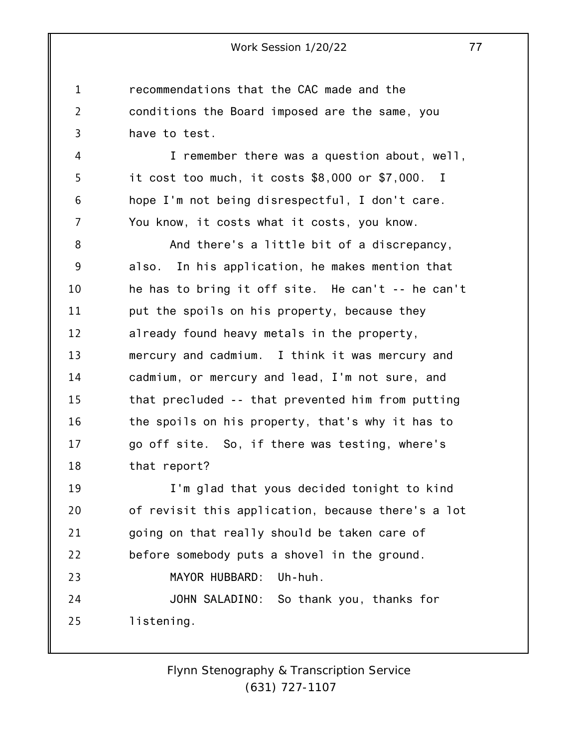recommendations that the CAC made and the conditions the Board imposed are the same, you have to test.

I remember there was a question about, well, it cost too much, it costs $8,000 or $7,000. I hope I'm not being disrespectful, I don't care. You know, it costs what it costs, you know.

And there's a little bit of a discrepancy, also. In his application, he makes mention that he has to bring it off site. He can't -- he can't put the spoils on his property, because they already found heavy metals in the property, mercury and cadmium. I think it was mercury and cadmium, or mercury and lead, I'm not sure, and that precluded -- that prevented him from putting the spoils on his property, that's why it has to go off site. So, if there was testing, where's that report?

I'm glad that yous decided tonight to kind of revisit this application, because there's a lot going on that really should be taken care of before somebody puts a shovel in the ground.

MAYOR HUBBARD: Uh-huh.

JOHN SALADINO: So thank you, thanks for listening.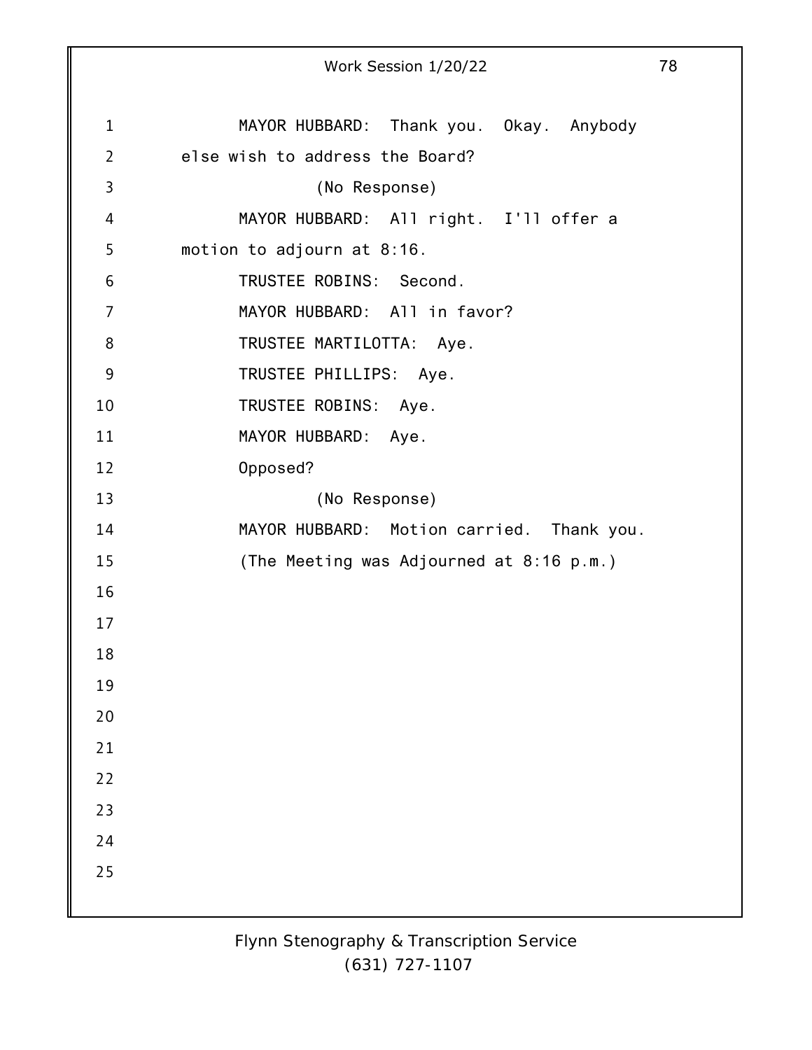MAYOR HUBBARD: Thank you. Okay. Anybody else wish to address the Board?

(No Response)

MAYOR HUBBARD: All right. I'll offer a motion to adjourn at 8:16.

TRUSTEE ROBINS: Second.

MAYOR HUBBARD: All in favor?

TRUSTEE MARTILOTTA: Aye.

TRUSTEE PHILLIPS: Aye.

TRUSTEE ROBINS: Aye.

MAYOR HUBBARD: Aye.

Opposed?

(No Response)

MAYOR HUBBARD: Motion carried. Thank you.

(The Meeting was Adjourned at 8:16 p.m.)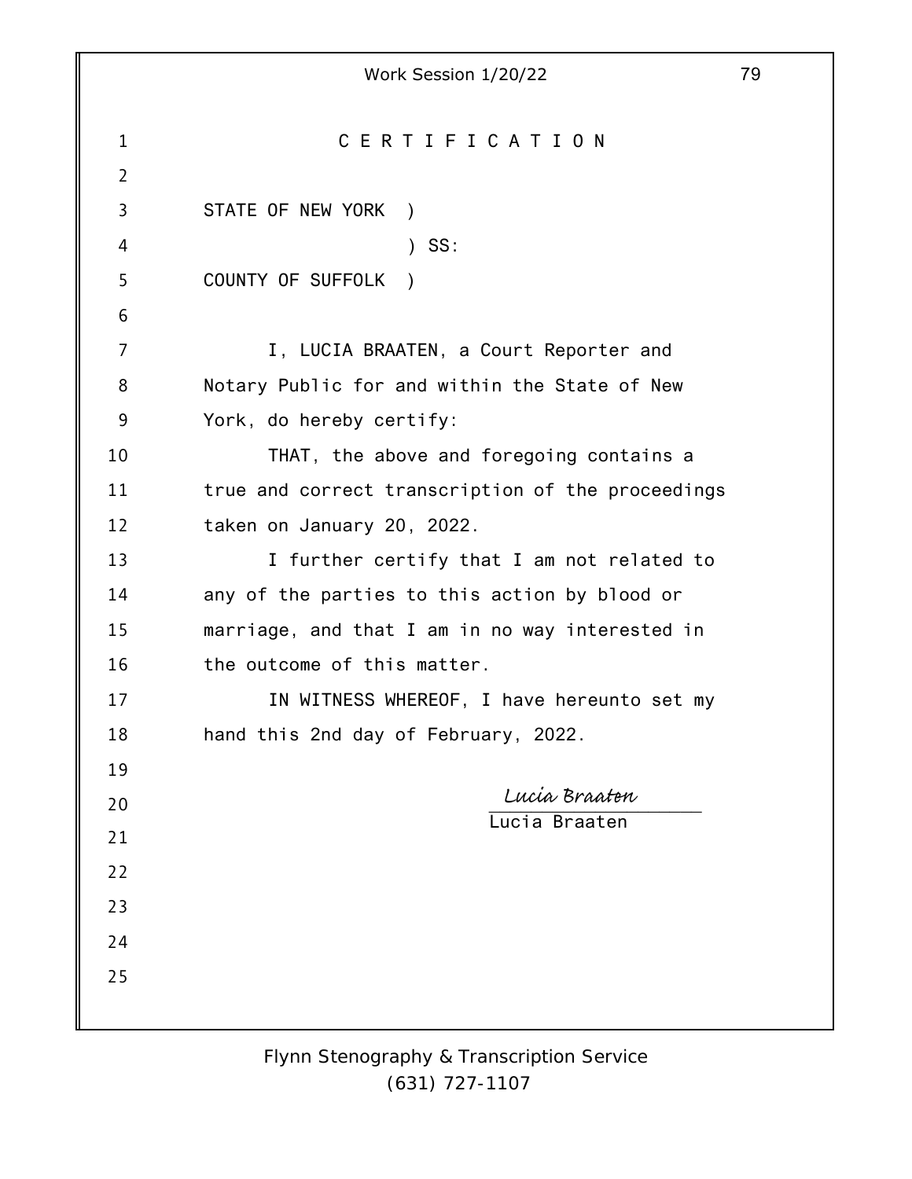# C E R T I F I C A T I O N

STATE OF NEW YORK )
                  ) SS:
COUNTY OF SUFFOLK )

I, LUCIA BRAATEN, a Court Reporter and Notary Public for and within the State of New York, do hereby certify:

THAT, the above and foregoing contains a true and correct transcription of the proceedings taken on January 20, 2022.

I further certify that I am not related to any of the parties to this action by blood or marriage, and that I am in no way interested in the outcome of this matter.

IN WITNESS WHEREOF, I have hereunto set my hand this 2nd day of February, 2022.

*Lucia Braaten*

Lucia Braaten

Flynn Stenography & Transcription Service
(631) 727-1107